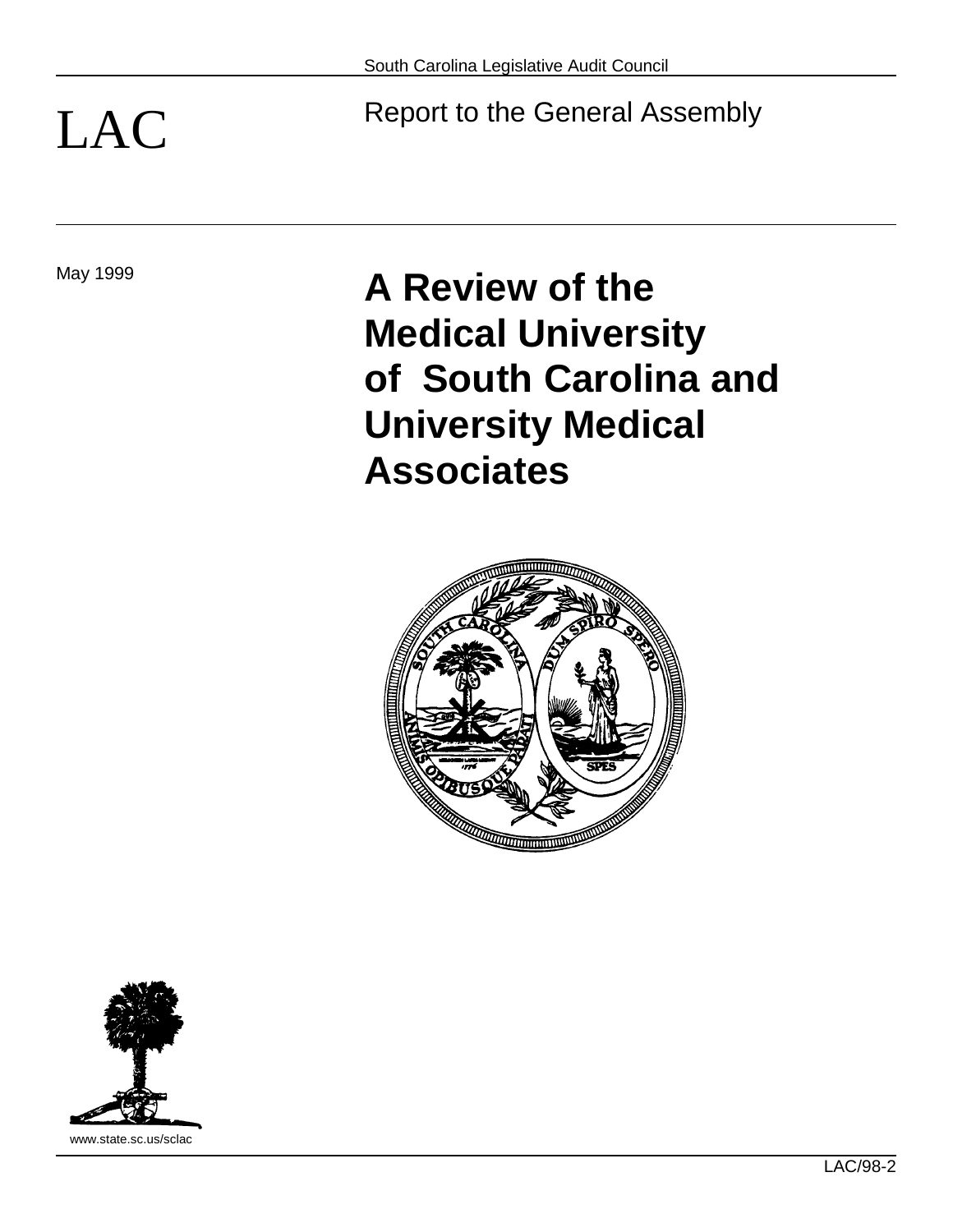South Carolina Legislative Audit Council

LAC

Report to the General Assembly

May 1999

# A Review of the Medical University of South Carolina and University Medical Associates

www.state.sc.us/sclac

LAC/98-2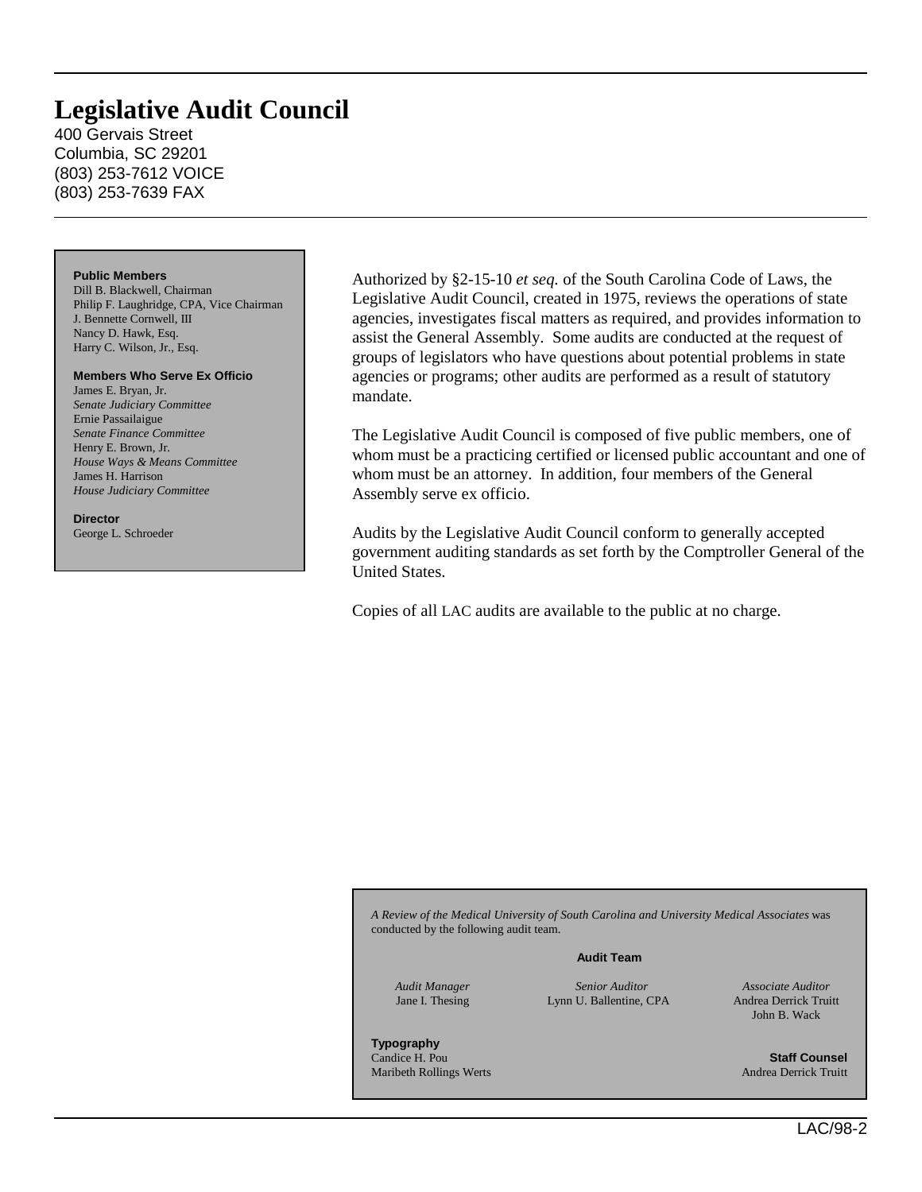# Legislative Audit Council

400 Gervais Street
Columbia, SC 29201
(803) 253-7612 VOICE
(803) 253-7639 FAX

**Public Members**
Dill B. Blackwell, Chairman
Philip F. Laughridge, CPA, Vice Chairman
J. Bennette Cornwell, III
Nancy D. Hawk, Esq.
Harry C. Wilson, Jr., Esq.

**Members Who Serve Ex Officio**
James E. Bryan, Jr.
*Senate Judiciary Committee*
Ernie Passailaigue
*Senate Finance Committee*
Henry E. Brown, Jr.
*House Ways & Means Committee*
James H. Harrison
*House Judiciary Committee*

**Director**
George L. Schroeder

Authorized by §2-15-10 *et seq.* of the South Carolina Code of Laws, the Legislative Audit Council, created in 1975, reviews the operations of state agencies, investigates fiscal matters as required, and provides information to assist the General Assembly. Some audits are conducted at the request of groups of legislators who have questions about potential problems in state agencies or programs; other audits are performed as a result of statutory mandate.

The Legislative Audit Council is composed of five public members, one of whom must be a practicing certified or licensed public accountant and one of whom must be an attorney. In addition, four members of the General Assembly serve ex officio.

Audits by the Legislative Audit Council conform to generally accepted government auditing standards as set forth by the Comptroller General of the United States.

Copies of all LAC audits are available to the public at no charge.

*A Review of the Medical University of South Carolina and University Medical Associates* was conducted by the following audit team.

**Audit Team**

| *Audit Manager* | *Senior Auditor* | *Associate Auditor* |
|---|---|---|
| Jane I. Thesing | Lynn U. Ballentine, CPA | Andrea Derrick Truitt |
| | | John B. Wack |

**Typography**
Candice H. Pou
Maribeth Rollings Werts

**Staff Counsel**
Andrea Derrick Truitt

LAC/98-2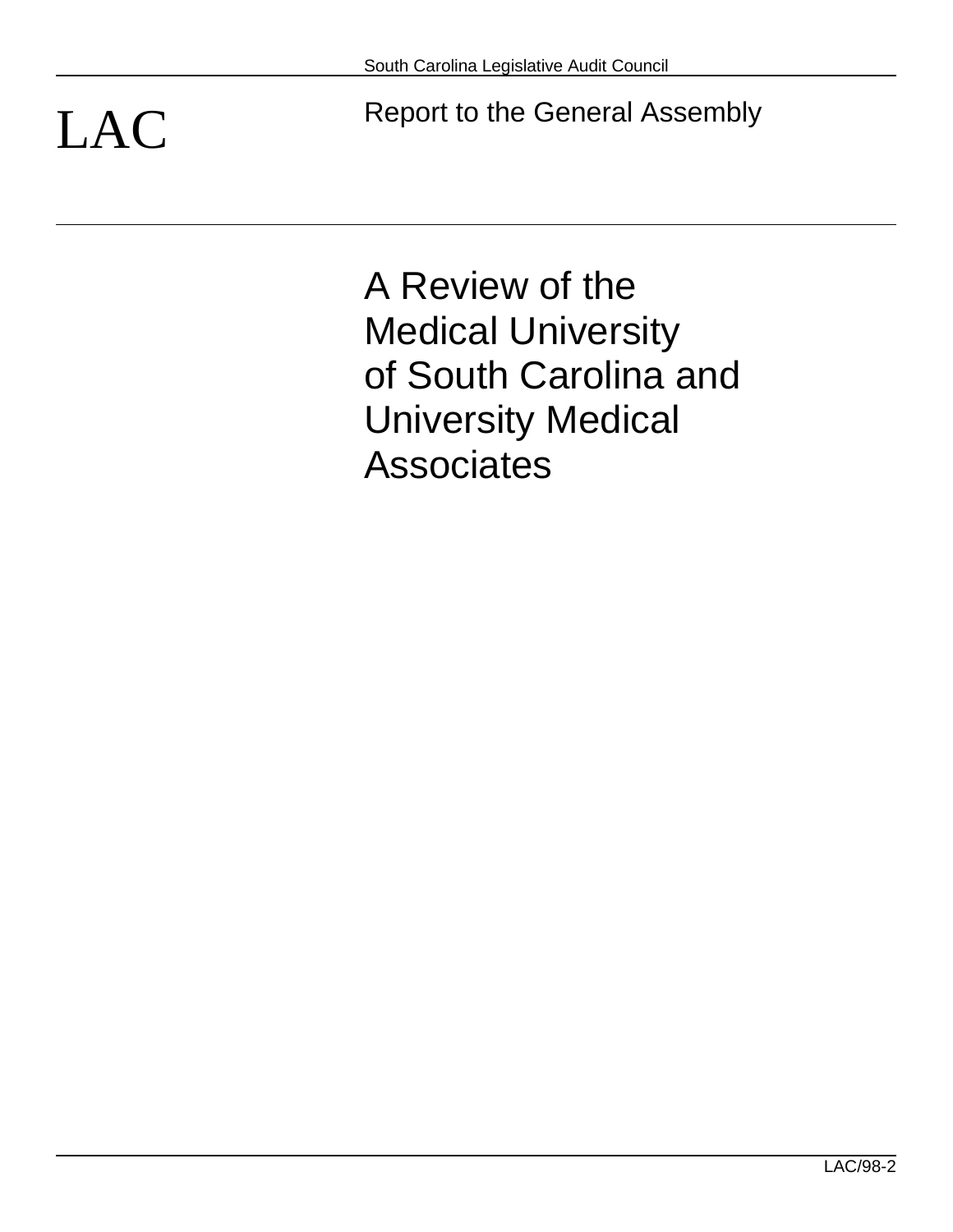South Carolina Legislative Audit Council

LAC

Report to the General Assembly

# A Review of the Medical University of South Carolina and University Medical Associates

LAC/98-2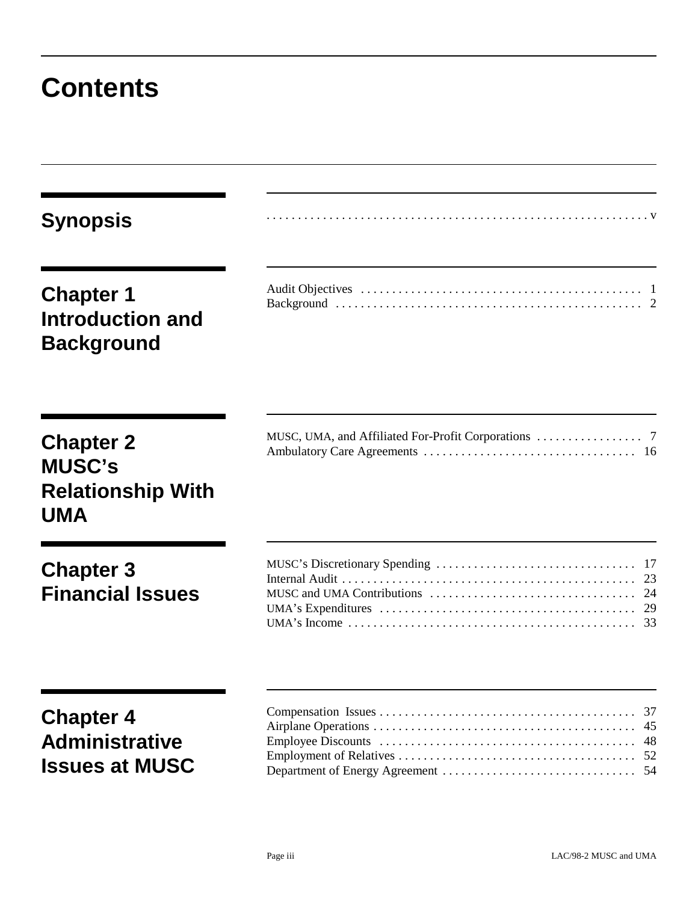# Contents

## Synopsis

. . . . . . . . . . . . . . . . . . . . . . . . . . . . . . . . . . . . . . . . . . . . . . . . . . . . . . . . . . . . . v

## Chapter 1 Introduction and Background

Audit Objectives . . . . . . . . . . . . . . . . . . . . . . . . . . . . . . . . . . . . . . . . . . . . 1
Background . . . . . . . . . . . . . . . . . . . . . . . . . . . . . . . . . . . . . . . . . . . . . . . . 2

## Chapter 2 MUSC's Relationship With UMA

MUSC, UMA, and Affiliated For-Profit Corporations . . . . . . . . . . . . . . . . . 7
Ambulatory Care Agreements . . . . . . . . . . . . . . . . . . . . . . . . . . . . . . . . . . 16

## Chapter 3 Financial Issues

MUSC's Discretionary Spending . . . . . . . . . . . . . . . . . . . . . . . . . . . . . . . 17
Internal Audit . . . . . . . . . . . . . . . . . . . . . . . . . . . . . . . . . . . . . . . . . . . . . . . 23
MUSC and UMA Contributions . . . . . . . . . . . . . . . . . . . . . . . . . . . . . . . . . 24
UMA's Expenditures . . . . . . . . . . . . . . . . . . . . . . . . . . . . . . . . . . . . . . . . . 29
UMA's Income . . . . . . . . . . . . . . . . . . . . . . . . . . . . . . . . . . . . . . . . . . . . . . 33

## Chapter 4 Administrative Issues at MUSC

Compensation Issues . . . . . . . . . . . . . . . . . . . . . . . . . . . . . . . . . . . . . . . . . 37
Airplane Operations . . . . . . . . . . . . . . . . . . . . . . . . . . . . . . . . . . . . . . . . . . 45
Employee Discounts . . . . . . . . . . . . . . . . . . . . . . . . . . . . . . . . . . . . . . . . . 48
Employment of Relatives . . . . . . . . . . . . . . . . . . . . . . . . . . . . . . . . . . . . . . 52
Department of Energy Agreement . . . . . . . . . . . . . . . . . . . . . . . . . . . . . . . 54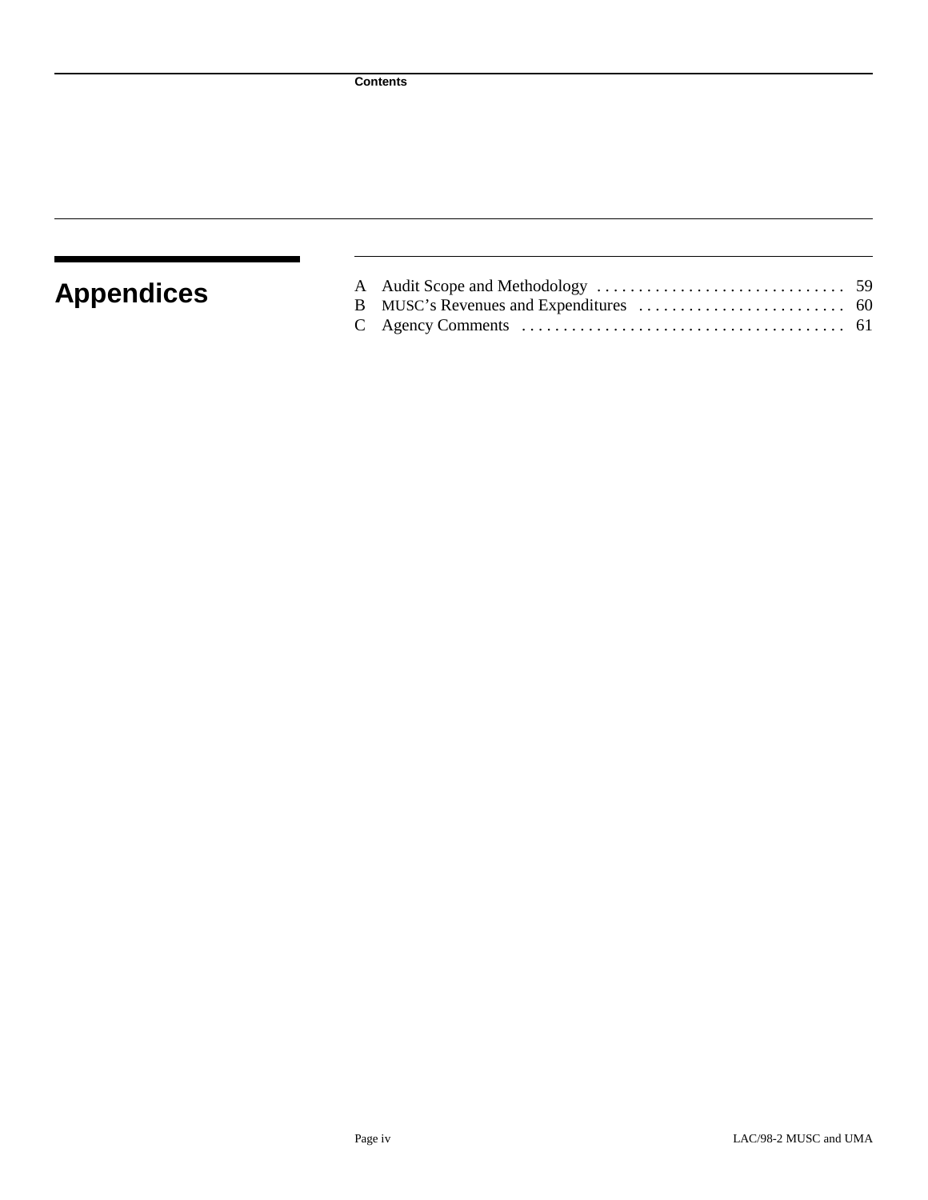## Appendices

| | | |
|---|---|---|
| A | Audit Scope and Methodology | 59 |
| B | MUSC's Revenues and Expenditures | 60 |
| C | Agency Comments | 61 |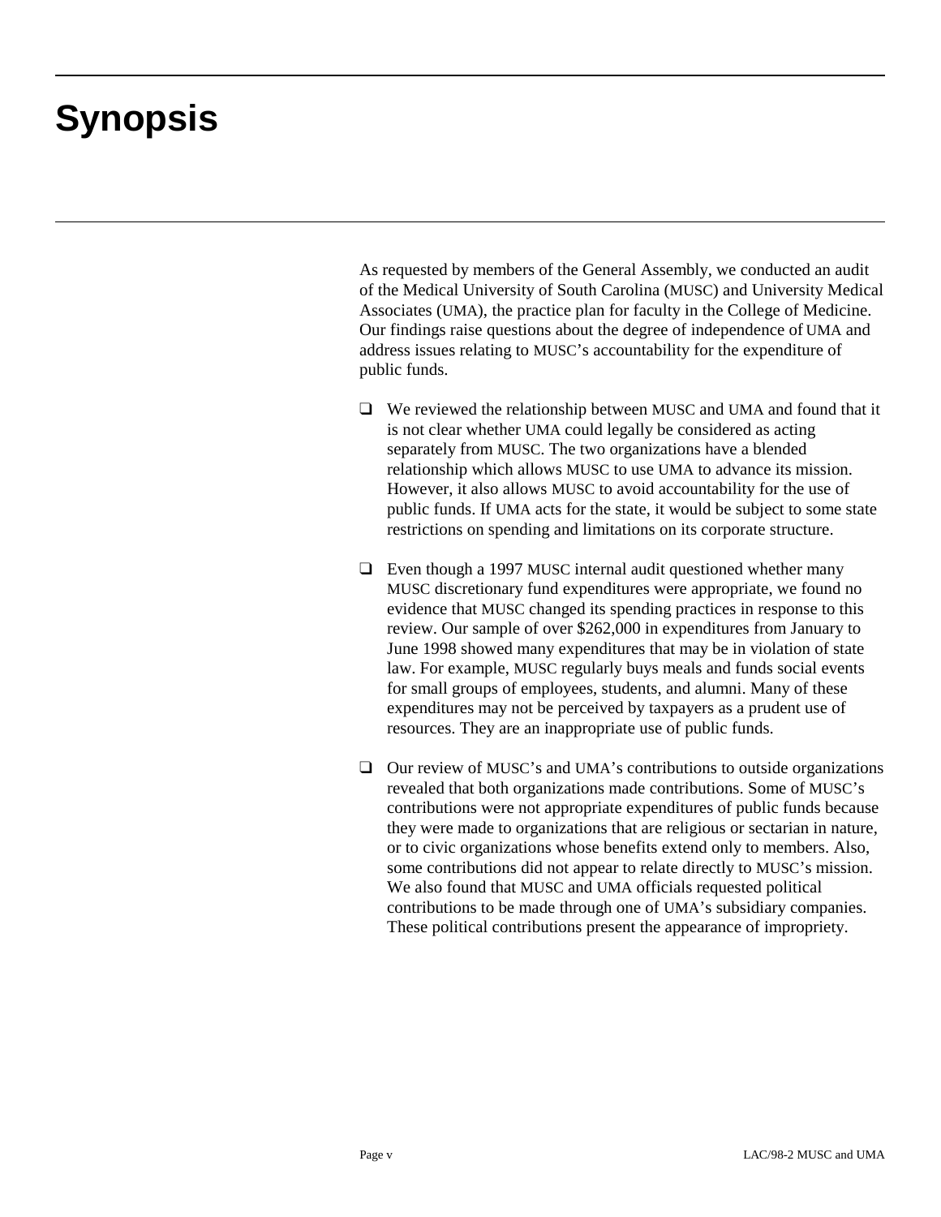# Synopsis

As requested by members of the General Assembly, we conducted an audit of the Medical University of South Carolina (MUSC) and University Medical Associates (UMA), the practice plan for faculty in the College of Medicine. Our findings raise questions about the degree of independence of UMA and address issues relating to MUSC's accountability for the expenditure of public funds.

- We reviewed the relationship between MUSC and UMA and found that it is not clear whether UMA could legally be considered as acting separately from MUSC. The two organizations have a blended relationship which allows MUSC to use UMA to advance its mission. However, it also allows MUSC to avoid accountability for the use of public funds. If UMA acts for the state, it would be subject to some state restrictions on spending and limitations on its corporate structure.

- Even though a 1997 MUSC internal audit questioned whether many MUSC discretionary fund expenditures were appropriate, we found no evidence that MUSC changed its spending practices in response to this review. Our sample of over $262,000 in expenditures from January to June 1998 showed many expenditures that may be in violation of state law. For example, MUSC regularly buys meals and funds social events for small groups of employees, students, and alumni. Many of these expenditures may not be perceived by taxpayers as a prudent use of resources. They are an inappropriate use of public funds.

- Our review of MUSC's and UMA's contributions to outside organizations revealed that both organizations made contributions. Some of MUSC's contributions were not appropriate expenditures of public funds because they were made to organizations that are religious or sectarian in nature, or to civic organizations whose benefits extend only to members. Also, some contributions did not appear to relate directly to MUSC's mission. We also found that MUSC and UMA officials requested political contributions to be made through one of UMA's subsidiary companies. These political contributions present the appearance of impropriety.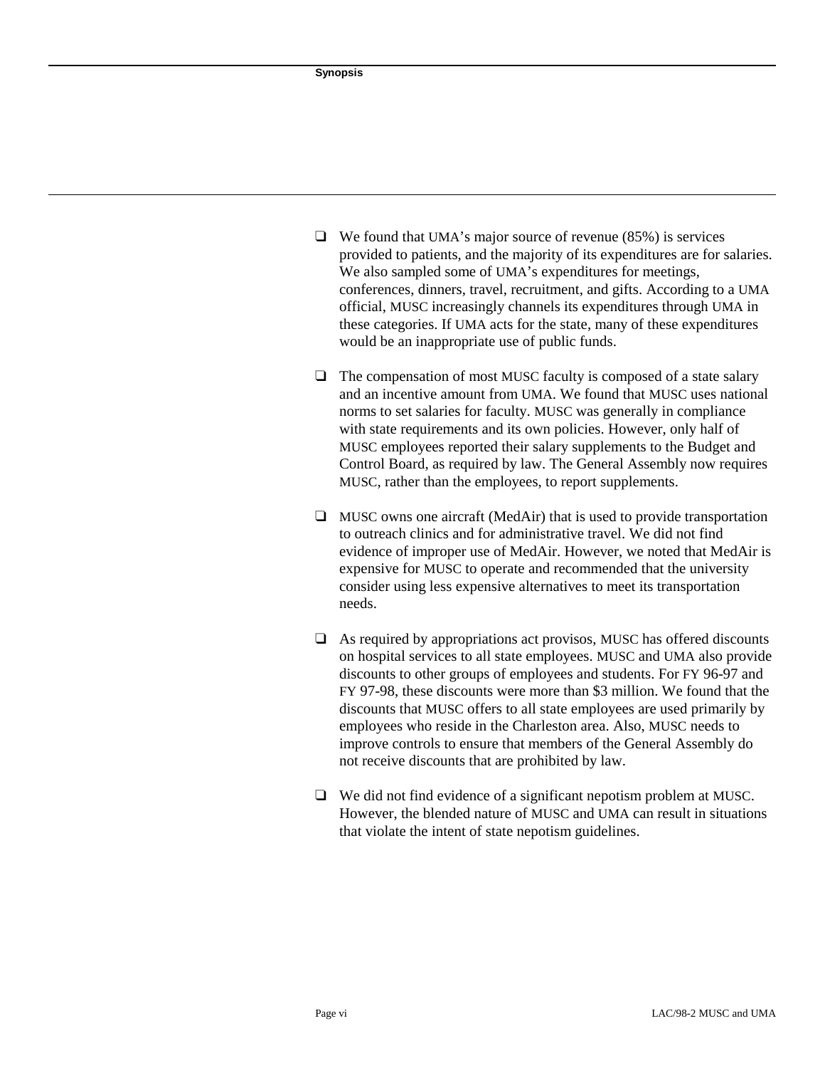- We found that UMA's major source of revenue (85%) is services provided to patients, and the majority of its expenditures are for salaries. We also sampled some of UMA's expenditures for meetings, conferences, dinners, travel, recruitment, and gifts. According to a UMA official, MUSC increasingly channels its expenditures through UMA in these categories. If UMA acts for the state, many of these expenditures would be an inappropriate use of public funds.

- The compensation of most MUSC faculty is composed of a state salary and an incentive amount from UMA. We found that MUSC uses national norms to set salaries for faculty. MUSC was generally in compliance with state requirements and its own policies. However, only half of MUSC employees reported their salary supplements to the Budget and Control Board, as required by law. The General Assembly now requires MUSC, rather than the employees, to report supplements.

- MUSC owns one aircraft (MedAir) that is used to provide transportation to outreach clinics and for administrative travel. We did not find evidence of improper use of MedAir. However, we noted that MedAir is expensive for MUSC to operate and recommended that the university consider using less expensive alternatives to meet its transportation needs.

- As required by appropriations act provisos, MUSC has offered discounts on hospital services to all state employees. MUSC and UMA also provide discounts to other groups of employees and students. For FY 96-97 and FY 97-98, these discounts were more than $3 million. We found that the discounts that MUSC offers to all state employees are used primarily by employees who reside in the Charleston area. Also, MUSC needs to improve controls to ensure that members of the General Assembly do not receive discounts that are prohibited by law.

- We did not find evidence of a significant nepotism problem at MUSC. However, the blended nature of MUSC and UMA can result in situations that violate the intent of state nepotism guidelines.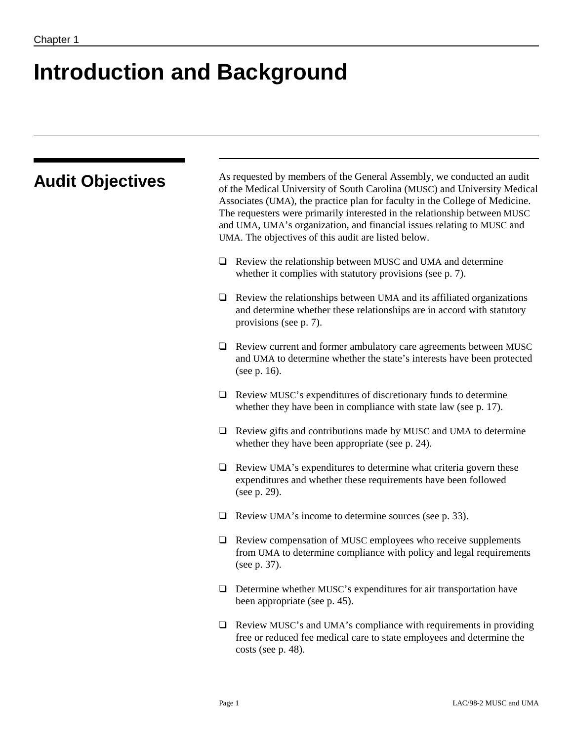Chapter 1

# Introduction and Background

## Audit Objectives

As requested by members of the General Assembly, we conducted an audit of the Medical University of South Carolina (MUSC) and University Medical Associates (UMA), the practice plan for faculty in the College of Medicine. The requesters were primarily interested in the relationship between MUSC and UMA, UMA's organization, and financial issues relating to MUSC and UMA. The objectives of this audit are listed below.

- Review the relationship between MUSC and UMA and determine whether it complies with statutory provisions (see p. 7).
- Review the relationships between UMA and its affiliated organizations and determine whether these relationships are in accord with statutory provisions (see p. 7).
- Review current and former ambulatory care agreements between MUSC and UMA to determine whether the state's interests have been protected (see p. 16).
- Review MUSC's expenditures of discretionary funds to determine whether they have been in compliance with state law (see p. 17).
- Review gifts and contributions made by MUSC and UMA to determine whether they have been appropriate (see p. 24).
- Review UMA's expenditures to determine what criteria govern these expenditures and whether these requirements have been followed (see p. 29).
- Review UMA's income to determine sources (see p. 33).
- Review compensation of MUSC employees who receive supplements from UMA to determine compliance with policy and legal requirements (see p. 37).
- Determine whether MUSC's expenditures for air transportation have been appropriate (see p. 45).
- Review MUSC's and UMA's compliance with requirements in providing free or reduced fee medical care to state employees and determine the costs (see p. 48).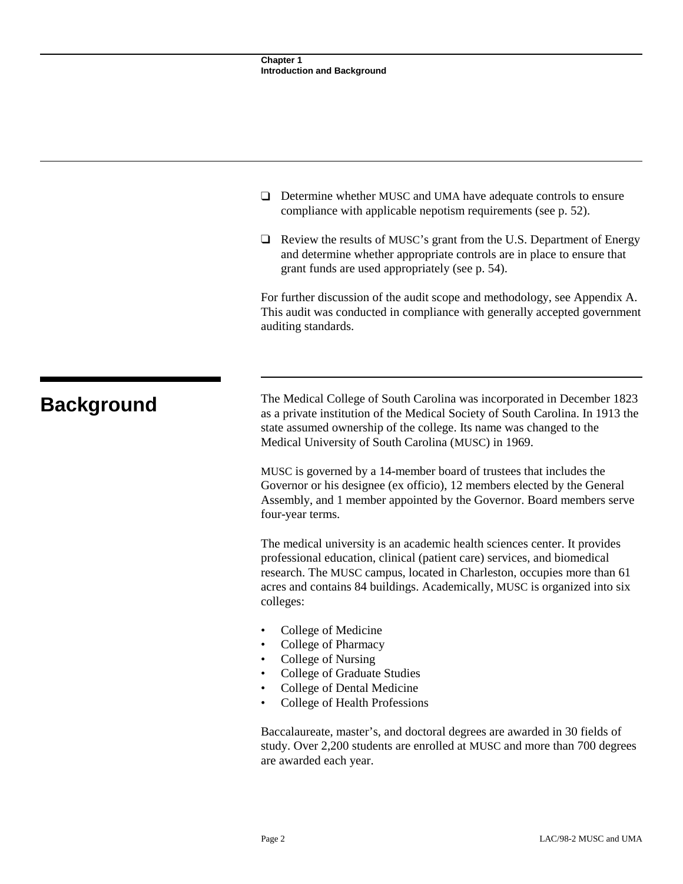- Determine whether MUSC and UMA have adequate controls to ensure compliance with applicable nepotism requirements (see p. 52).

- Review the results of MUSC's grant from the U.S. Department of Energy and determine whether appropriate controls are in place to ensure that grant funds are used appropriately (see p. 54).

For further discussion of the audit scope and methodology, see Appendix A. This audit was conducted in compliance with generally accepted government auditing standards.

## Background

The Medical College of South Carolina was incorporated in December 1823 as a private institution of the Medical Society of South Carolina. In 1913 the state assumed ownership of the college. Its name was changed to the Medical University of South Carolina (MUSC) in 1969.

MUSC is governed by a 14-member board of trustees that includes the Governor or his designee (ex officio), 12 members elected by the General Assembly, and 1 member appointed by the Governor. Board members serve four-year terms.

The medical university is an academic health sciences center. It provides professional education, clinical (patient care) services, and biomedical research. The MUSC campus, located in Charleston, occupies more than 61 acres and contains 84 buildings. Academically, MUSC is organized into six colleges:

- College of Medicine
- College of Pharmacy
- College of Nursing
- College of Graduate Studies
- College of Dental Medicine
- College of Health Professions

Baccalaureate, master's, and doctoral degrees are awarded in 30 fields of study. Over 2,200 students are enrolled at MUSC and more than 700 degrees are awarded each year.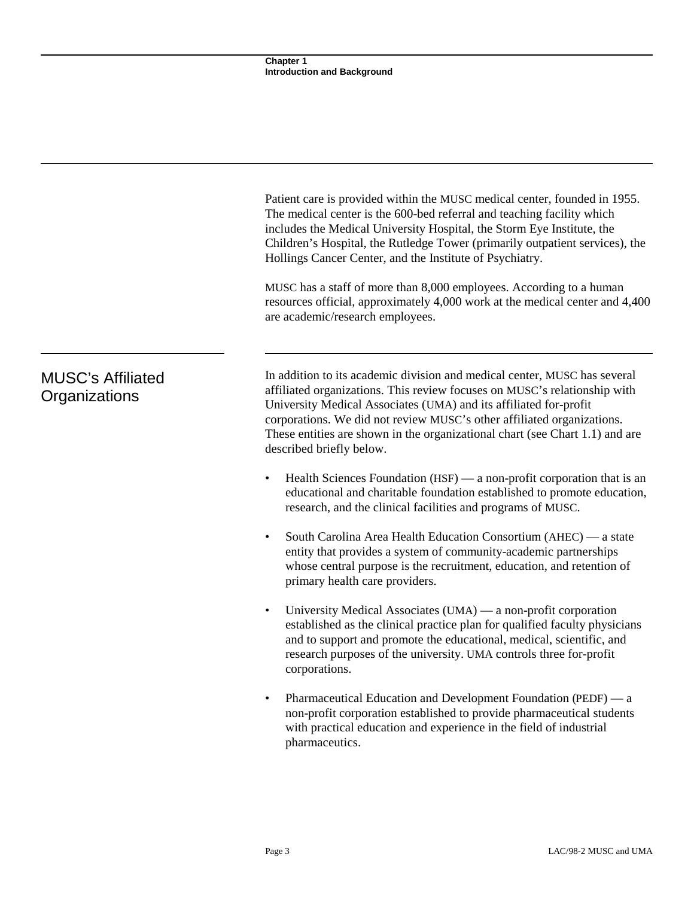Patient care is provided within the MUSC medical center, founded in 1955. The medical center is the 600-bed referral and teaching facility which includes the Medical University Hospital, the Storm Eye Institute, the Children's Hospital, the Rutledge Tower (primarily outpatient services), the Hollings Cancer Center, and the Institute of Psychiatry.

MUSC has a staff of more than 8,000 employees. According to a human resources official, approximately 4,000 work at the medical center and 4,400 are academic/research employees.

## MUSC's Affiliated Organizations

In addition to its academic division and medical center, MUSC has several affiliated organizations. This review focuses on MUSC's relationship with University Medical Associates (UMA) and its affiliated for-profit corporations. We did not review MUSC's other affiliated organizations. These entities are shown in the organizational chart (see Chart 1.1) and are described briefly below.

- Health Sciences Foundation (HSF) — a non-profit corporation that is an educational and charitable foundation established to promote education, research, and the clinical facilities and programs of MUSC.
- South Carolina Area Health Education Consortium (AHEC) — a state entity that provides a system of community-academic partnerships whose central purpose is the recruitment, education, and retention of primary health care providers.
- University Medical Associates (UMA) — a non-profit corporation established as the clinical practice plan for qualified faculty physicians and to support and promote the educational, medical, scientific, and research purposes of the university. UMA controls three for-profit corporations.
- Pharmaceutical Education and Development Foundation (PEDF) — a non-profit corporation established to provide pharmaceutical students with practical education and experience in the field of industrial pharmaceutics.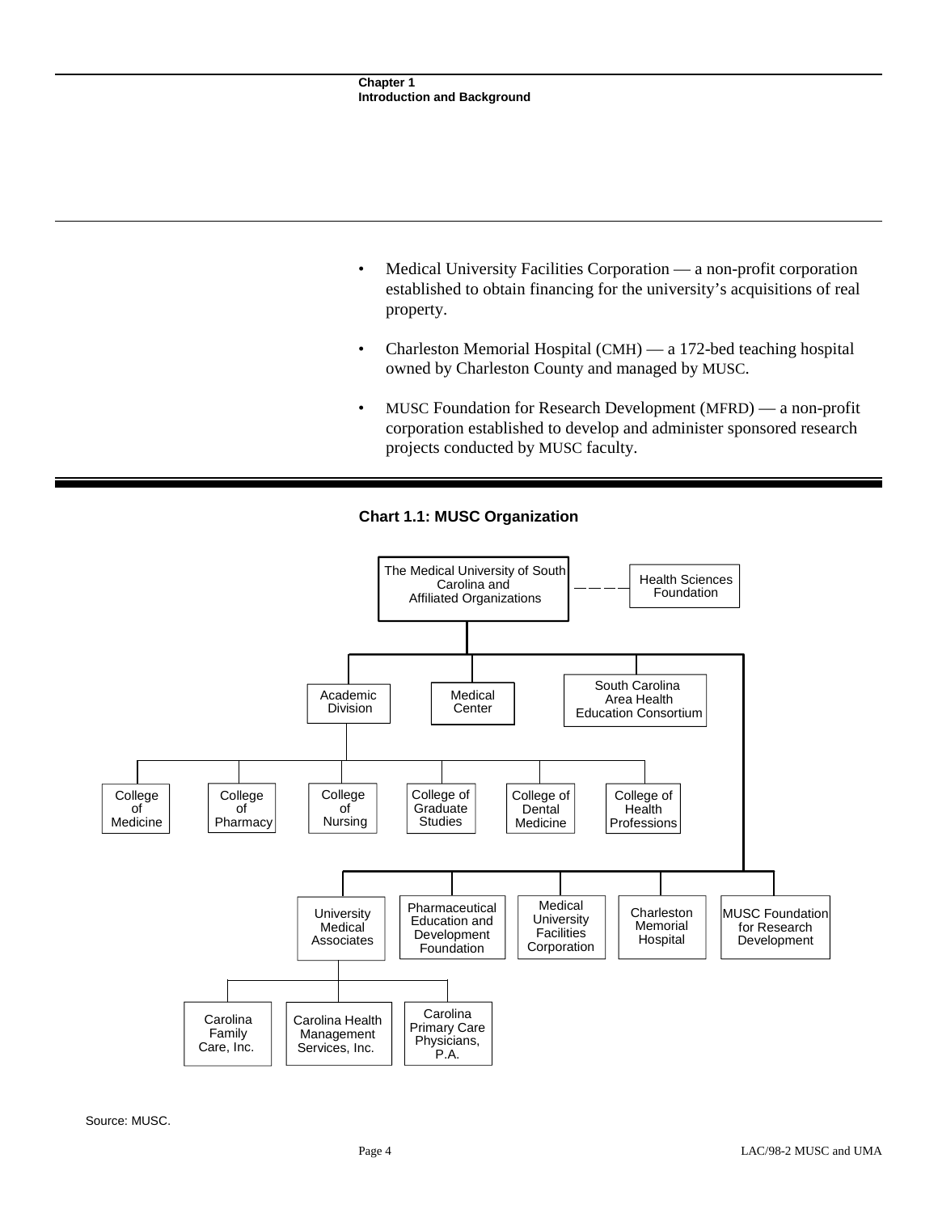- Medical University Facilities Corporation — a non-profit corporation established to obtain financing for the university's acquisitions of real property.

- Charleston Memorial Hospital (CMH) — a 172-bed teaching hospital owned by Charleston County and managed by MUSC.

- MUSC Foundation for Research Development (MFRD) — a non-profit corporation established to develop and administer sponsored research projects conducted by MUSC faculty.

**Chart 1.1: MUSC Organization**

The Medical University of South Carolina and Affiliated Organizations

Health Sciences Foundation

Academic Division

Medical Center

South Carolina Area Health Education Consortium

College of Medicine

College of Pharmacy

College of Nursing

College of Graduate Studies

College of Dental Medicine

College of Health Professions

University Medical Associates

Pharmaceutical Education and Development Foundation

Medical University Facilities Corporation

Charleston Memorial Hospital

MUSC Foundation for Research Development

Carolina Family Care, Inc.

Carolina Health Management Services, Inc.

Carolina Primary Care Physicians, P.A.

Source: MUSC.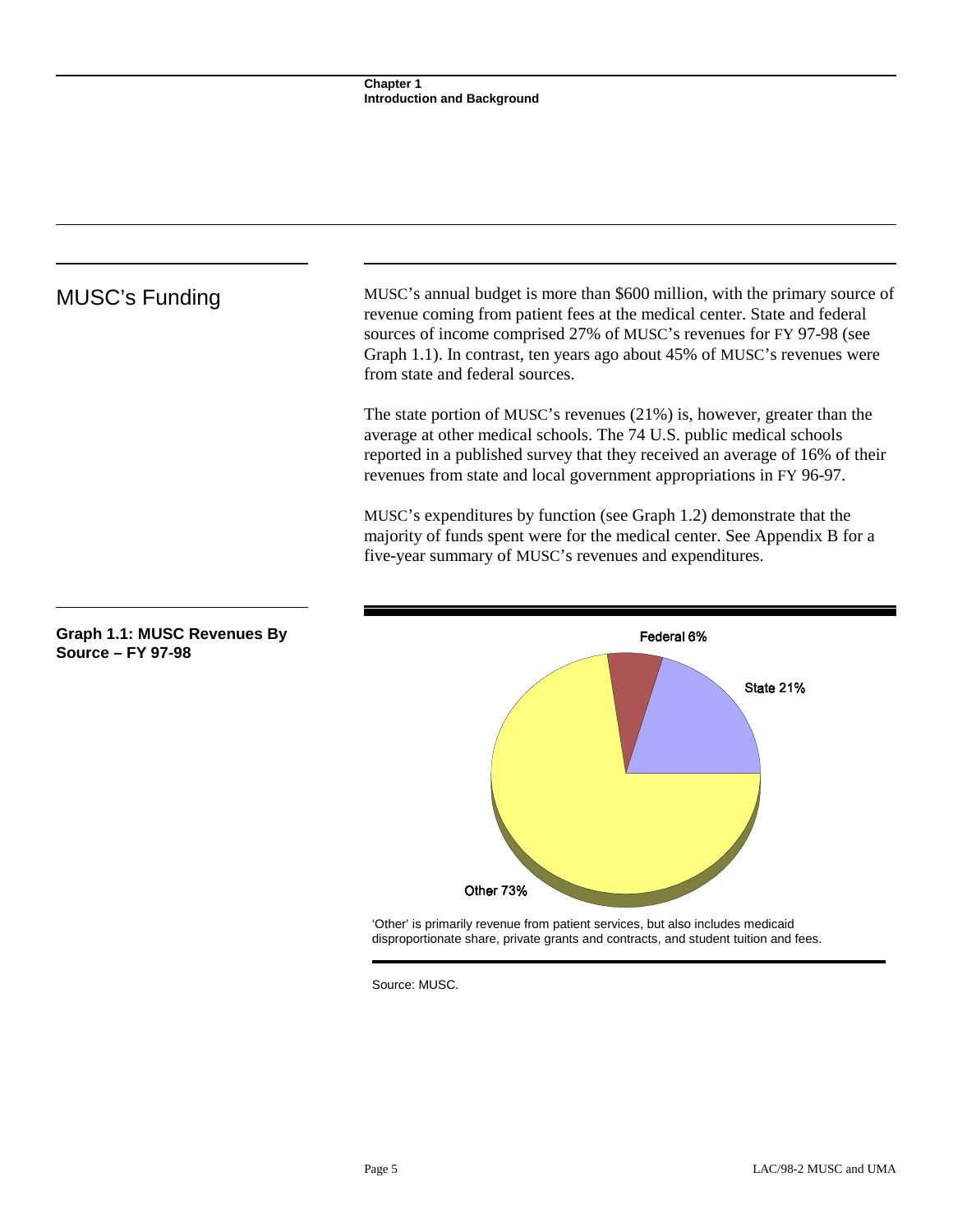## MUSC's Funding

MUSC's annual budget is more than $600 million, with the primary source of revenue coming from patient fees at the medical center. State and federal sources of income comprised 27% of MUSC's revenues for FY 97-98 (see Graph 1.1). In contrast, ten years ago about 45% of MUSC's revenues were from state and federal sources.

The state portion of MUSC's revenues (21%) is, however, greater than the average at other medical schools. The 74 U.S. public medical schools reported in a published survey that they received an average of 16% of their revenues from state and local government appropriations in FY 96-97.

MUSC's expenditures by function (see Graph 1.2) demonstrate that the majority of funds spent were for the medical center. See Appendix B for a five-year summary of MUSC's revenues and expenditures.

**Graph 1.1: MUSC Revenues By Source – FY 97-98**

Federal 6%

State 21%

Other 73%

'Other' is primarily revenue from patient services, but also includes medicaid disproportionate share, private grants and contracts, and student tuition and fees.

Source: MUSC.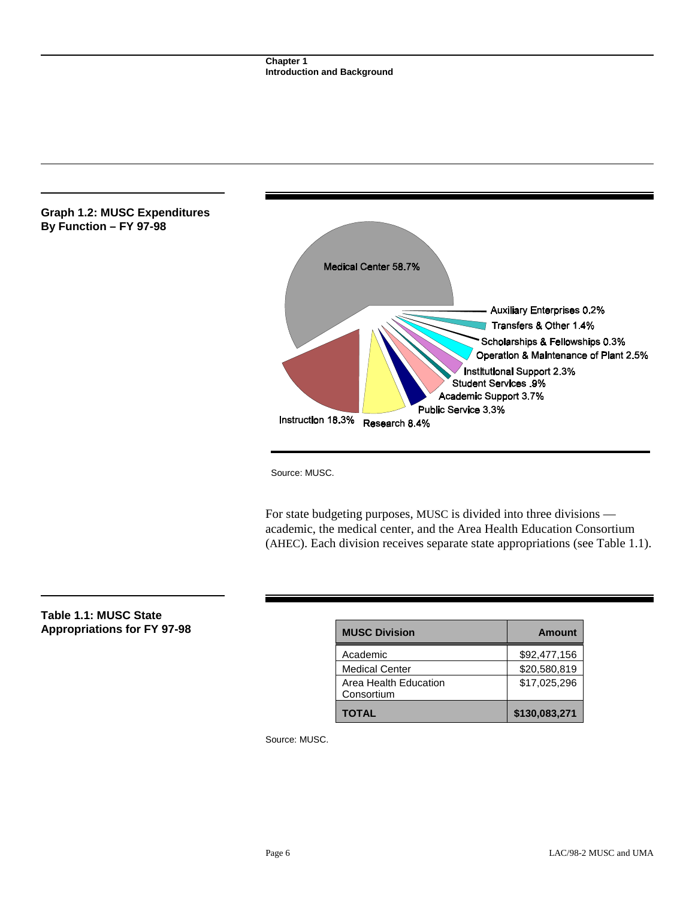**Graph 1.2: MUSC Expenditures By Function – FY 97-98**

Medical Center 58.7%

Auxiliary Enterprises 0.2%

Transfers & Other 1.4%

Scholarships & Fellowships 0.3%

Operation & Maintenance of Plant 2.5%

Institutional Support 2.3%

Student Services .9%

Academic Support 3.7%

Public Service 3.3%

Instruction 18.3%

Research 8.4%

Source: MUSC.

For state budgeting purposes, MUSC is divided into three divisions — academic, the medical center, and the Area Health Education Consortium (AHEC). Each division receives separate state appropriations (see Table 1.1).

**Table 1.1: MUSC State Appropriations for FY 97-98**

| MUSC Division | Amount |
|---|---:|
| Academic | $92,477,156 |
| Medical Center | $20,580,819 |
| Area Health Education Consortium | $17,025,296 |
| **TOTAL** | **$130,083,271** |

Source: MUSC.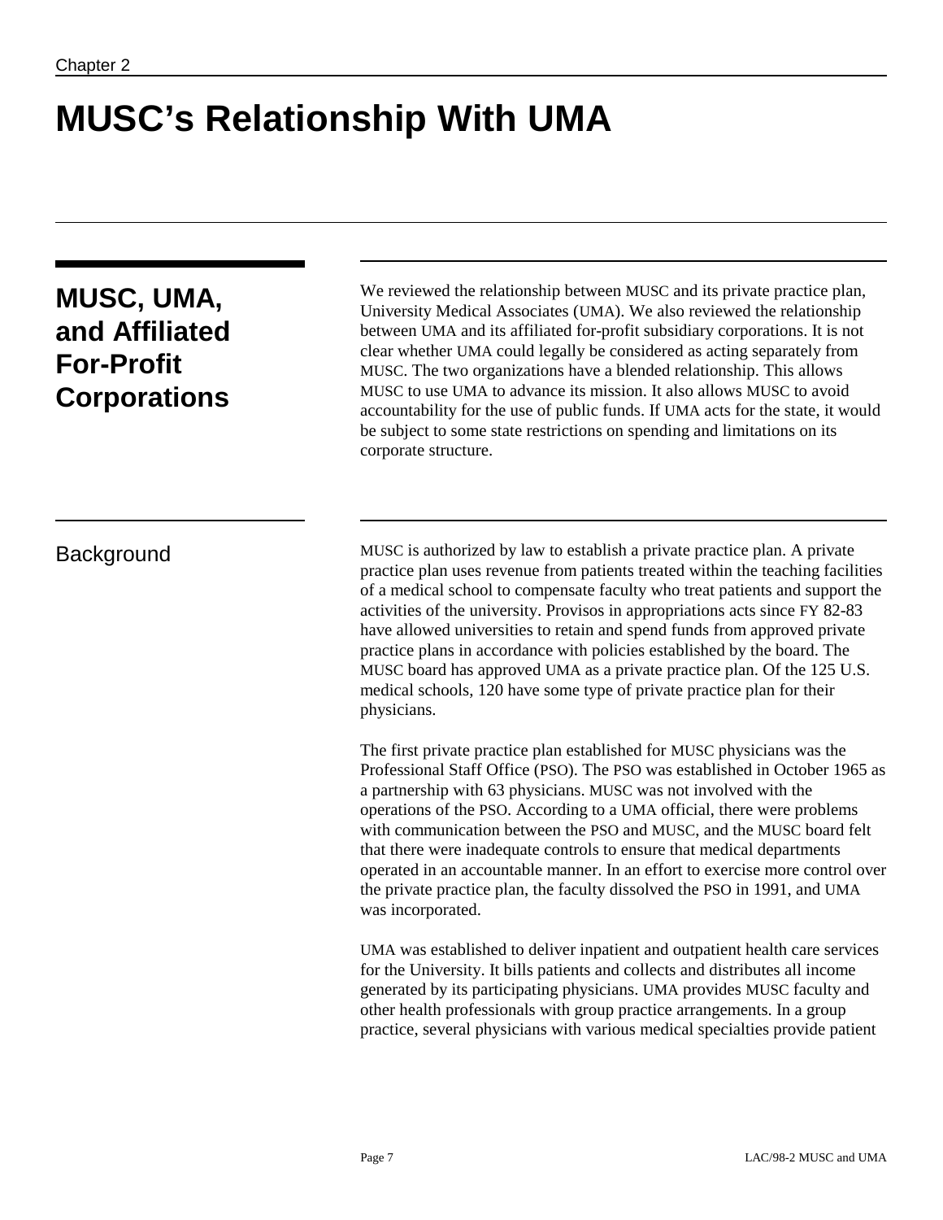Chapter 2

# MUSC's Relationship With UMA

## MUSC, UMA, and Affiliated For-Profit Corporations

We reviewed the relationship between MUSC and its private practice plan, University Medical Associates (UMA). We also reviewed the relationship between UMA and its affiliated for-profit subsidiary corporations. It is not clear whether UMA could legally be considered as acting separately from MUSC. The two organizations have a blended relationship. This allows MUSC to use UMA to advance its mission. It also allows MUSC to avoid accountability for the use of public funds. If UMA acts for the state, it would be subject to some state restrictions on spending and limitations on its corporate structure.

### Background

MUSC is authorized by law to establish a private practice plan. A private practice plan uses revenue from patients treated within the teaching facilities of a medical school to compensate faculty who treat patients and support the activities of the university. Provisos in appropriations acts since FY 82-83 have allowed universities to retain and spend funds from approved private practice plans in accordance with policies established by the board. The MUSC board has approved UMA as a private practice plan. Of the 125 U.S. medical schools, 120 have some type of private practice plan for their physicians.

The first private practice plan established for MUSC physicians was the Professional Staff Office (PSO). The PSO was established in October 1965 as a partnership with 63 physicians. MUSC was not involved with the operations of the PSO. According to a UMA official, there were problems with communication between the PSO and MUSC, and the MUSC board felt that there were inadequate controls to ensure that medical departments operated in an accountable manner. In an effort to exercise more control over the private practice plan, the faculty dissolved the PSO in 1991, and UMA was incorporated.

UMA was established to deliver inpatient and outpatient health care services for the University. It bills patients and collects and distributes all income generated by its participating physicians. UMA provides MUSC faculty and other health professionals with group practice arrangements. In a group practice, several physicians with various medical specialties provide patient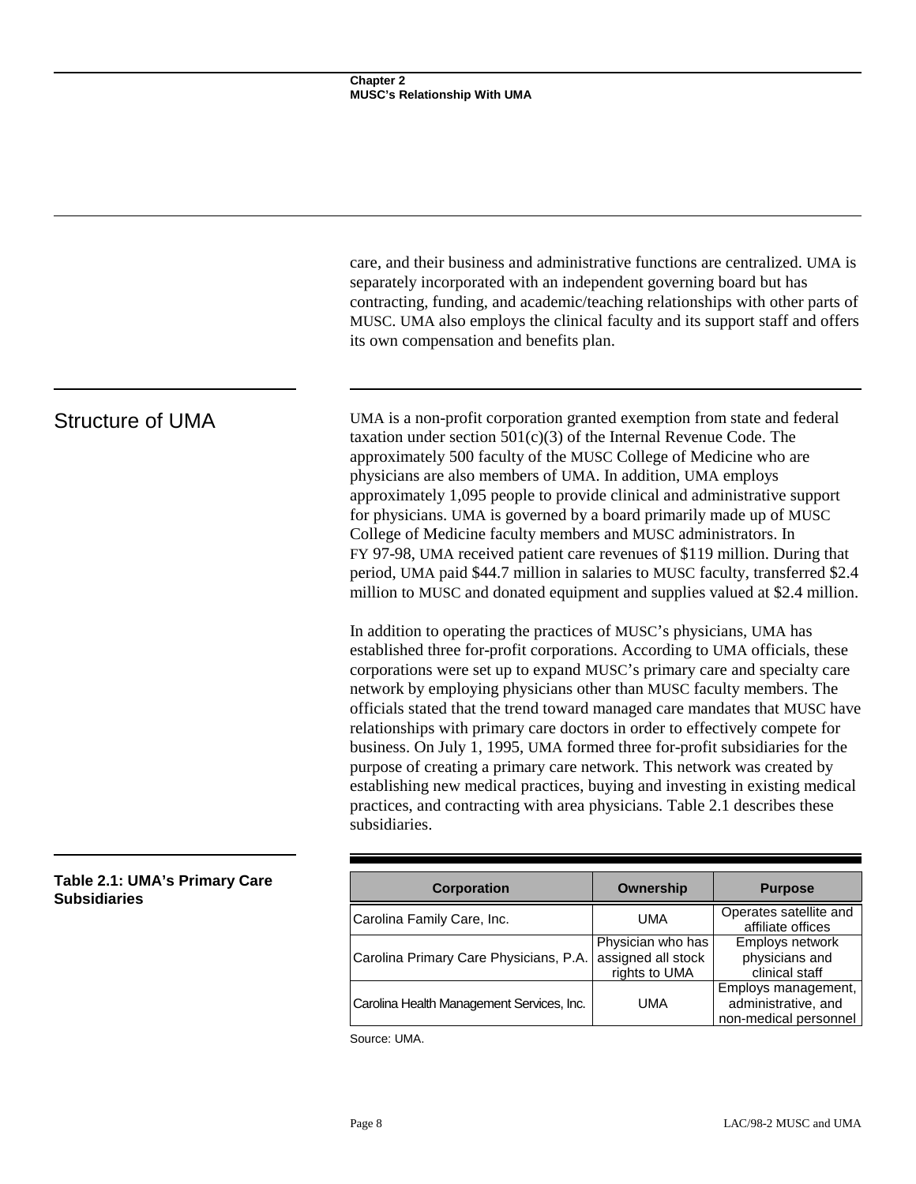care, and their business and administrative functions are centralized. UMA is separately incorporated with an independent governing board but has contracting, funding, and academic/teaching relationships with other parts of MUSC. UMA also employs the clinical faculty and its support staff and offers its own compensation and benefits plan.

## Structure of UMA

UMA is a non-profit corporation granted exemption from state and federal taxation under section 501(c)(3) of the Internal Revenue Code. The approximately 500 faculty of the MUSC College of Medicine who are physicians are also members of UMA. In addition, UMA employs approximately 1,095 people to provide clinical and administrative support for physicians. UMA is governed by a board primarily made up of MUSC College of Medicine faculty members and MUSC administrators. In FY 97-98, UMA received patient care revenues of $119 million. During that period, UMA paid $44.7 million in salaries to MUSC faculty, transferred $2.4 million to MUSC and donated equipment and supplies valued at $2.4 million.

In addition to operating the practices of MUSC's physicians, UMA has established three for-profit corporations. According to UMA officials, these corporations were set up to expand MUSC's primary care and specialty care network by employing physicians other than MUSC faculty members. The officials stated that the trend toward managed care mandates that MUSC have relationships with primary care doctors in order to effectively compete for business. On July 1, 1995, UMA formed three for-profit subsidiaries for the purpose of creating a primary care network. This network was created by establishing new medical practices, buying and investing in existing medical practices, and contracting with area physicians. Table 2.1 describes these subsidiaries.

**Table 2.1: UMA's Primary Care Subsidiaries**

| Corporation | Ownership | Purpose |
|---|---|---|
| Carolina Family Care, Inc. | UMA | Operates satellite and affiliate offices |
| Carolina Primary Care Physicians, P.A. | Physician who has assigned all stock rights to UMA | Employs network physicians and clinical staff |
| Carolina Health Management Services, Inc. | UMA | Employs management, administrative, and non-medical personnel |

Source: UMA.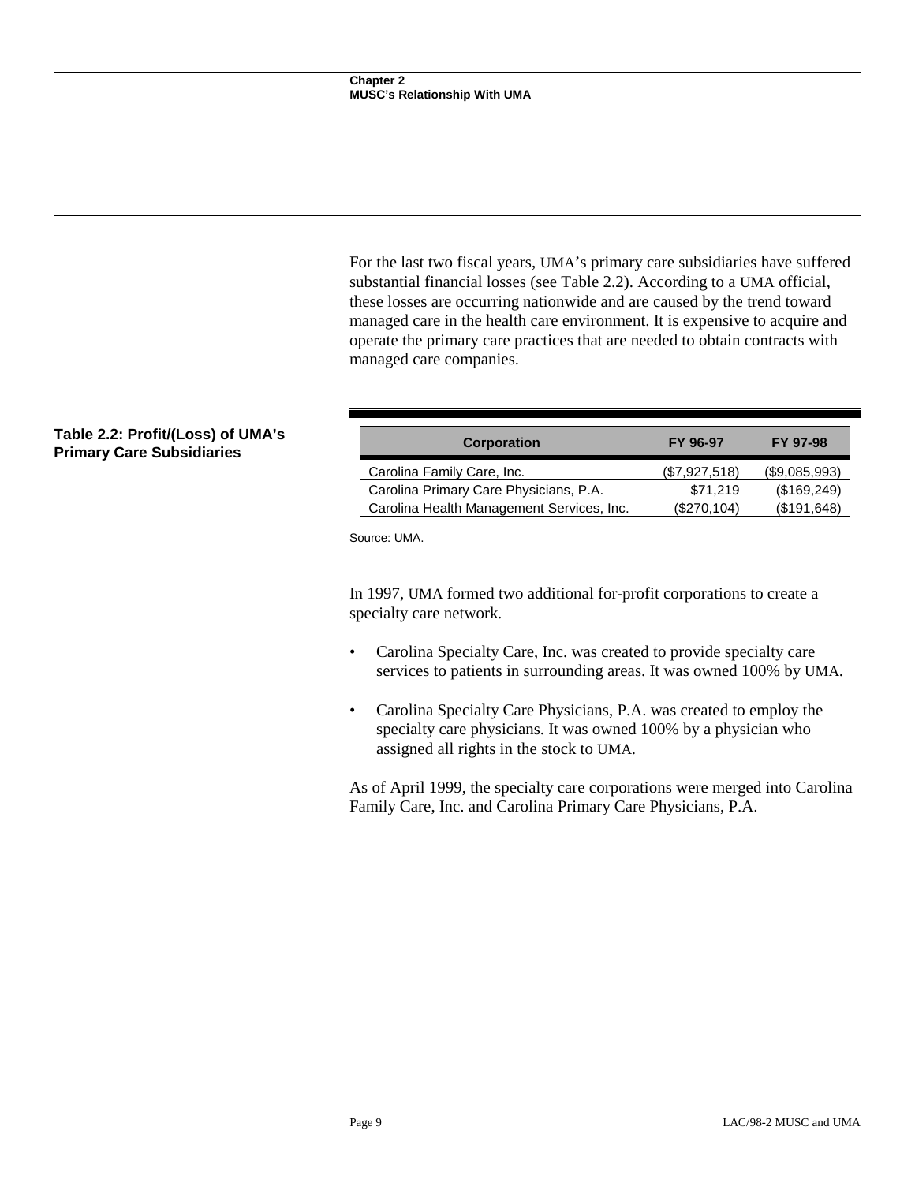For the last two fiscal years, UMA's primary care subsidiaries have suffered substantial financial losses (see Table 2.2). According to a UMA official, these losses are occurring nationwide and are caused by the trend toward managed care in the health care environment. It is expensive to acquire and operate the primary care practices that are needed to obtain contracts with managed care companies.

**Table 2.2: Profit/(Loss) of UMA's Primary Care Subsidiaries**

| Corporation | FY 96-97 | FY 97-98 |
|---|---|---|
| Carolina Family Care, Inc. | ($7,927,518) | ($9,085,993) |
| Carolina Primary Care Physicians, P.A. | $71,219 | ($169,249) |
| Carolina Health Management Services, Inc. | ($270,104) | ($191,648) |

Source: UMA.

In 1997, UMA formed two additional for-profit corporations to create a specialty care network.

- Carolina Specialty Care, Inc. was created to provide specialty care services to patients in surrounding areas. It was owned 100% by UMA.
- Carolina Specialty Care Physicians, P.A. was created to employ the specialty care physicians. It was owned 100% by a physician who assigned all rights in the stock to UMA.

As of April 1999, the specialty care corporations were merged into Carolina Family Care, Inc. and Carolina Primary Care Physicians, P.A.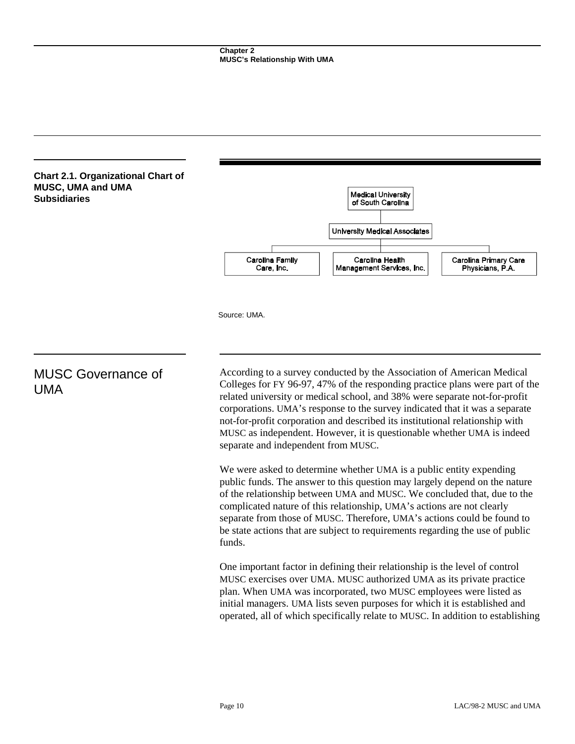**Chart 2.1. Organizational Chart of MUSC, UMA and UMA Subsidiaries**

Medical University of South Carolina

University Medical Associates

Carolina Family Care, Inc. | Carolina Health Management Services, Inc. | Carolina Primary Care Physicians, P.A.

Source: UMA.

## MUSC Governance of UMA

According to a survey conducted by the Association of American Medical Colleges for FY 96-97, 47% of the responding practice plans were part of the related university or medical school, and 38% were separate not-for-profit corporations. UMA's response to the survey indicated that it was a separate not-for-profit corporation and described its institutional relationship with MUSC as independent. However, it is questionable whether UMA is indeed separate and independent from MUSC.

We were asked to determine whether UMA is a public entity expending public funds. The answer to this question may largely depend on the nature of the relationship between UMA and MUSC. We concluded that, due to the complicated nature of this relationship, UMA's actions are not clearly separate from those of MUSC. Therefore, UMA's actions could be found to be state actions that are subject to requirements regarding the use of public funds.

One important factor in defining their relationship is the level of control MUSC exercises over UMA. MUSC authorized UMA as its private practice plan. When UMA was incorporated, two MUSC employees were listed as initial managers. UMA lists seven purposes for which it is established and operated, all of which specifically relate to MUSC. In addition to establishing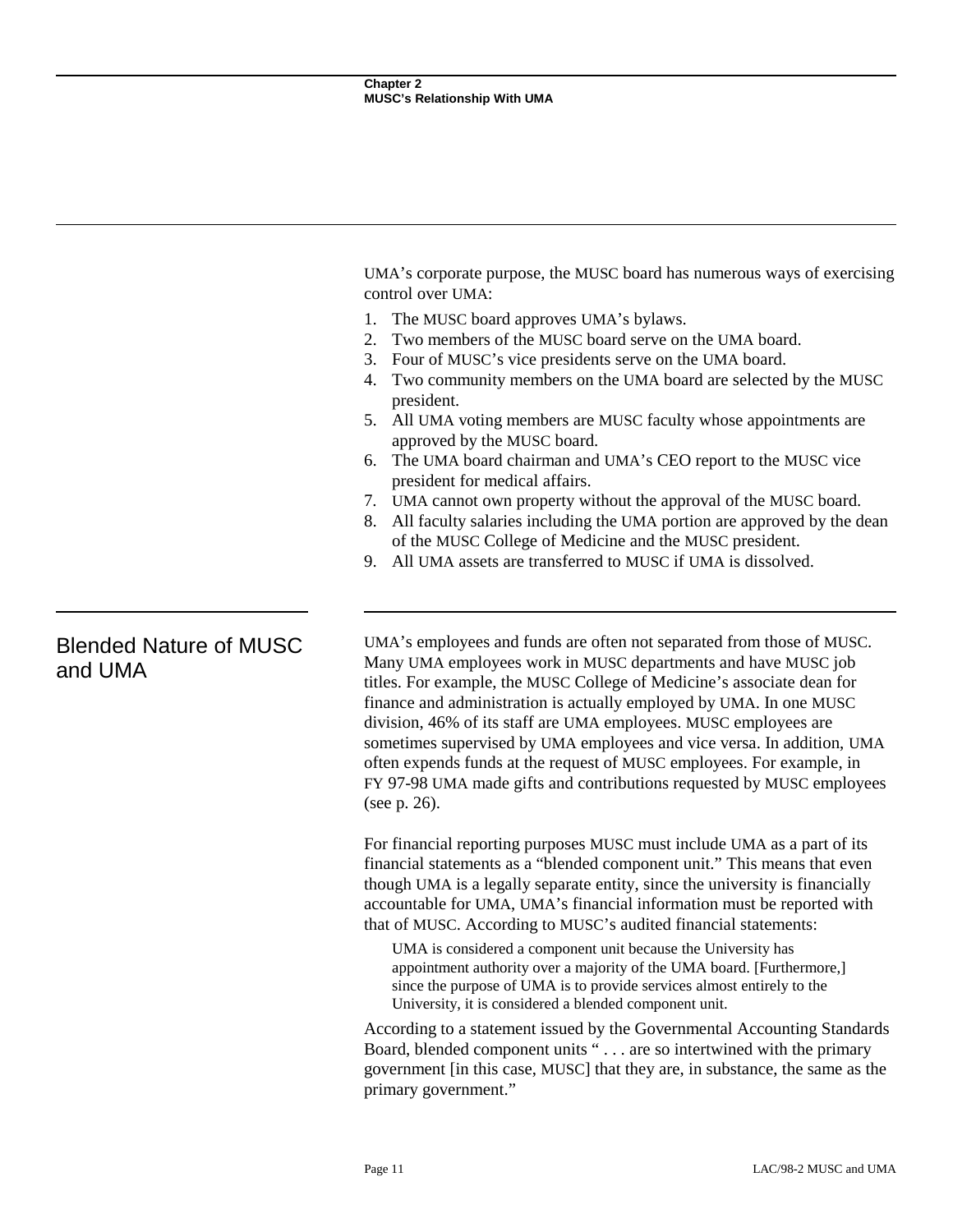UMA's corporate purpose, the MUSC board has numerous ways of exercising control over UMA:

1. The MUSC board approves UMA's bylaws.
2. Two members of the MUSC board serve on the UMA board.
3. Four of MUSC's vice presidents serve on the UMA board.
4. Two community members on the UMA board are selected by the MUSC president.
5. All UMA voting members are MUSC faculty whose appointments are approved by the MUSC board.
6. The UMA board chairman and UMA's CEO report to the MUSC vice president for medical affairs.
7. UMA cannot own property without the approval of the MUSC board.
8. All faculty salaries including the UMA portion are approved by the dean of the MUSC College of Medicine and the MUSC president.
9. All UMA assets are transferred to MUSC if UMA is dissolved.

## Blended Nature of MUSC and UMA

UMA's employees and funds are often not separated from those of MUSC. Many UMA employees work in MUSC departments and have MUSC job titles. For example, the MUSC College of Medicine's associate dean for finance and administration is actually employed by UMA. In one MUSC division, 46% of its staff are UMA employees. MUSC employees are sometimes supervised by UMA employees and vice versa. In addition, UMA often expends funds at the request of MUSC employees. For example, in FY 97-98 UMA made gifts and contributions requested by MUSC employees (see p. 26).

For financial reporting purposes MUSC must include UMA as a part of its financial statements as a "blended component unit." This means that even though UMA is a legally separate entity, since the university is financially accountable for UMA, UMA's financial information must be reported with that of MUSC. According to MUSC's audited financial statements:

> UMA is considered a component unit because the University has appointment authority over a majority of the UMA board. [Furthermore,] since the purpose of UMA is to provide services almost entirely to the University, it is considered a blended component unit.

According to a statement issued by the Governmental Accounting Standards Board, blended component units " . . . are so intertwined with the primary government [in this case, MUSC] that they are, in substance, the same as the primary government."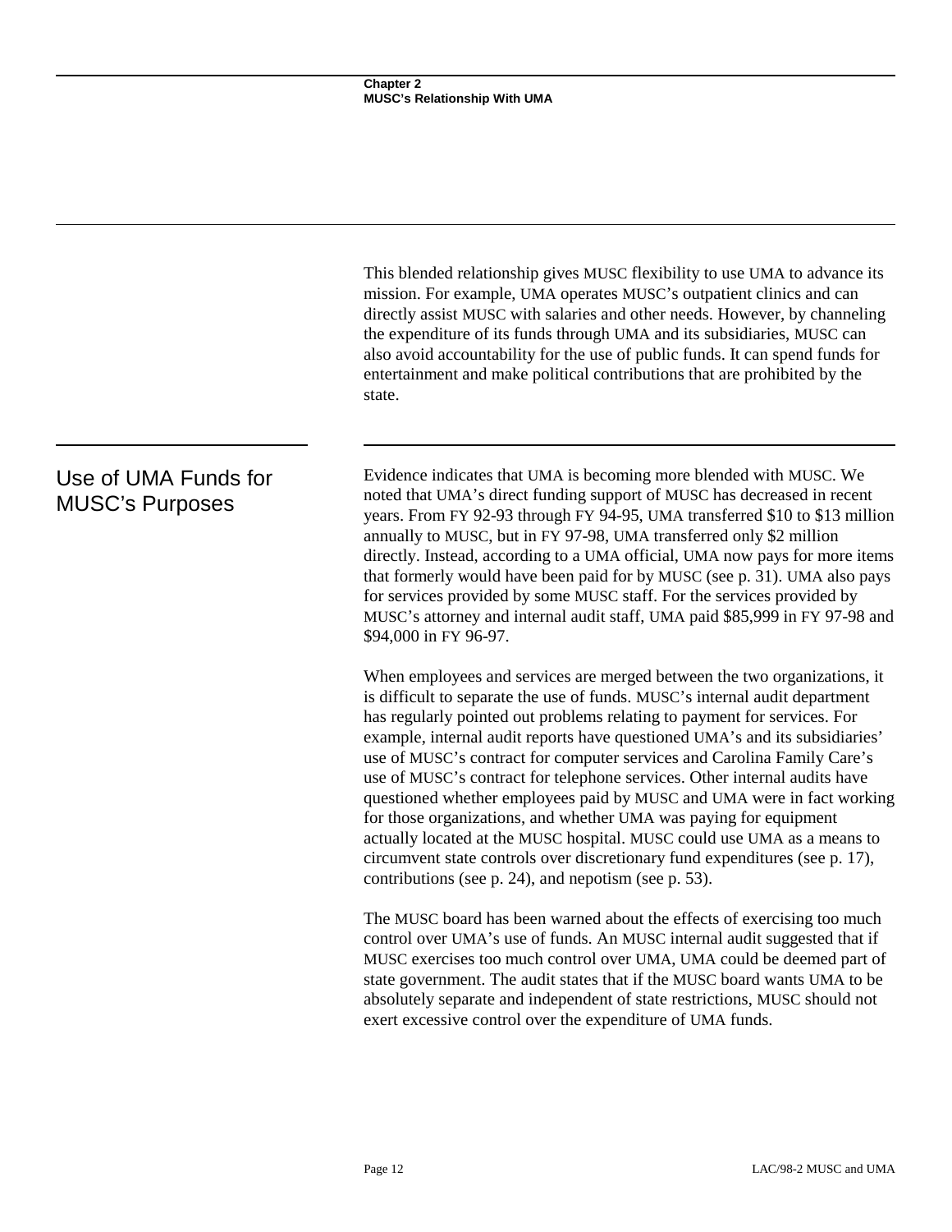This blended relationship gives MUSC flexibility to use UMA to advance its mission. For example, UMA operates MUSC's outpatient clinics and can directly assist MUSC with salaries and other needs. However, by channeling the expenditure of its funds through UMA and its subsidiaries, MUSC can also avoid accountability for the use of public funds. It can spend funds for entertainment and make political contributions that are prohibited by the state.

## Use of UMA Funds for MUSC's Purposes

Evidence indicates that UMA is becoming more blended with MUSC. We noted that UMA's direct funding support of MUSC has decreased in recent years. From FY 92-93 through FY 94-95, UMA transferred $10 to $13 million annually to MUSC, but in FY 97-98, UMA transferred only $2 million directly. Instead, according to a UMA official, UMA now pays for more items that formerly would have been paid for by MUSC (see p. 31). UMA also pays for services provided by some MUSC staff. For the services provided by MUSC's attorney and internal audit staff, UMA paid $85,999 in FY 97-98 and $94,000 in FY 96-97.

When employees and services are merged between the two organizations, it is difficult to separate the use of funds. MUSC's internal audit department has regularly pointed out problems relating to payment for services. For example, internal audit reports have questioned UMA's and its subsidiaries' use of MUSC's contract for computer services and Carolina Family Care's use of MUSC's contract for telephone services. Other internal audits have questioned whether employees paid by MUSC and UMA were in fact working for those organizations, and whether UMA was paying for equipment actually located at the MUSC hospital. MUSC could use UMA as a means to circumvent state controls over discretionary fund expenditures (see p. 17), contributions (see p. 24), and nepotism (see p. 53).

The MUSC board has been warned about the effects of exercising too much control over UMA's use of funds. An MUSC internal audit suggested that if MUSC exercises too much control over UMA, UMA could be deemed part of state government. The audit states that if the MUSC board wants UMA to be absolutely separate and independent of state restrictions, MUSC should not exert excessive control over the expenditure of UMA funds.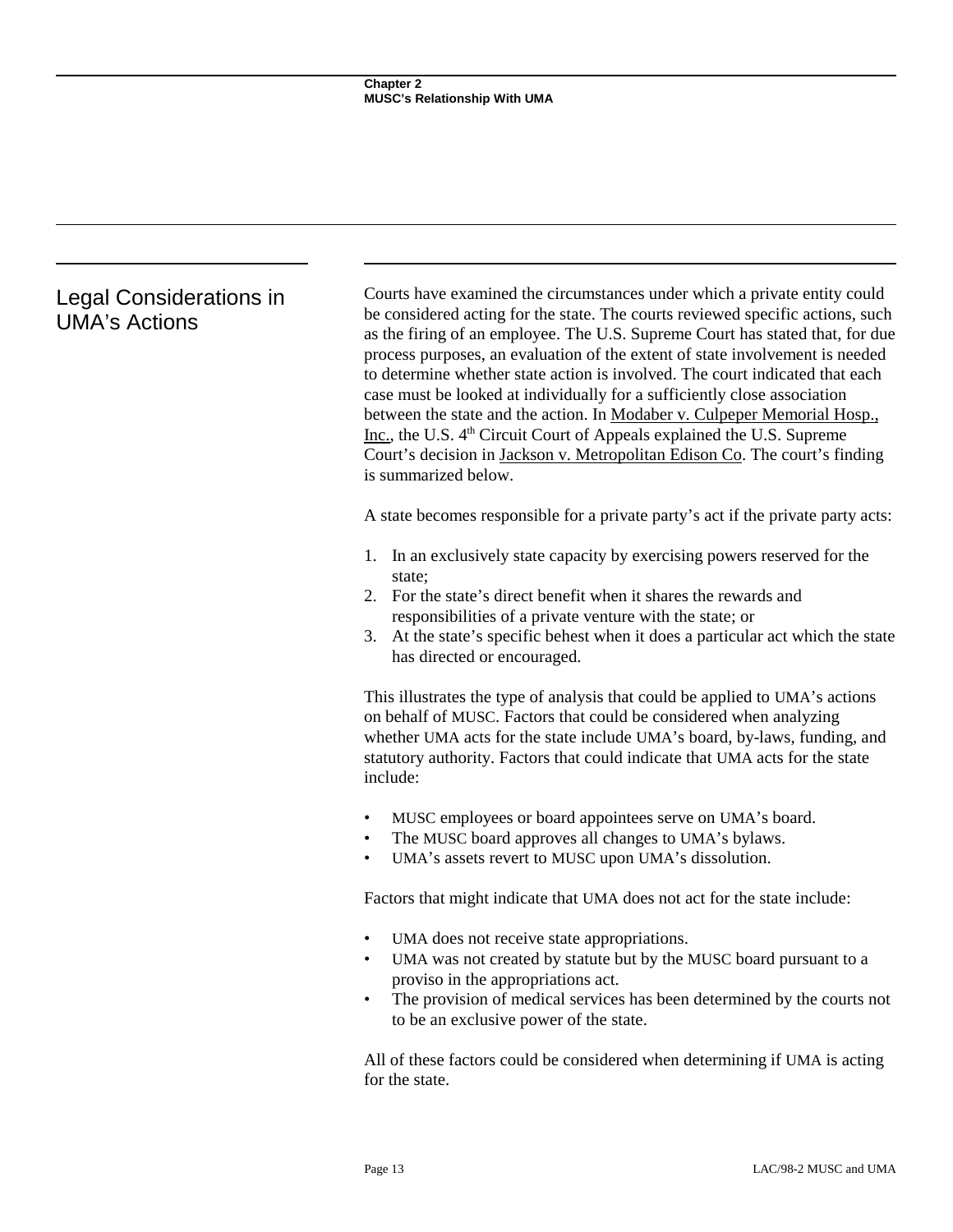## Legal Considerations in UMA's Actions

Courts have examined the circumstances under which a private entity could be considered acting for the state. The courts reviewed specific actions, such as the firing of an employee. The U.S. Supreme Court has stated that, for due process purposes, an evaluation of the extent of state involvement is needed to determine whether state action is involved. The court indicated that each case must be looked at individually for a sufficiently close association between the state and the action. In Modaber v. Culpeper Memorial Hosp., Inc., the U.S. 4th Circuit Court of Appeals explained the U.S. Supreme Court's decision in Jackson v. Metropolitan Edison Co. The court's finding is summarized below.

A state becomes responsible for a private party's act if the private party acts:

1. In an exclusively state capacity by exercising powers reserved for the state;
2. For the state's direct benefit when it shares the rewards and responsibilities of a private venture with the state; or
3. At the state's specific behest when it does a particular act which the state has directed or encouraged.

This illustrates the type of analysis that could be applied to UMA's actions on behalf of MUSC. Factors that could be considered when analyzing whether UMA acts for the state include UMA's board, by-laws, funding, and statutory authority. Factors that could indicate that UMA acts for the state include:

- MUSC employees or board appointees serve on UMA's board.
- The MUSC board approves all changes to UMA's bylaws.
- UMA's assets revert to MUSC upon UMA's dissolution.

Factors that might indicate that UMA does not act for the state include:

- UMA does not receive state appropriations.
- UMA was not created by statute but by the MUSC board pursuant to a proviso in the appropriations act.
- The provision of medical services has been determined by the courts not to be an exclusive power of the state.

All of these factors could be considered when determining if UMA is acting for the state.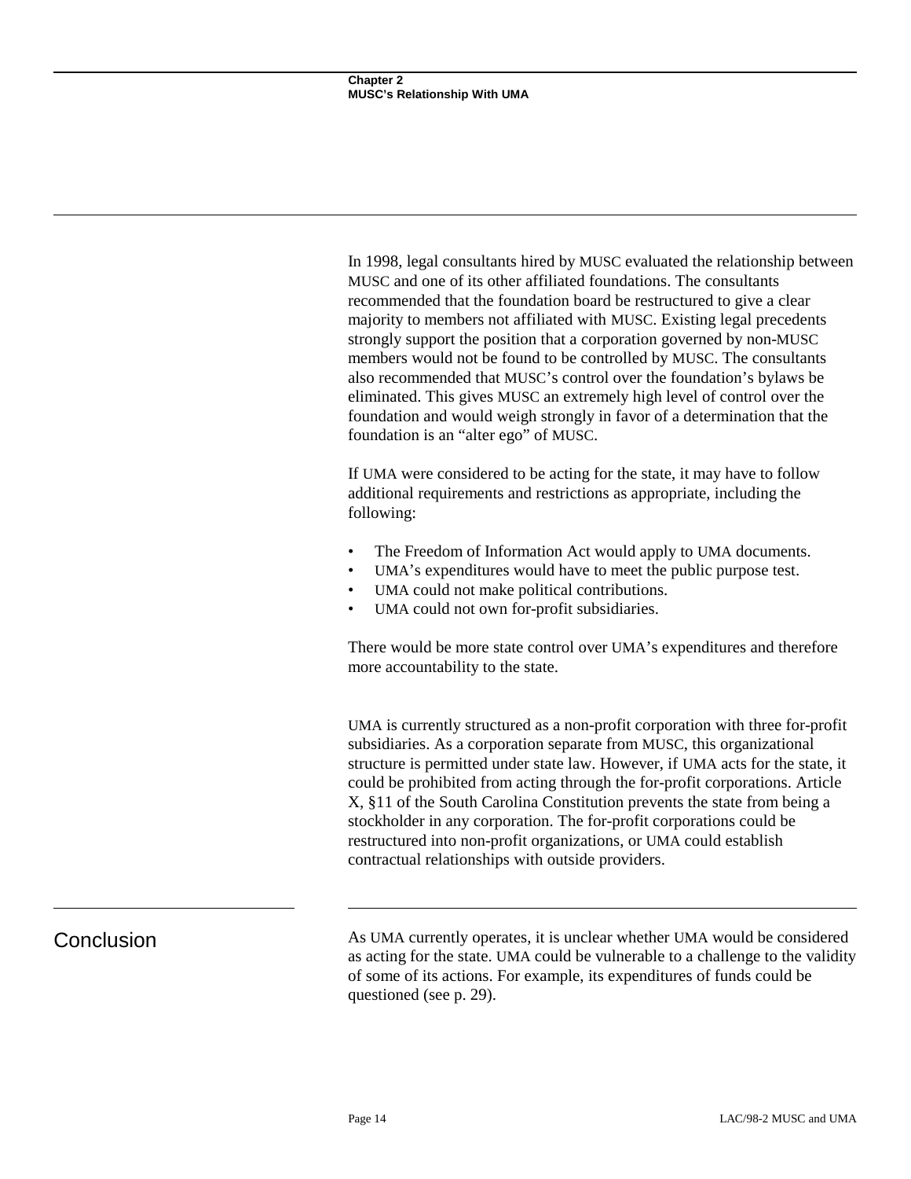In 1998, legal consultants hired by MUSC evaluated the relationship between MUSC and one of its other affiliated foundations. The consultants recommended that the foundation board be restructured to give a clear majority to members not affiliated with MUSC. Existing legal precedents strongly support the position that a corporation governed by non-MUSC members would not be found to be controlled by MUSC. The consultants also recommended that MUSC's control over the foundation's bylaws be eliminated. This gives MUSC an extremely high level of control over the foundation and would weigh strongly in favor of a determination that the foundation is an "alter ego" of MUSC.

If UMA were considered to be acting for the state, it may have to follow additional requirements and restrictions as appropriate, including the following:

- The Freedom of Information Act would apply to UMA documents.
- UMA's expenditures would have to meet the public purpose test.
- UMA could not make political contributions.
- UMA could not own for-profit subsidiaries.

There would be more state control over UMA's expenditures and therefore more accountability to the state.

UMA is currently structured as a non-profit corporation with three for-profit subsidiaries. As a corporation separate from MUSC, this organizational structure is permitted under state law. However, if UMA acts for the state, it could be prohibited from acting through the for-profit corporations. Article X, §11 of the South Carolina Constitution prevents the state from being a stockholder in any corporation. The for-profit corporations could be restructured into non-profit organizations, or UMA could establish contractual relationships with outside providers.

## Conclusion

As UMA currently operates, it is unclear whether UMA would be considered as acting for the state. UMA could be vulnerable to a challenge to the validity of some of its actions. For example, its expenditures of funds could be questioned (see p. 29).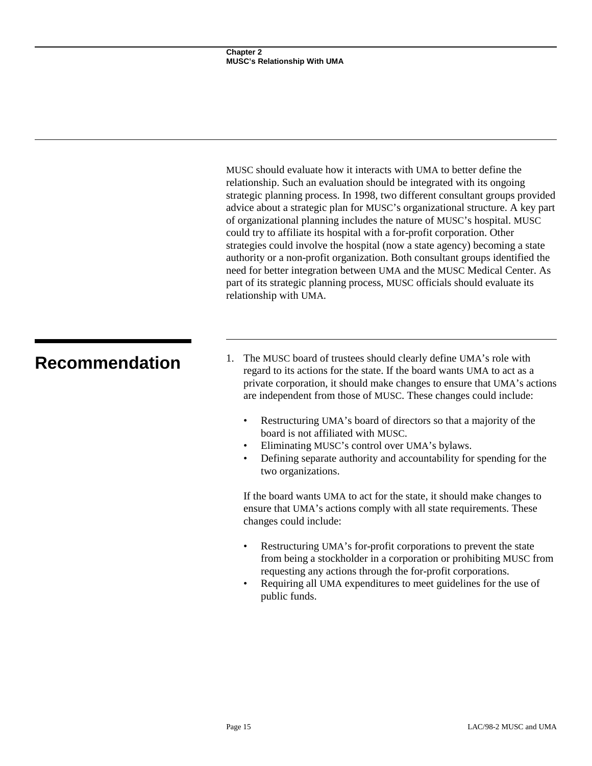MUSC should evaluate how it interacts with UMA to better define the relationship. Such an evaluation should be integrated with its ongoing strategic planning process. In 1998, two different consultant groups provided advice about a strategic plan for MUSC's organizational structure. A key part of organizational planning includes the nature of MUSC's hospital. MUSC could try to affiliate its hospital with a for-profit corporation. Other strategies could involve the hospital (now a state agency) becoming a state authority or a non-profit organization. Both consultant groups identified the need for better integration between UMA and the MUSC Medical Center. As part of its strategic planning process, MUSC officials should evaluate its relationship with UMA.

## Recommendation

1. The MUSC board of trustees should clearly define UMA's role with regard to its actions for the state. If the board wants UMA to act as a private corporation, it should make changes to ensure that UMA's actions are independent from those of MUSC. These changes could include:

   - Restructuring UMA's board of directors so that a majority of the board is not affiliated with MUSC.
   - Eliminating MUSC's control over UMA's bylaws.
   - Defining separate authority and accountability for spending for the two organizations.

   If the board wants UMA to act for the state, it should make changes to ensure that UMA's actions comply with all state requirements. These changes could include:

   - Restructuring UMA's for-profit corporations to prevent the state from being a stockholder in a corporation or prohibiting MUSC from requesting any actions through the for-profit corporations.
   - Requiring all UMA expenditures to meet guidelines for the use of public funds.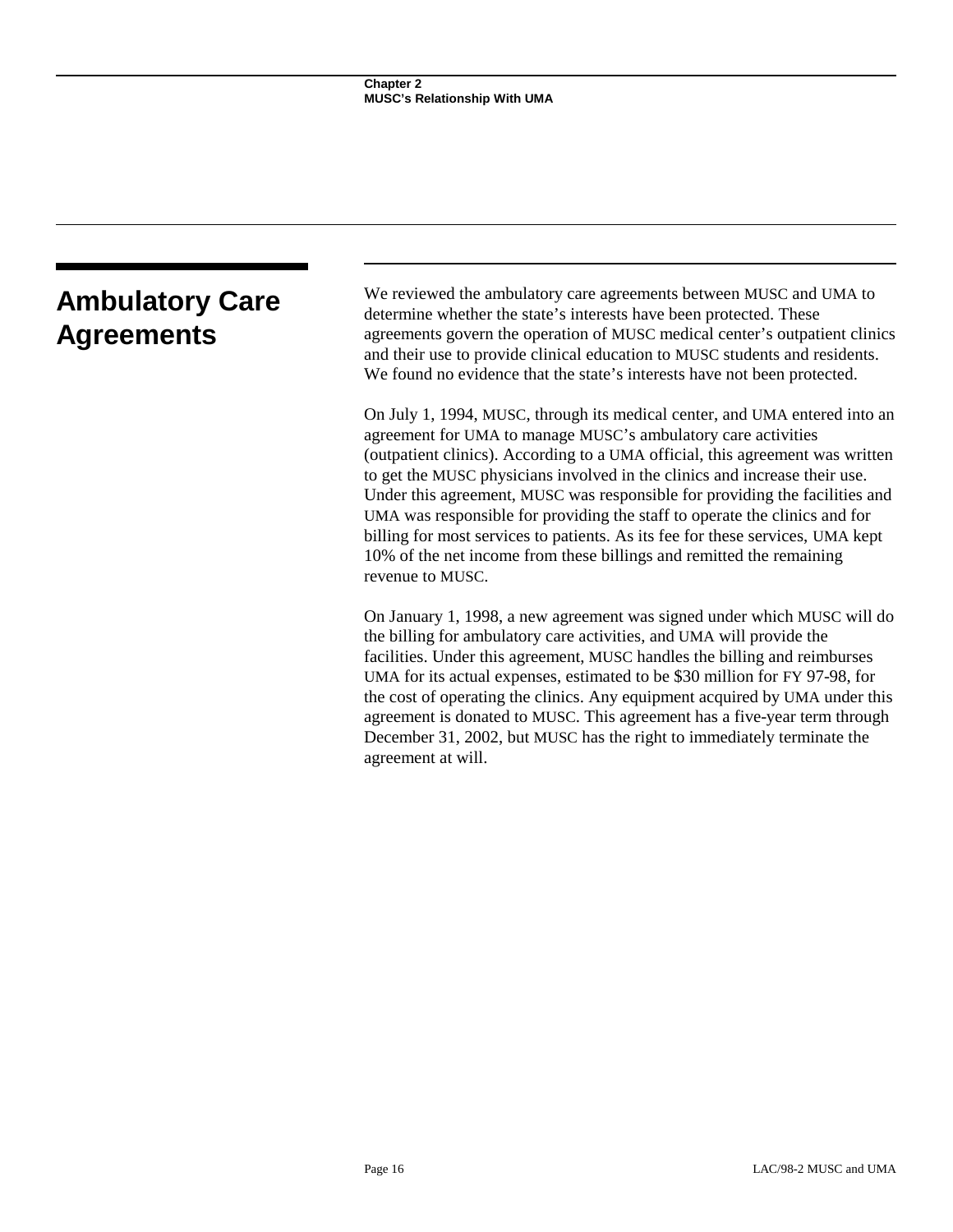## Ambulatory Care Agreements

We reviewed the ambulatory care agreements between MUSC and UMA to determine whether the state's interests have been protected. These agreements govern the operation of MUSC medical center's outpatient clinics and their use to provide clinical education to MUSC students and residents. We found no evidence that the state's interests have not been protected.

On July 1, 1994, MUSC, through its medical center, and UMA entered into an agreement for UMA to manage MUSC's ambulatory care activities (outpatient clinics). According to a UMA official, this agreement was written to get the MUSC physicians involved in the clinics and increase their use. Under this agreement, MUSC was responsible for providing the facilities and UMA was responsible for providing the staff to operate the clinics and for billing for most services to patients. As its fee for these services, UMA kept 10% of the net income from these billings and remitted the remaining revenue to MUSC.

On January 1, 1998, a new agreement was signed under which MUSC will do the billing for ambulatory care activities, and UMA will provide the facilities. Under this agreement, MUSC handles the billing and reimburses UMA for its actual expenses, estimated to be $30 million for FY 97-98, for the cost of operating the clinics. Any equipment acquired by UMA under this agreement is donated to MUSC. This agreement has a five-year term through December 31, 2002, but MUSC has the right to immediately terminate the agreement at will.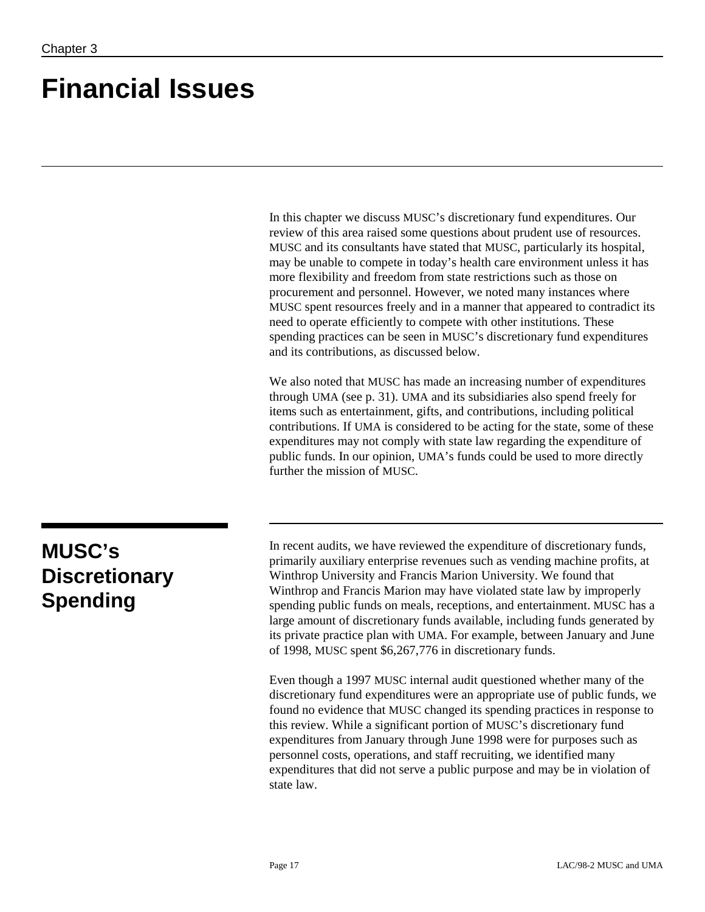Chapter 3

# Financial Issues

In this chapter we discuss MUSC's discretionary fund expenditures. Our review of this area raised some questions about prudent use of resources. MUSC and its consultants have stated that MUSC, particularly its hospital, may be unable to compete in today's health care environment unless it has more flexibility and freedom from state restrictions such as those on procurement and personnel. However, we noted many instances where MUSC spent resources freely and in a manner that appeared to contradict its need to operate efficiently to compete with other institutions. These spending practices can be seen in MUSC's discretionary fund expenditures and its contributions, as discussed below.

We also noted that MUSC has made an increasing number of expenditures through UMA (see p. 31). UMA and its subsidiaries also spend freely for items such as entertainment, gifts, and contributions, including political contributions. If UMA is considered to be acting for the state, some of these expenditures may not comply with state law regarding the expenditure of public funds. In our opinion, UMA's funds could be used to more directly further the mission of MUSC.

## MUSC's Discretionary Spending

In recent audits, we have reviewed the expenditure of discretionary funds, primarily auxiliary enterprise revenues such as vending machine profits, at Winthrop University and Francis Marion University. We found that Winthrop and Francis Marion may have violated state law by improperly spending public funds on meals, receptions, and entertainment. MUSC has a large amount of discretionary funds available, including funds generated by its private practice plan with UMA. For example, between January and June of 1998, MUSC spent $6,267,776 in discretionary funds.

Even though a 1997 MUSC internal audit questioned whether many of the discretionary fund expenditures were an appropriate use of public funds, we found no evidence that MUSC changed its spending practices in response to this review. While a significant portion of MUSC's discretionary fund expenditures from January through June 1998 were for purposes such as personnel costs, operations, and staff recruiting, we identified many expenditures that did not serve a public purpose and may be in violation of state law.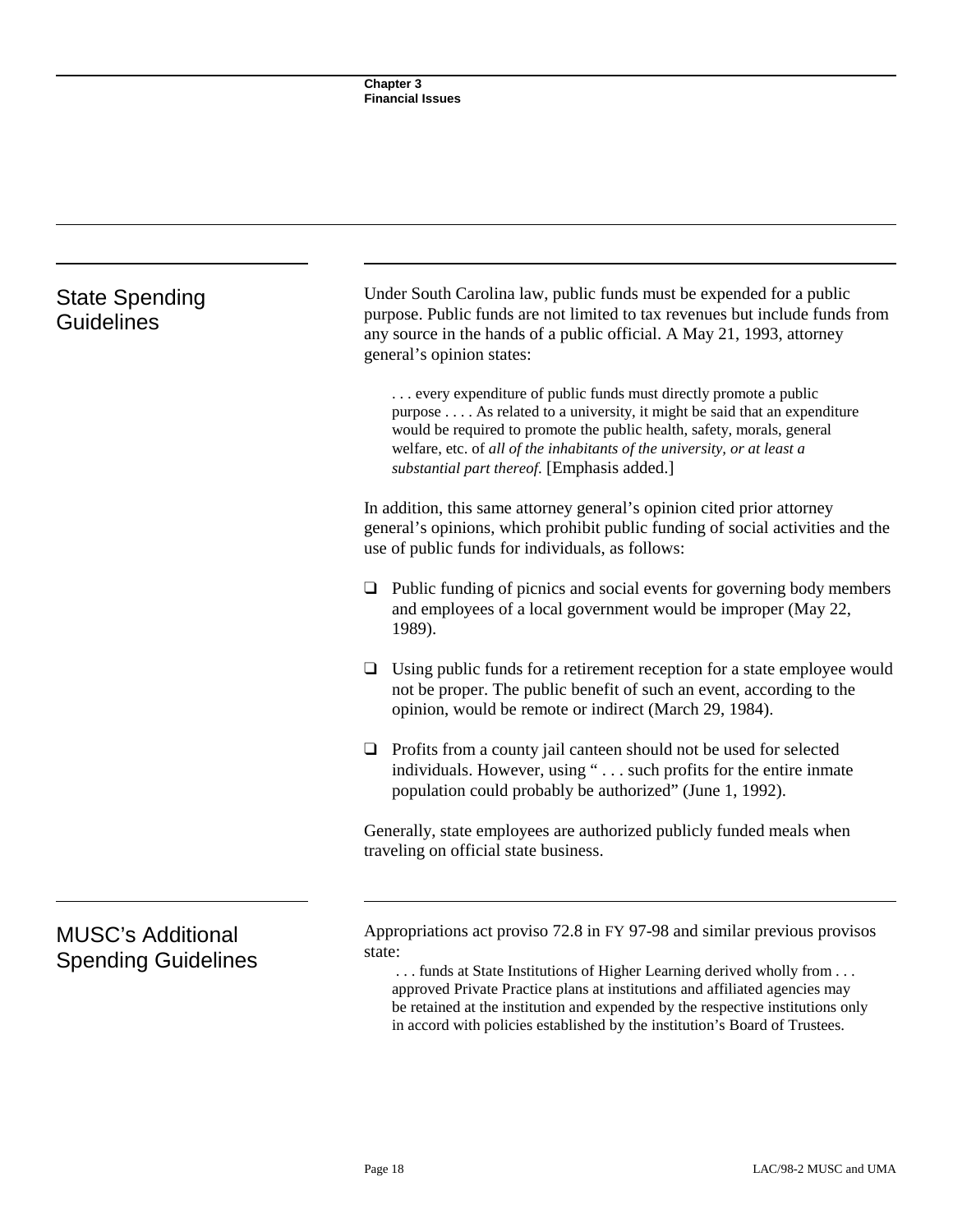## State Spending Guidelines

Under South Carolina law, public funds must be expended for a public purpose. Public funds are not limited to tax revenues but include funds from any source in the hands of a public official. A May 21, 1993, attorney general's opinion states:

> . . . every expenditure of public funds must directly promote a public purpose . . . . As related to a university, it might be said that an expenditure would be required to promote the public health, safety, morals, general welfare, etc. of *all of the inhabitants of the university, or at least a substantial part thereof.* [Emphasis added.]

In addition, this same attorney general's opinion cited prior attorney general's opinions, which prohibit public funding of social activities and the use of public funds for individuals, as follows:

- Public funding of picnics and social events for governing body members and employees of a local government would be improper (May 22, 1989).
- Using public funds for a retirement reception for a state employee would not be proper. The public benefit of such an event, according to the opinion, would be remote or indirect (March 29, 1984).
- Profits from a county jail canteen should not be used for selected individuals. However, using " . . . such profits for the entire inmate population could probably be authorized" (June 1, 1992).

Generally, state employees are authorized publicly funded meals when traveling on official state business.

## MUSC's Additional Spending Guidelines

Appropriations act proviso 72.8 in FY 97-98 and similar previous provisos state:

> . . . funds at State Institutions of Higher Learning derived wholly from . . . approved Private Practice plans at institutions and affiliated agencies may be retained at the institution and expended by the respective institutions only in accord with policies established by the institution's Board of Trustees.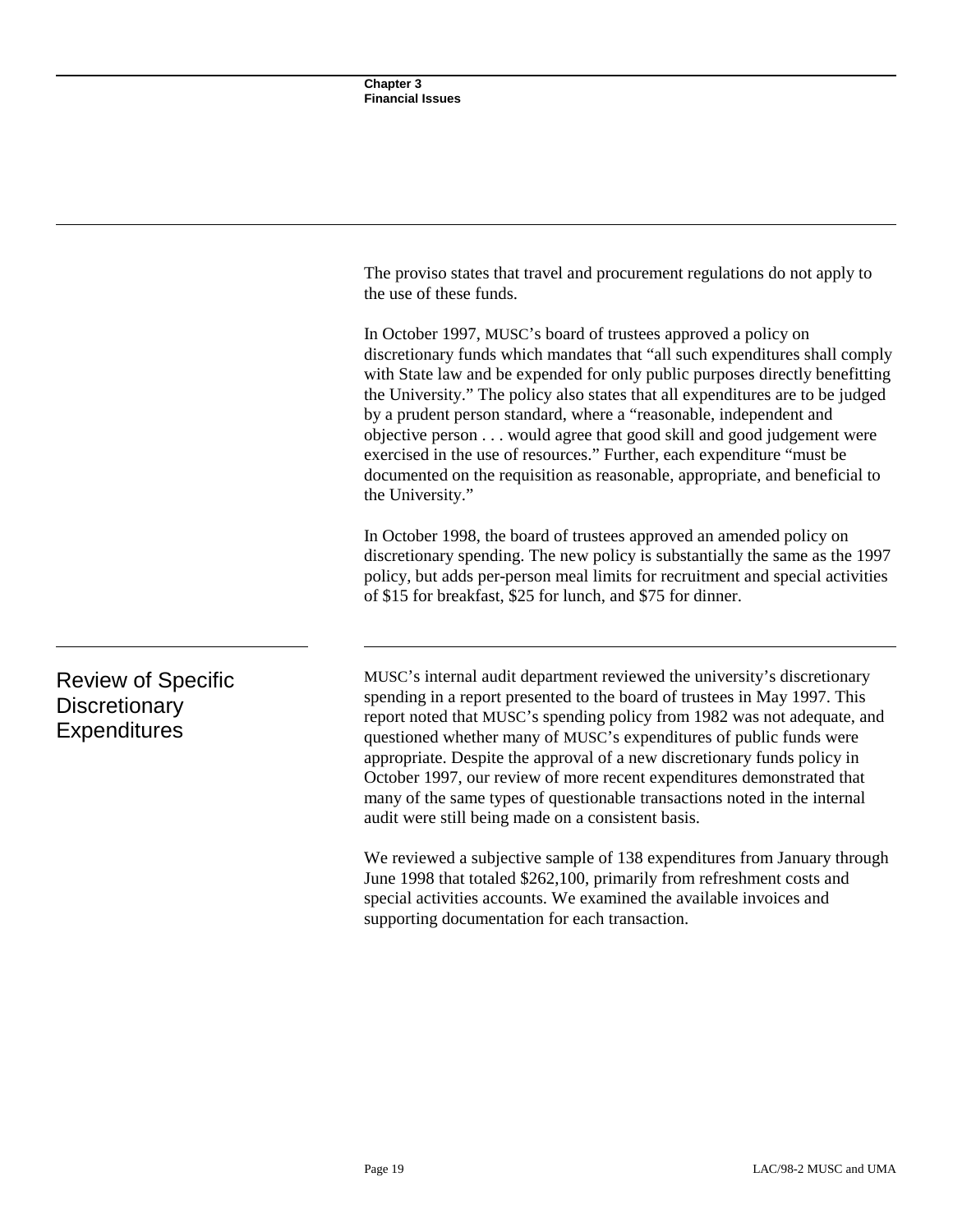The proviso states that travel and procurement regulations do not apply to the use of these funds.

In October 1997, MUSC's board of trustees approved a policy on discretionary funds which mandates that "all such expenditures shall comply with State law and be expended for only public purposes directly benefitting the University." The policy also states that all expenditures are to be judged by a prudent person standard, where a "reasonable, independent and objective person . . . would agree that good skill and good judgement were exercised in the use of resources." Further, each expenditure "must be documented on the requisition as reasonable, appropriate, and beneficial to the University."

In October 1998, the board of trustees approved an amended policy on discretionary spending. The new policy is substantially the same as the 1997 policy, but adds per-person meal limits for recruitment and special activities of $15 for breakfast, $25 for lunch, and $75 for dinner.

## Review of Specific Discretionary Expenditures

MUSC's internal audit department reviewed the university's discretionary spending in a report presented to the board of trustees in May 1997. This report noted that MUSC's spending policy from 1982 was not adequate, and questioned whether many of MUSC's expenditures of public funds were appropriate. Despite the approval of a new discretionary funds policy in October 1997, our review of more recent expenditures demonstrated that many of the same types of questionable transactions noted in the internal audit were still being made on a consistent basis.

We reviewed a subjective sample of 138 expenditures from January through June 1998 that totaled $262,100, primarily from refreshment costs and special activities accounts. We examined the available invoices and supporting documentation for each transaction.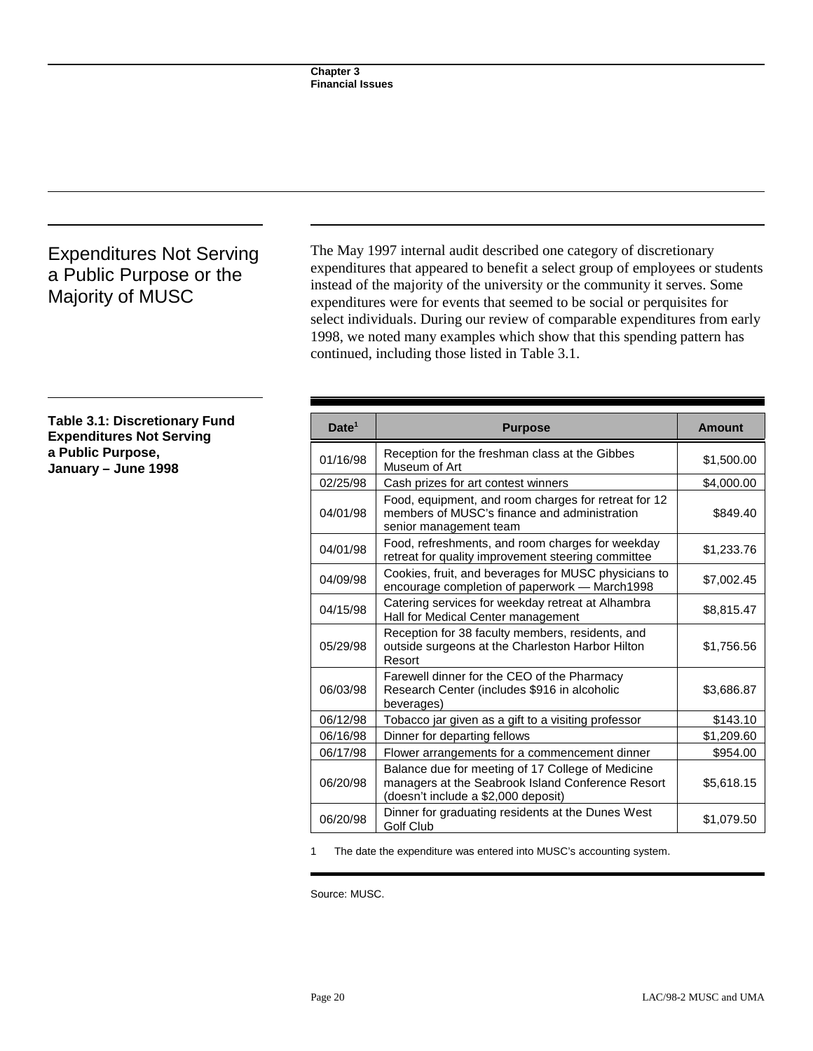## Expenditures Not Serving a Public Purpose or the Majority of MUSC

The May 1997 internal audit described one category of discretionary expenditures that appeared to benefit a select group of employees or students instead of the majority of the university or the community it serves. Some expenditures were for events that seemed to be social or perquisites for select individuals. During our review of comparable expenditures from early 1998, we noted many examples which show that this spending pattern has continued, including those listed in Table 3.1.

**Table 3.1: Discretionary Fund Expenditures Not Serving a Public Purpose, January – June 1998**

| Date[1] | Purpose | Amount |
|---|---|---|
| 01/16/98 | Reception for the freshman class at the Gibbes Museum of Art | $1,500.00 |
| 02/25/98 | Cash prizes for art contest winners | $4,000.00 |
| 04/01/98 | Food, equipment, and room charges for retreat for 12 members of MUSC's finance and administration senior management team | $849.40 |
| 04/01/98 | Food, refreshments, and room charges for weekday retreat for quality improvement steering committee | $1,233.76 |
| 04/09/98 | Cookies, fruit, and beverages for MUSC physicians to encourage completion of paperwork — March1998 | $7,002.45 |
| 04/15/98 | Catering services for weekday retreat at Alhambra Hall for Medical Center management | $8,815.47 |
| 05/29/98 | Reception for 38 faculty members, residents, and outside surgeons at the Charleston Harbor Hilton Resort | $1,756.56 |
| 06/03/98 | Farewell dinner for the CEO of the Pharmacy Research Center (includes $916 in alcoholic beverages) | $3,686.87 |
| 06/12/98 | Tobacco jar given as a gift to a visiting professor | $143.10 |
| 06/16/98 | Dinner for departing fellows | $1,209.60 |
| 06/17/98 | Flower arrangements for a commencement dinner | $954.00 |
| 06/20/98 | Balance due for meeting of 17 College of Medicine managers at the Seabrook Island Conference Resort (doesn't include a $2,000 deposit) | $5,618.15 |
| 06/20/98 | Dinner for graduating residents at the Dunes West Golf Club | $1,079.50 |

1 The date the expenditure was entered into MUSC's accounting system.

Source: MUSC.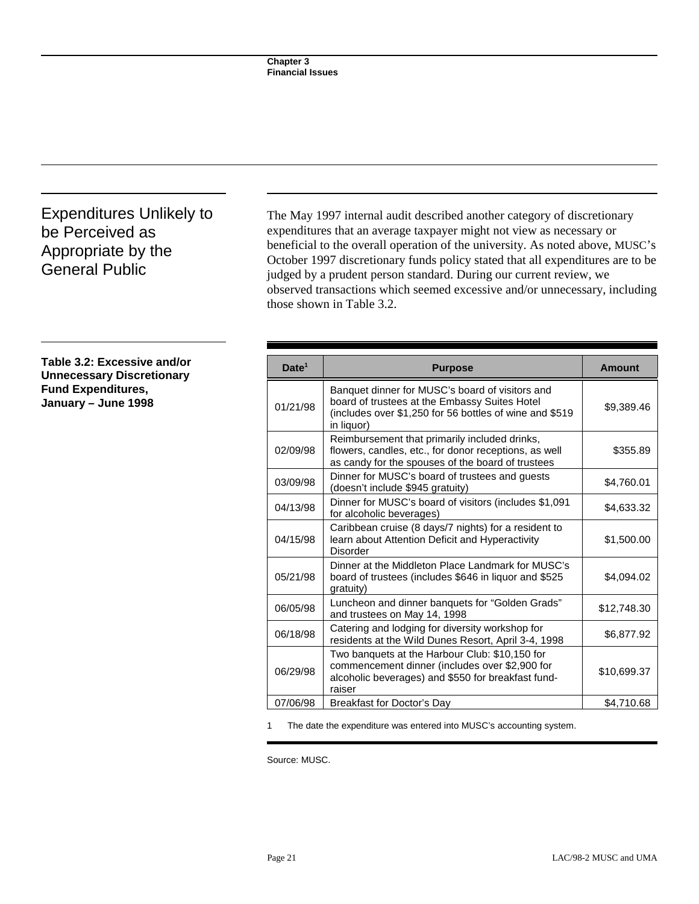## Expenditures Unlikely to be Perceived as Appropriate by the General Public

The May 1997 internal audit described another category of discretionary expenditures that an average taxpayer might not view as necessary or beneficial to the overall operation of the university. As noted above, MUSC's October 1997 discretionary funds policy stated that all expenditures are to be judged by a prudent person standard. During our current review, we observed transactions which seemed excessive and/or unnecessary, including those shown in Table 3.2.

**Table 3.2: Excessive and/or Unnecessary Discretionary Fund Expenditures, January – June 1998**

| Date[1] | Purpose | Amount |
|---|---|---|
| 01/21/98 | Banquet dinner for MUSC's board of visitors and board of trustees at the Embassy Suites Hotel (includes over $1,250 for 56 bottles of wine and $519 in liquor) | $9,389.46 |
| 02/09/98 | Reimbursement that primarily included drinks, flowers, candles, etc., for donor receptions, as well as candy for the spouses of the board of trustees | $355.89 |
| 03/09/98 | Dinner for MUSC's board of trustees and guests (doesn't include $945 gratuity) | $4,760.01 |
| 04/13/98 | Dinner for MUSC's board of visitors (includes $1,091 for alcoholic beverages) | $4,633.32 |
| 04/15/98 | Caribbean cruise (8 days/7 nights) for a resident to learn about Attention Deficit and Hyperactivity Disorder | $1,500.00 |
| 05/21/98 | Dinner at the Middleton Place Landmark for MUSC's board of trustees (includes $646 in liquor and $525 gratuity) | $4,094.02 |
| 06/05/98 | Luncheon and dinner banquets for "Golden Grads" and trustees on May 14, 1998 | $12,748.30 |
| 06/18/98 | Catering and lodging for diversity workshop for residents at the Wild Dunes Resort, April 3-4, 1998 | $6,877.92 |
| 06/29/98 | Two banquets at the Harbour Club: $10,150 for commencement dinner (includes over $2,900 for alcoholic beverages) and $550 for breakfast fund-raiser | $10,699.37 |
| 07/06/98 | Breakfast for Doctor's Day | $4,710.68 |

1 The date the expenditure was entered into MUSC's accounting system.

Source: MUSC.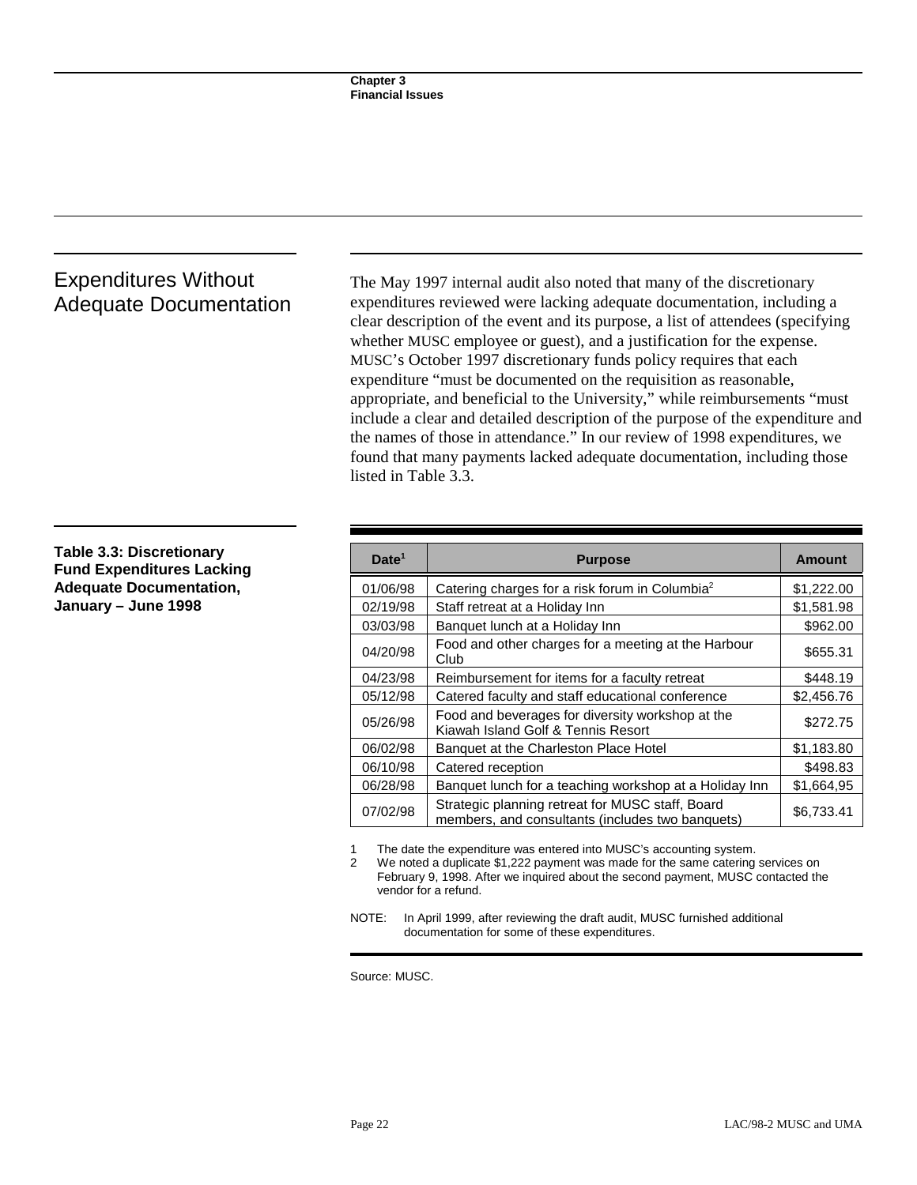## Expenditures Without Adequate Documentation

The May 1997 internal audit also noted that many of the discretionary expenditures reviewed were lacking adequate documentation, including a clear description of the event and its purpose, a list of attendees (specifying whether MUSC employee or guest), and a justification for the expense. MUSC's October 1997 discretionary funds policy requires that each expenditure "must be documented on the requisition as reasonable, appropriate, and beneficial to the University," while reimbursements "must include a clear and detailed description of the purpose of the expenditure and the names of those in attendance." In our review of 1998 expenditures, we found that many payments lacked adequate documentation, including those listed in Table 3.3.

**Table 3.3: Discretionary Fund Expenditures Lacking Adequate Documentation, January – June 1998**

| Date[1] | Purpose | Amount |
|---|---|---|
| 01/06/98 | Catering charges for a risk forum in Columbia[2] | $1,222.00 |
| 02/19/98 | Staff retreat at a Holiday Inn | $1,581.98 |
| 03/03/98 | Banquet lunch at a Holiday Inn | $962.00 |
| 04/20/98 | Food and other charges for a meeting at the Harbour Club | $655.31 |
| 04/23/98 | Reimbursement for items for a faculty retreat | $448.19 |
| 05/12/98 | Catered faculty and staff educational conference | $2,456.76 |
| 05/26/98 | Food and beverages for diversity workshop at the Kiawah Island Golf & Tennis Resort | $272.75 |
| 06/02/98 | Banquet at the Charleston Place Hotel | $1,183.80 |
| 06/10/98 | Catered reception | $498.83 |
| 06/28/98 | Banquet lunch for a teaching workshop at a Holiday Inn | $1,664,95 |
| 07/02/98 | Strategic planning retreat for MUSC staff, Board members, and consultants (includes two banquets) | $6,733.41 |

1 The date the expenditure was entered into MUSC's accounting system.

2 We noted a duplicate $1,222 payment was made for the same catering services on February 9, 1998. After we inquired about the second payment, MUSC contacted the vendor for a refund.

NOTE: In April 1999, after reviewing the draft audit, MUSC furnished additional documentation for some of these expenditures.

Source: MUSC.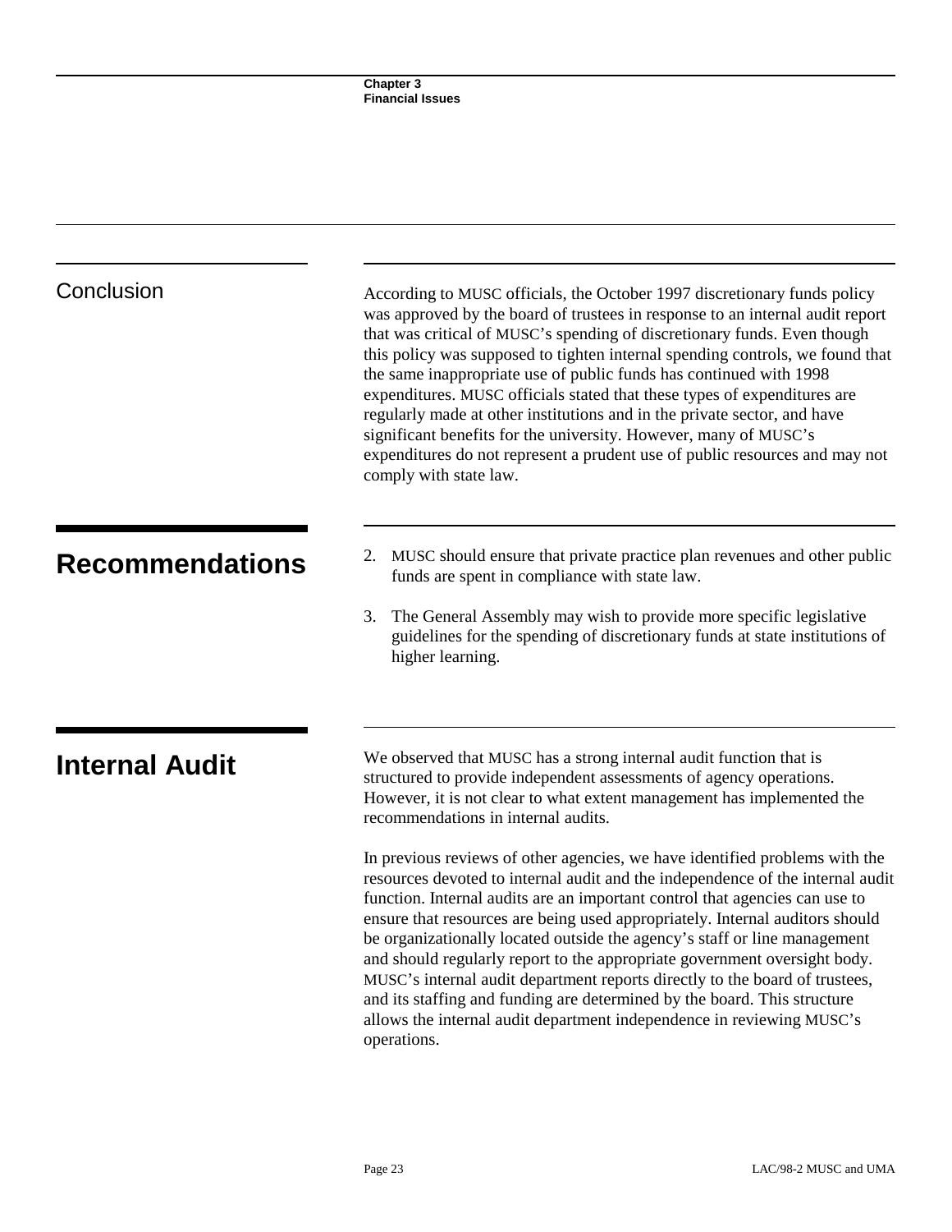## Conclusion

According to MUSC officials, the October 1997 discretionary funds policy was approved by the board of trustees in response to an internal audit report that was critical of MUSC's spending of discretionary funds. Even though this policy was supposed to tighten internal spending controls, we found that the same inappropriate use of public funds has continued with 1998 expenditures. MUSC officials stated that these types of expenditures are regularly made at other institutions and in the private sector, and have significant benefits for the university. However, many of MUSC's expenditures do not represent a prudent use of public resources and may not comply with state law.

# Recommendations

2. MUSC should ensure that private practice plan revenues and other public funds are spent in compliance with state law.
3. The General Assembly may wish to provide more specific legislative guidelines for the spending of discretionary funds at state institutions of higher learning.

# Internal Audit

We observed that MUSC has a strong internal audit function that is structured to provide independent assessments of agency operations. However, it is not clear to what extent management has implemented the recommendations in internal audits.

In previous reviews of other agencies, we have identified problems with the resources devoted to internal audit and the independence of the internal audit function. Internal audits are an important control that agencies can use to ensure that resources are being used appropriately. Internal auditors should be organizationally located outside the agency's staff or line management and should regularly report to the appropriate government oversight body. MUSC's internal audit department reports directly to the board of trustees, and its staffing and funding are determined by the board. This structure allows the internal audit department independence in reviewing MUSC's operations.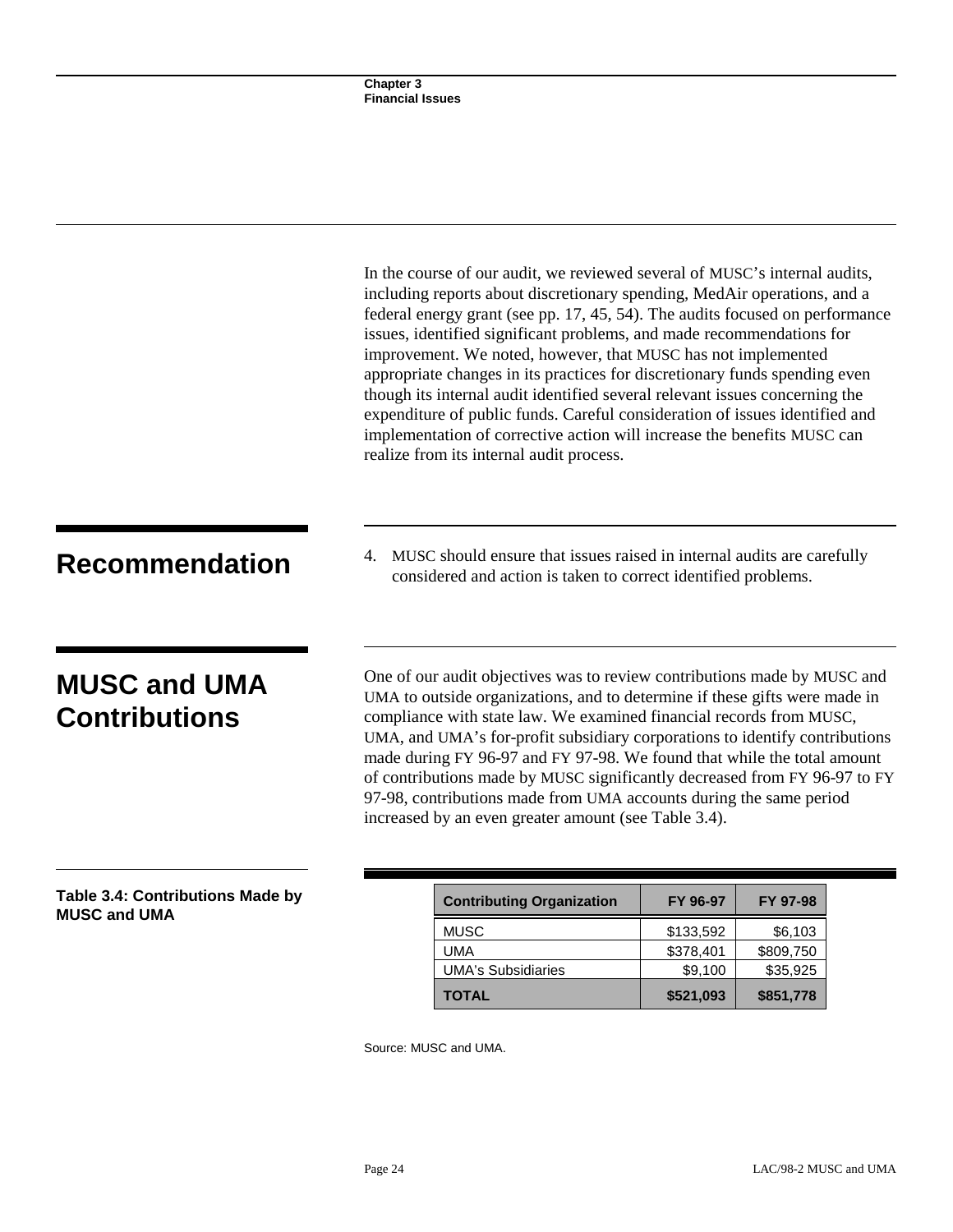In the course of our audit, we reviewed several of MUSC's internal audits, including reports about discretionary spending, MedAir operations, and a federal energy grant (see pp. 17, 45, 54). The audits focused on performance issues, identified significant problems, and made recommendations for improvement. We noted, however, that MUSC has not implemented appropriate changes in its practices for discretionary funds spending even though its internal audit identified several relevant issues concerning the expenditure of public funds. Careful consideration of issues identified and implementation of corrective action will increase the benefits MUSC can realize from its internal audit process.

## Recommendation

4. MUSC should ensure that issues raised in internal audits are carefully considered and action is taken to correct identified problems.

## MUSC and UMA Contributions

One of our audit objectives was to review contributions made by MUSC and UMA to outside organizations, and to determine if these gifts were made in compliance with state law. We examined financial records from MUSC, UMA, and UMA's for-profit subsidiary corporations to identify contributions made during FY 96-97 and FY 97-98. We found that while the total amount of contributions made by MUSC significantly decreased from FY 96-97 to FY 97-98, contributions made from UMA accounts during the same period increased by an even greater amount (see Table 3.4).

**Table 3.4: Contributions Made by MUSC and UMA**

| Contributing Organization | FY 96-97 | FY 97-98 |
|---|---:|---:|
| MUSC | $133,592 | $6,103 |
| UMA | $378,401 | $809,750 |
| UMA's Subsidiaries | $9,100 | $35,925 |
| **TOTAL** | **$521,093** | **$851,778** |

Source: MUSC and UMA.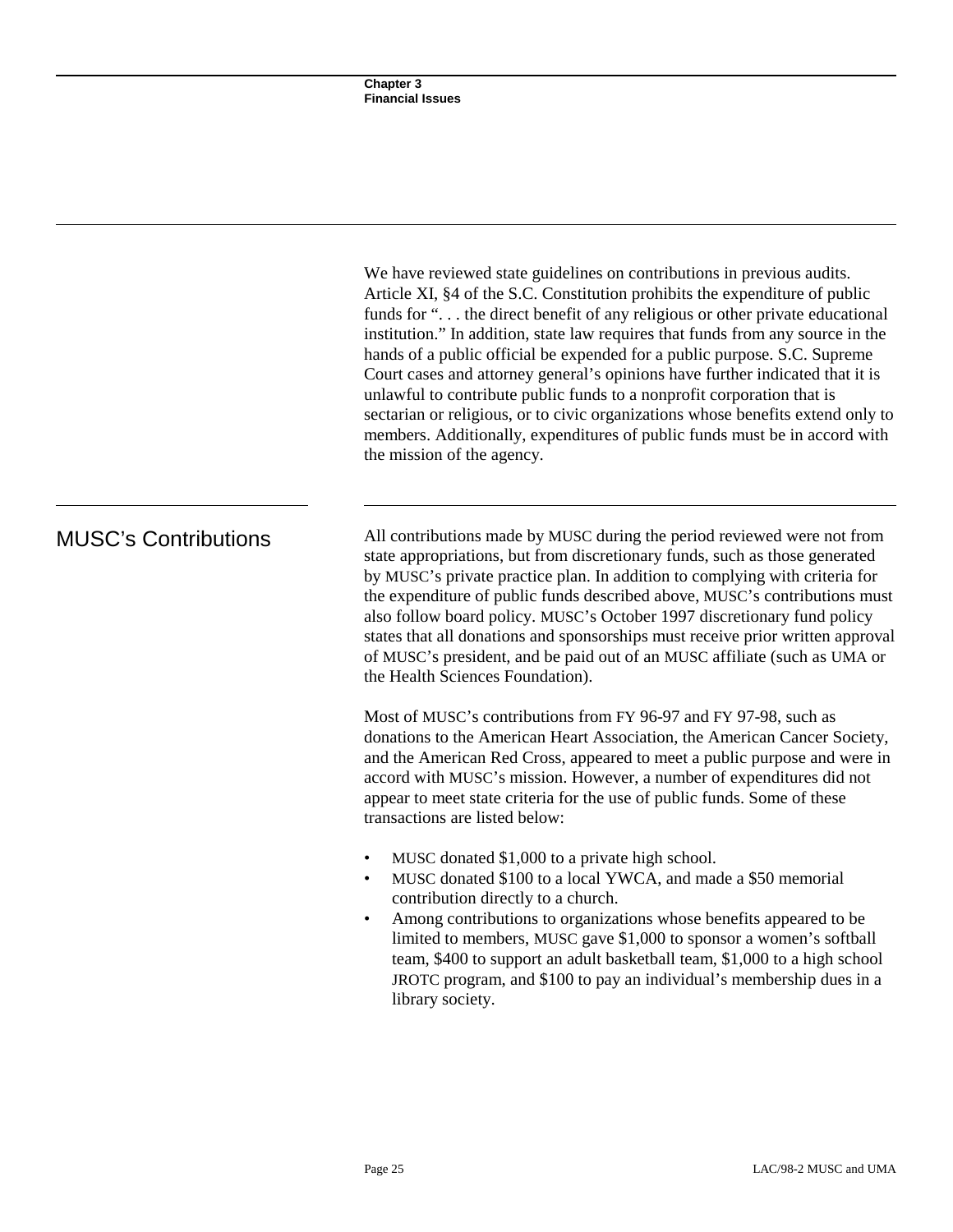We have reviewed state guidelines on contributions in previous audits. Article XI, §4 of the S.C. Constitution prohibits the expenditure of public funds for ". . . the direct benefit of any religious or other private educational institution." In addition, state law requires that funds from any source in the hands of a public official be expended for a public purpose. S.C. Supreme Court cases and attorney general's opinions have further indicated that it is unlawful to contribute public funds to a nonprofit corporation that is sectarian or religious, or to civic organizations whose benefits extend only to members. Additionally, expenditures of public funds must be in accord with the mission of the agency.

## MUSC's Contributions

All contributions made by MUSC during the period reviewed were not from state appropriations, but from discretionary funds, such as those generated by MUSC's private practice plan. In addition to complying with criteria for the expenditure of public funds described above, MUSC's contributions must also follow board policy. MUSC's October 1997 discretionary fund policy states that all donations and sponsorships must receive prior written approval of MUSC's president, and be paid out of an MUSC affiliate (such as UMA or the Health Sciences Foundation).

Most of MUSC's contributions from FY 96-97 and FY 97-98, such as donations to the American Heart Association, the American Cancer Society, and the American Red Cross, appeared to meet a public purpose and were in accord with MUSC's mission. However, a number of expenditures did not appear to meet state criteria for the use of public funds. Some of these transactions are listed below:

- MUSC donated $1,000 to a private high school.
- MUSC donated $100 to a local YWCA, and made a $50 memorial contribution directly to a church.
- Among contributions to organizations whose benefits appeared to be limited to members, MUSC gave $1,000 to sponsor a women's softball team, $400 to support an adult basketball team, $1,000 to a high school JROTC program, and $100 to pay an individual's membership dues in a library society.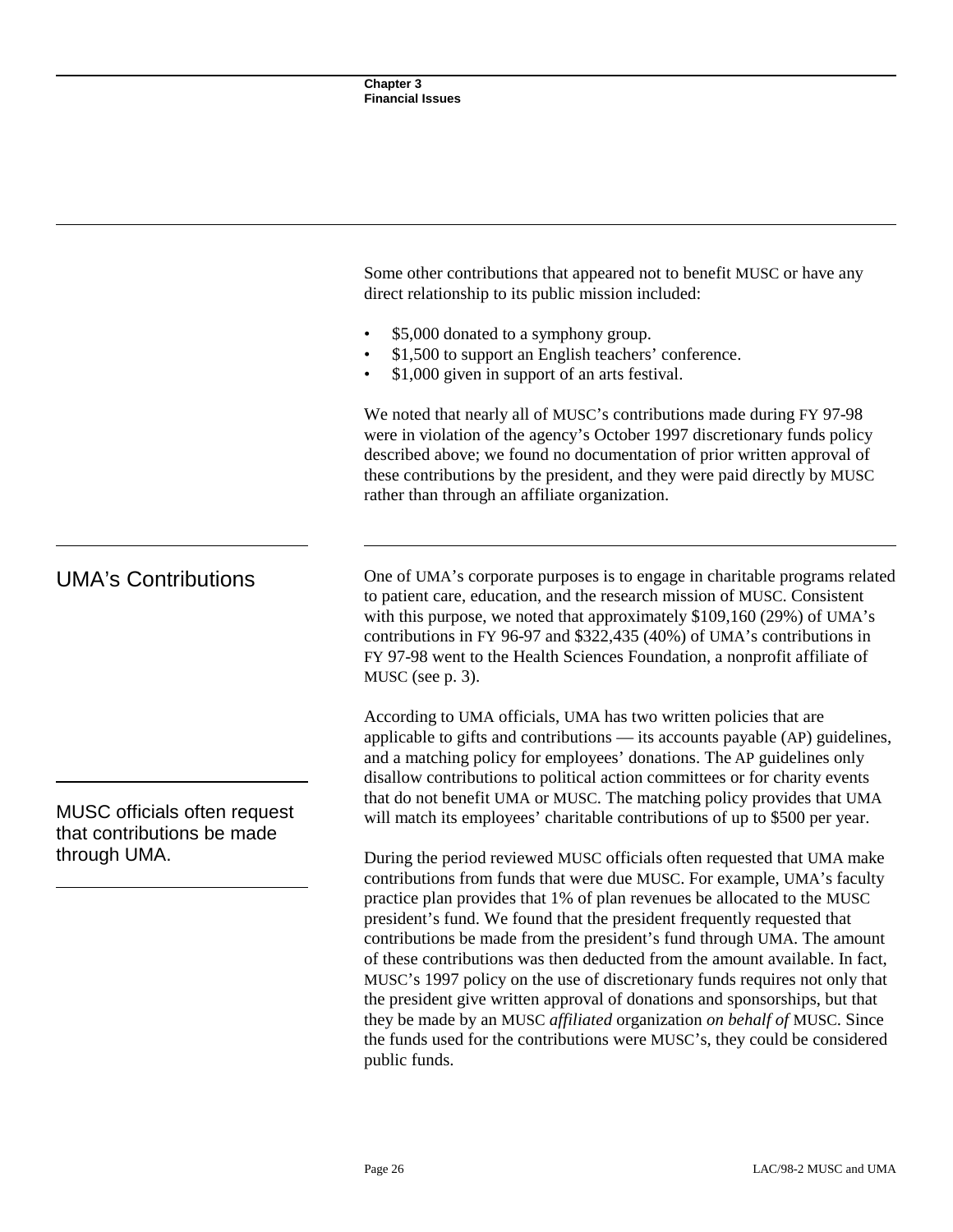Some other contributions that appeared not to benefit MUSC or have any direct relationship to its public mission included:

- $5,000 donated to a symphony group.
- $1,500 to support an English teachers' conference.
- $1,000 given in support of an arts festival.

We noted that nearly all of MUSC's contributions made during FY 97-98 were in violation of the agency's October 1997 discretionary funds policy described above; we found no documentation of prior written approval of these contributions by the president, and they were paid directly by MUSC rather than through an affiliate organization.

## UMA's Contributions

One of UMA's corporate purposes is to engage in charitable programs related to patient care, education, and the research mission of MUSC. Consistent with this purpose, we noted that approximately $109,160 (29%) of UMA's contributions in FY 96-97 and $322,435 (40%) of UMA's contributions in FY 97-98 went to the Health Sciences Foundation, a nonprofit affiliate of MUSC (see p. 3).

According to UMA officials, UMA has two written policies that are applicable to gifts and contributions — its accounts payable (AP) guidelines, and a matching policy for employees' donations. The AP guidelines only disallow contributions to political action committees or for charity events that do not benefit UMA or MUSC. The matching policy provides that UMA will match its employees' charitable contributions of up to $500 per year.

MUSC officials often request that contributions be made through UMA.

During the period reviewed MUSC officials often requested that UMA make contributions from funds that were due MUSC. For example, UMA's faculty practice plan provides that 1% of plan revenues be allocated to the MUSC president's fund. We found that the president frequently requested that contributions be made from the president's fund through UMA. The amount of these contributions was then deducted from the amount available. In fact, MUSC's 1997 policy on the use of discretionary funds requires not only that the president give written approval of donations and sponsorships, but that they be made by an MUSC *affiliated* organization *on behalf of* MUSC. Since the funds used for the contributions were MUSC's, they could be considered public funds.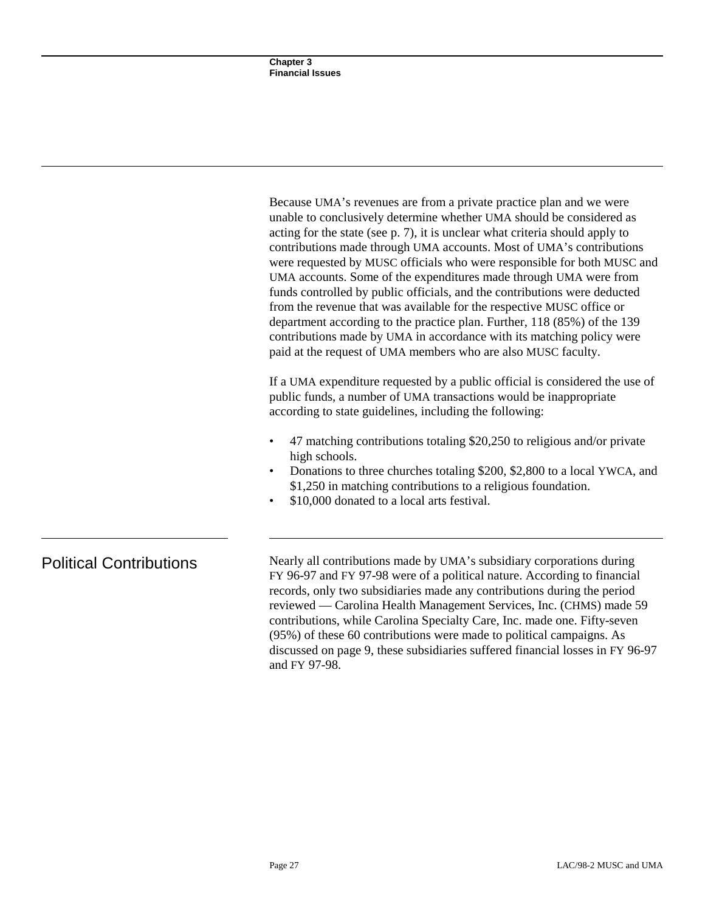Because UMA's revenues are from a private practice plan and we were unable to conclusively determine whether UMA should be considered as acting for the state (see p. 7), it is unclear what criteria should apply to contributions made through UMA accounts. Most of UMA's contributions were requested by MUSC officials who were responsible for both MUSC and UMA accounts. Some of the expenditures made through UMA were from funds controlled by public officials, and the contributions were deducted from the revenue that was available for the respective MUSC office or department according to the practice plan. Further, 118 (85%) of the 139 contributions made by UMA in accordance with its matching policy were paid at the request of UMA members who are also MUSC faculty.

If a UMA expenditure requested by a public official is considered the use of public funds, a number of UMA transactions would be inappropriate according to state guidelines, including the following:

- 47 matching contributions totaling $20,250 to religious and/or private high schools.
- Donations to three churches totaling $200, $2,800 to a local YWCA, and $1,250 in matching contributions to a religious foundation.
- $10,000 donated to a local arts festival.

## Political Contributions

Nearly all contributions made by UMA's subsidiary corporations during FY 96-97 and FY 97-98 were of a political nature. According to financial records, only two subsidiaries made any contributions during the period reviewed — Carolina Health Management Services, Inc. (CHMS) made 59 contributions, while Carolina Specialty Care, Inc. made one. Fifty-seven (95%) of these 60 contributions were made to political campaigns. As discussed on page 9, these subsidiaries suffered financial losses in FY 96-97 and FY 97-98.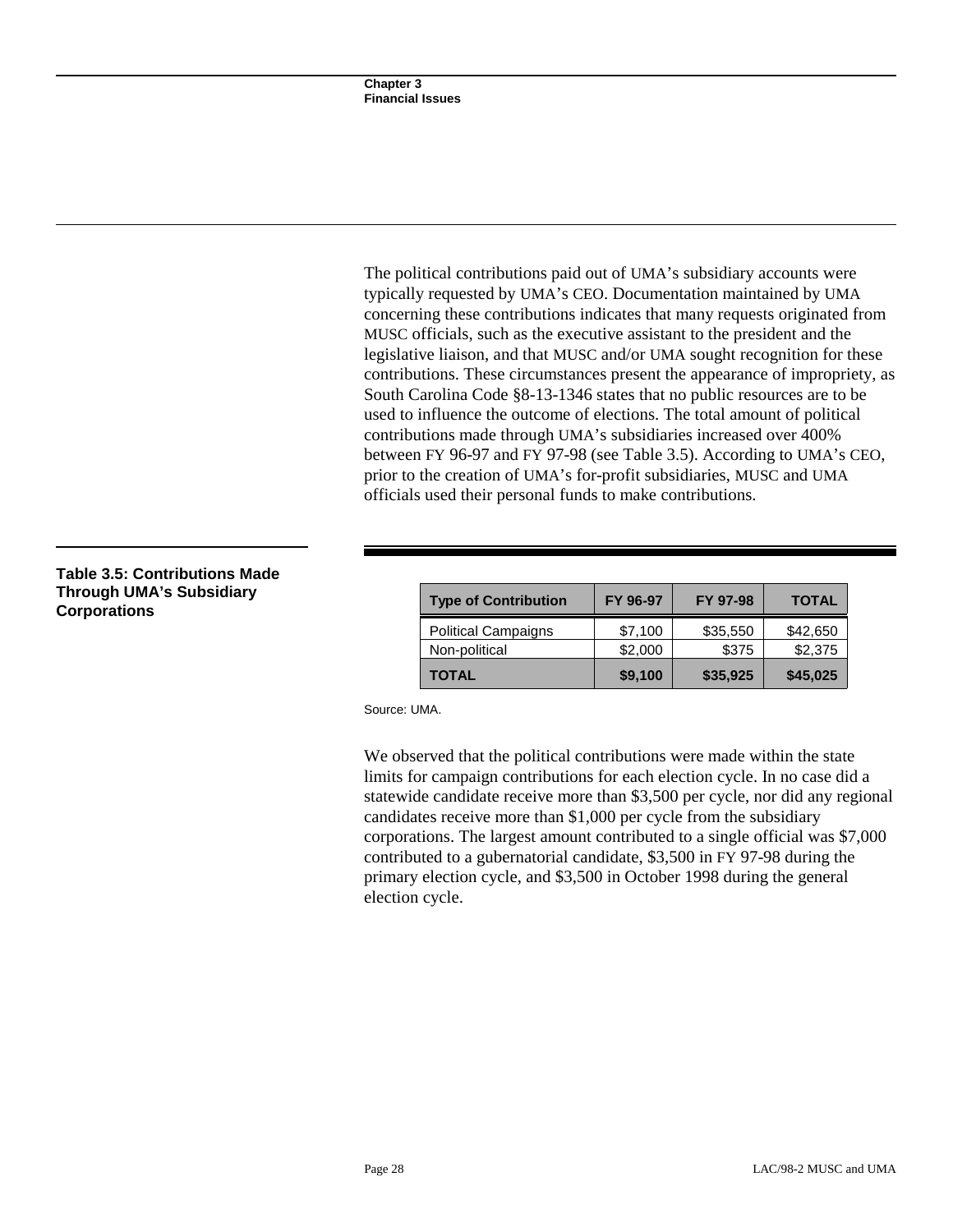The political contributions paid out of UMA's subsidiary accounts were typically requested by UMA's CEO. Documentation maintained by UMA concerning these contributions indicates that many requests originated from MUSC officials, such as the executive assistant to the president and the legislative liaison, and that MUSC and/or UMA sought recognition for these contributions. These circumstances present the appearance of impropriety, as South Carolina Code §8-13-1346 states that no public resources are to be used to influence the outcome of elections. The total amount of political contributions made through UMA's subsidiaries increased over 400% between FY 96-97 and FY 97-98 (see Table 3.5). According to UMA's CEO, prior to the creation of UMA's for-profit subsidiaries, MUSC and UMA officials used their personal funds to make contributions.

**Table 3.5: Contributions Made Through UMA's Subsidiary Corporations**

| Type of Contribution | FY 96-97 | FY 97-98 | TOTAL |
|---|---|---|---|
| Political Campaigns | $7,100 | $35,550 | $42,650 |
| Non-political | $2,000 | $375 | $2,375 |
| **TOTAL** | **$9,100** | **$35,925** | **$45,025** |

Source: UMA.

We observed that the political contributions were made within the state limits for campaign contributions for each election cycle. In no case did a statewide candidate receive more than $3,500 per cycle, nor did any regional candidates receive more than $1,000 per cycle from the subsidiary corporations. The largest amount contributed to a single official was $7,000 contributed to a gubernatorial candidate, $3,500 in FY 97-98 during the primary election cycle, and $3,500 in October 1998 during the general election cycle.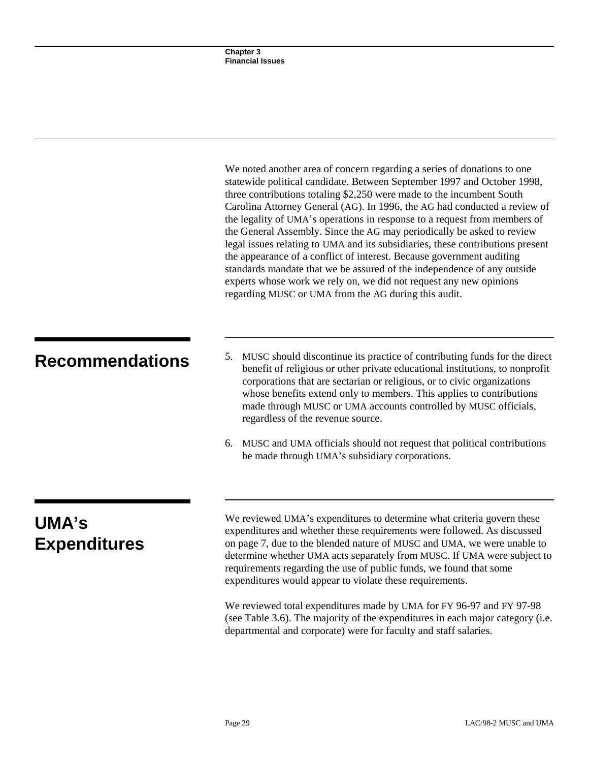We noted another area of concern regarding a series of donations to one statewide political candidate. Between September 1997 and October 1998, three contributions totaling $2,250 were made to the incumbent South Carolina Attorney General (AG). In 1996, the AG had conducted a review of the legality of UMA's operations in response to a request from members of the General Assembly. Since the AG may periodically be asked to review legal issues relating to UMA and its subsidiaries, these contributions present the appearance of a conflict of interest. Because government auditing standards mandate that we be assured of the independence of any outside experts whose work we rely on, we did not request any new opinions regarding MUSC or UMA from the AG during this audit.

## Recommendations

5. MUSC should discontinue its practice of contributing funds for the direct benefit of religious or other private educational institutions, to nonprofit corporations that are sectarian or religious, or to civic organizations whose benefits extend only to members. This applies to contributions made through MUSC or UMA accounts controlled by MUSC officials, regardless of the revenue source.

6. MUSC and UMA officials should not request that political contributions be made through UMA's subsidiary corporations.

## UMA's Expenditures

We reviewed UMA's expenditures to determine what criteria govern these expenditures and whether these requirements were followed. As discussed on page 7, due to the blended nature of MUSC and UMA, we were unable to determine whether UMA acts separately from MUSC. If UMA were subject to requirements regarding the use of public funds, we found that some expenditures would appear to violate these requirements.

We reviewed total expenditures made by UMA for FY 96-97 and FY 97-98 (see Table 3.6). The majority of the expenditures in each major category (i.e. departmental and corporate) were for faculty and staff salaries.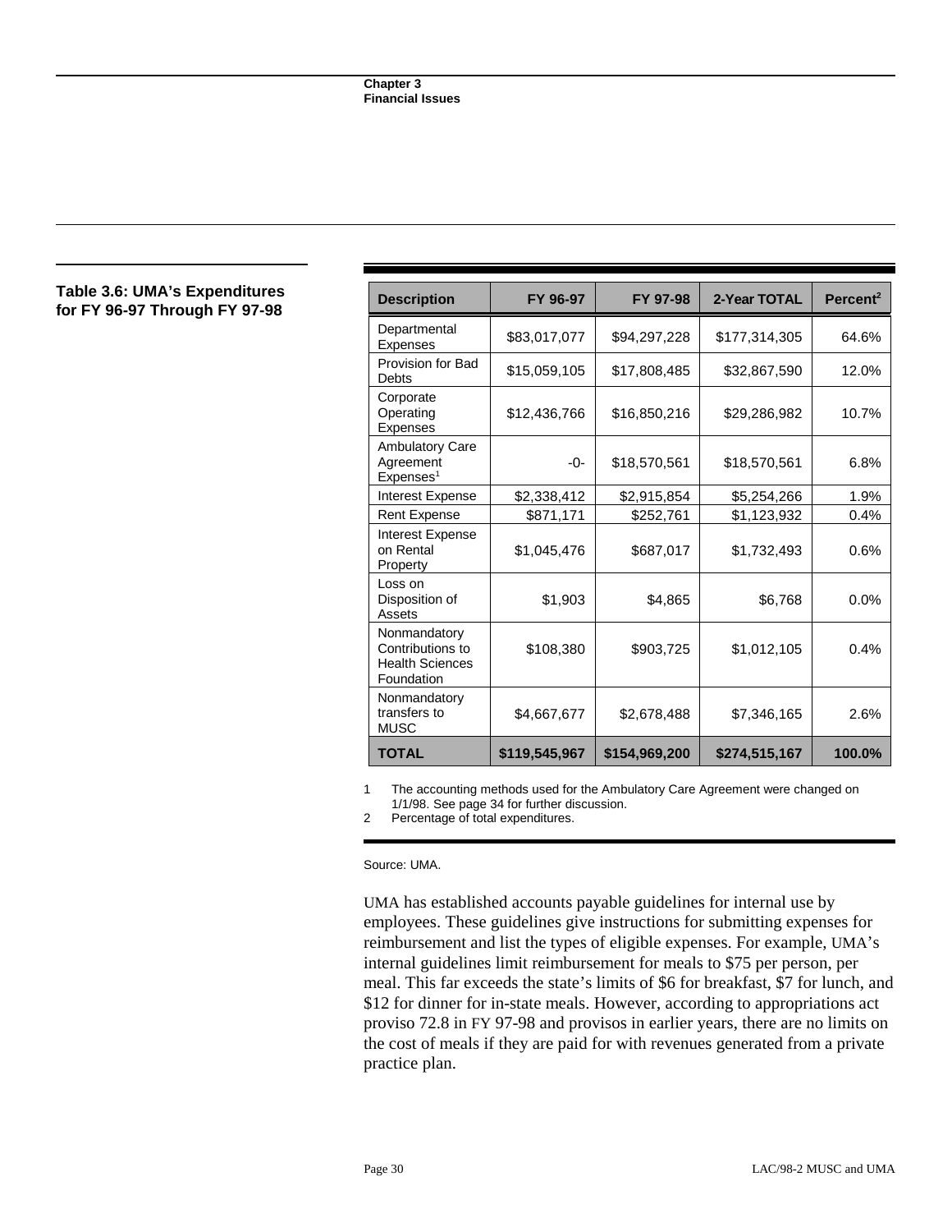**Table 3.6: UMA's Expenditures for FY 96-97 Through FY 97-98**

| Description | FY 96-97 | FY 97-98 | 2-Year TOTAL | Percent[2] |
|---|---|---|---|---|
| Departmental Expenses | $83,017,077 | $94,297,228 | $177,314,305 | 64.6% |
| Provision for Bad Debts | $15,059,105 | $17,808,485 | $32,867,590 | 12.0% |
| Corporate Operating Expenses | $12,436,766 | $16,850,216 | $29,286,982 | 10.7% |
| Ambulatory Care Agreement Expenses[1] | -0- | $18,570,561 | $18,570,561 | 6.8% |
| Interest Expense | $2,338,412 | $2,915,854 | $5,254,266 | 1.9% |
| Rent Expense | $871,171 | $252,761 | $1,123,932 | 0.4% |
| Interest Expense on Rental Property | $1,045,476 | $687,017 | $1,732,493 | 0.6% |
| Loss on Disposition of Assets | $1,903 | $4,865 | $6,768 | 0.0% |
| Nonmandatory Contributions to Health Sciences Foundation | $108,380 | $903,725 | $1,012,105 | 0.4% |
| Nonmandatory transfers to MUSC | $4,667,677 | $2,678,488 | $7,346,165 | 2.6% |
| **TOTAL** | **$119,545,967** | **$154,969,200** | **$274,515,167** | **100.0%** |

1 The accounting methods used for the Ambulatory Care Agreement were changed on 1/1/98. See page 34 for further discussion.
2 Percentage of total expenditures.

Source: UMA.

UMA has established accounts payable guidelines for internal use by employees. These guidelines give instructions for submitting expenses for reimbursement and list the types of eligible expenses. For example, UMA's internal guidelines limit reimbursement for meals to $75 per person, per meal. This far exceeds the state's limits of $6 for breakfast, $7 for lunch, and $12 for dinner for in-state meals. However, according to appropriations act proviso 72.8 in FY 97-98 and provisos in earlier years, there are no limits on the cost of meals if they are paid for with revenues generated from a private practice plan.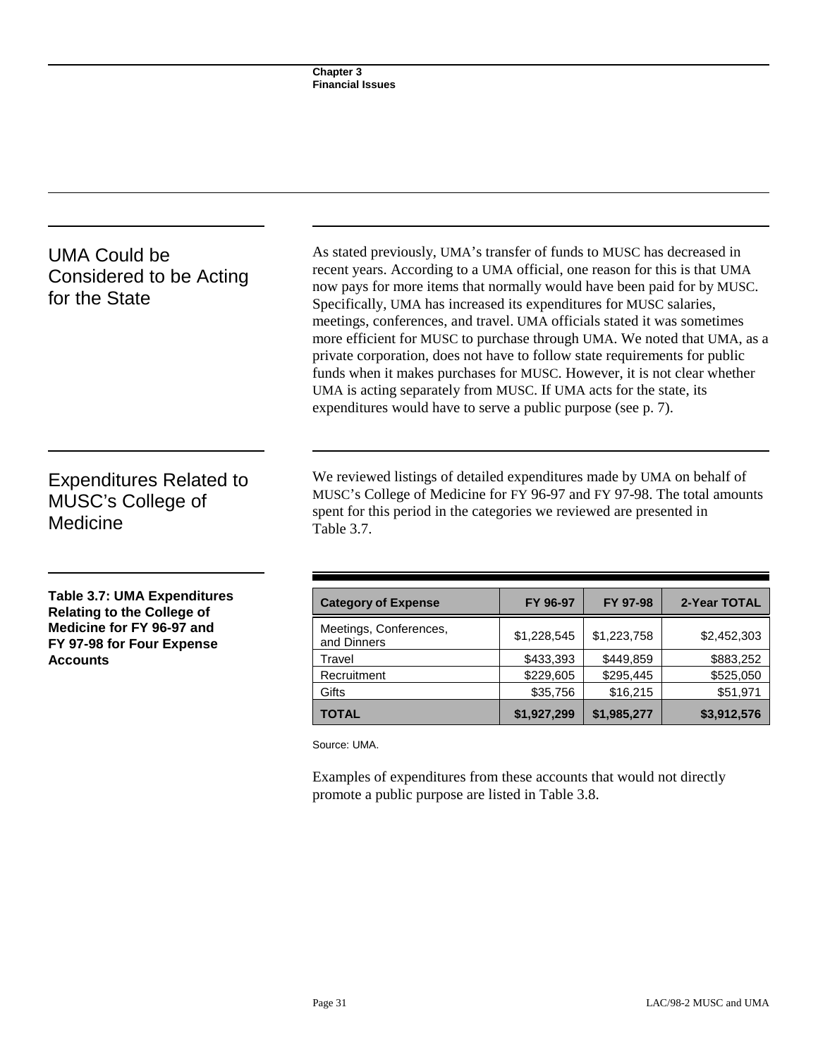## UMA Could be Considered to be Acting for the State

As stated previously, UMA's transfer of funds to MUSC has decreased in recent years. According to a UMA official, one reason for this is that UMA now pays for more items that normally would have been paid for by MUSC. Specifically, UMA has increased its expenditures for MUSC salaries, meetings, conferences, and travel. UMA officials stated it was sometimes more efficient for MUSC to purchase through UMA. We noted that UMA, as a private corporation, does not have to follow state requirements for public funds when it makes purchases for MUSC. However, it is not clear whether UMA is acting separately from MUSC. If UMA acts for the state, its expenditures would have to serve a public purpose (see p. 7).

## Expenditures Related to MUSC's College of Medicine

We reviewed listings of detailed expenditures made by UMA on behalf of MUSC's College of Medicine for FY 96-97 and FY 97-98. The total amounts spent for this period in the categories we reviewed are presented in Table 3.7.

**Table 3.7: UMA Expenditures Relating to the College of Medicine for FY 96-97 and FY 97-98 for Four Expense Accounts**

| Category of Expense | FY 96-97 | FY 97-98 | 2-Year TOTAL |
|---|---|---|---|
| Meetings, Conferences, and Dinners | $1,228,545 | $1,223,758 | $2,452,303 |
| Travel | $433,393 | $449,859 | $883,252 |
| Recruitment | $229,605 | $295,445 | $525,050 |
| Gifts | $35,756 | $16,215 | $51,971 |
| **TOTAL** | **$1,927,299** | **$1,985,277** | **$3,912,576** |

Source: UMA.

Examples of expenditures from these accounts that would not directly promote a public purpose are listed in Table 3.8.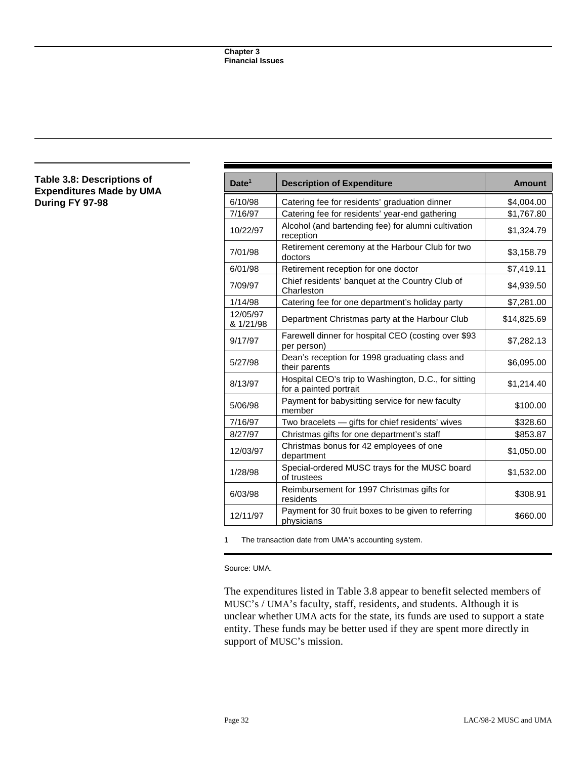**Table 3.8: Descriptions of Expenditures Made by UMA During FY 97-98**

| Date[1] | Description of Expenditure | Amount |
|---|---|---|
| 6/10/98 | Catering fee for residents' graduation dinner | $4,004.00 |
| 7/16/97 | Catering fee for residents' year-end gathering | $1,767.80 |
| 10/22/97 | Alcohol (and bartending fee) for alumni cultivation reception | $1,324.79 |
| 7/01/98 | Retirement ceremony at the Harbour Club for two doctors | $3,158.79 |
| 6/01/98 | Retirement reception for one doctor | $7,419.11 |
| 7/09/97 | Chief residents' banquet at the Country Club of Charleston | $4,939.50 |
| 1/14/98 | Catering fee for one department's holiday party | $7,281.00 |
| 12/05/97 & 1/21/98 | Department Christmas party at the Harbour Club | $14,825.69 |
| 9/17/97 | Farewell dinner for hospital CEO (costing over $93 per person) | $7,282.13 |
| 5/27/98 | Dean's reception for 1998 graduating class and their parents | $6,095.00 |
| 8/13/97 | Hospital CEO's trip to Washington, D.C., for sitting for a painted portrait | $1,214.40 |
| 5/06/98 | Payment for babysitting service for new faculty member | $100.00 |
| 7/16/97 | Two bracelets — gifts for chief residents' wives | $328.60 |
| 8/27/97 | Christmas gifts for one department's staff | $853.87 |
| 12/03/97 | Christmas bonus for 42 employees of one department | $1,050.00 |
| 1/28/98 | Special-ordered MUSC trays for the MUSC board of trustees | $1,532.00 |
| 6/03/98 | Reimbursement for 1997 Christmas gifts for residents | $308.91 |
| 12/11/97 | Payment for 30 fruit boxes to be given to referring physicians | $660.00 |

1 The transaction date from UMA's accounting system.

Source: UMA.

The expenditures listed in Table 3.8 appear to benefit selected members of MUSC's / UMA's faculty, staff, residents, and students. Although it is unclear whether UMA acts for the state, its funds are used to support a state entity. These funds may be better used if they are spent more directly in support of MUSC's mission.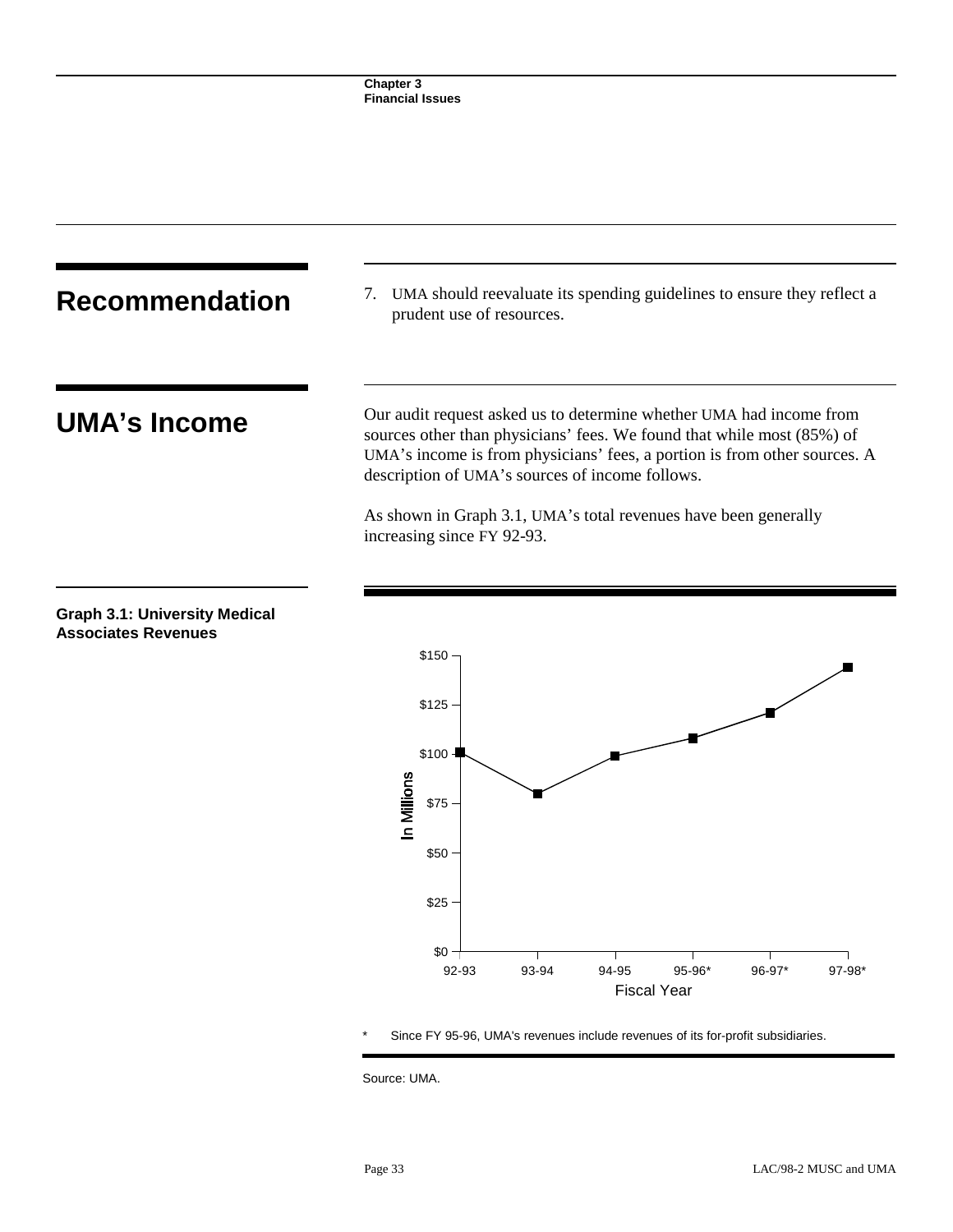## Recommendation

7. UMA should reevaluate its spending guidelines to ensure they reflect a prudent use of resources.

## UMA's Income

Our audit request asked us to determine whether UMA had income from sources other than physicians' fees. We found that while most (85%) of UMA's income is from physicians' fees, a portion is from other sources. A description of UMA's sources of income follows.

As shown in Graph 3.1, UMA's total revenues have been generally increasing since FY 92-93.

**Graph 3.1: University Medical Associates Revenues**

$150
$125
$100
$75
$50
$25
$0

In Millions

92-93
93-94
94-95
95-96*
96-97*
97-98*

Fiscal Year

\* Since FY 95-96, UMA's revenues include revenues of its for-profit subsidiaries.

Source: UMA.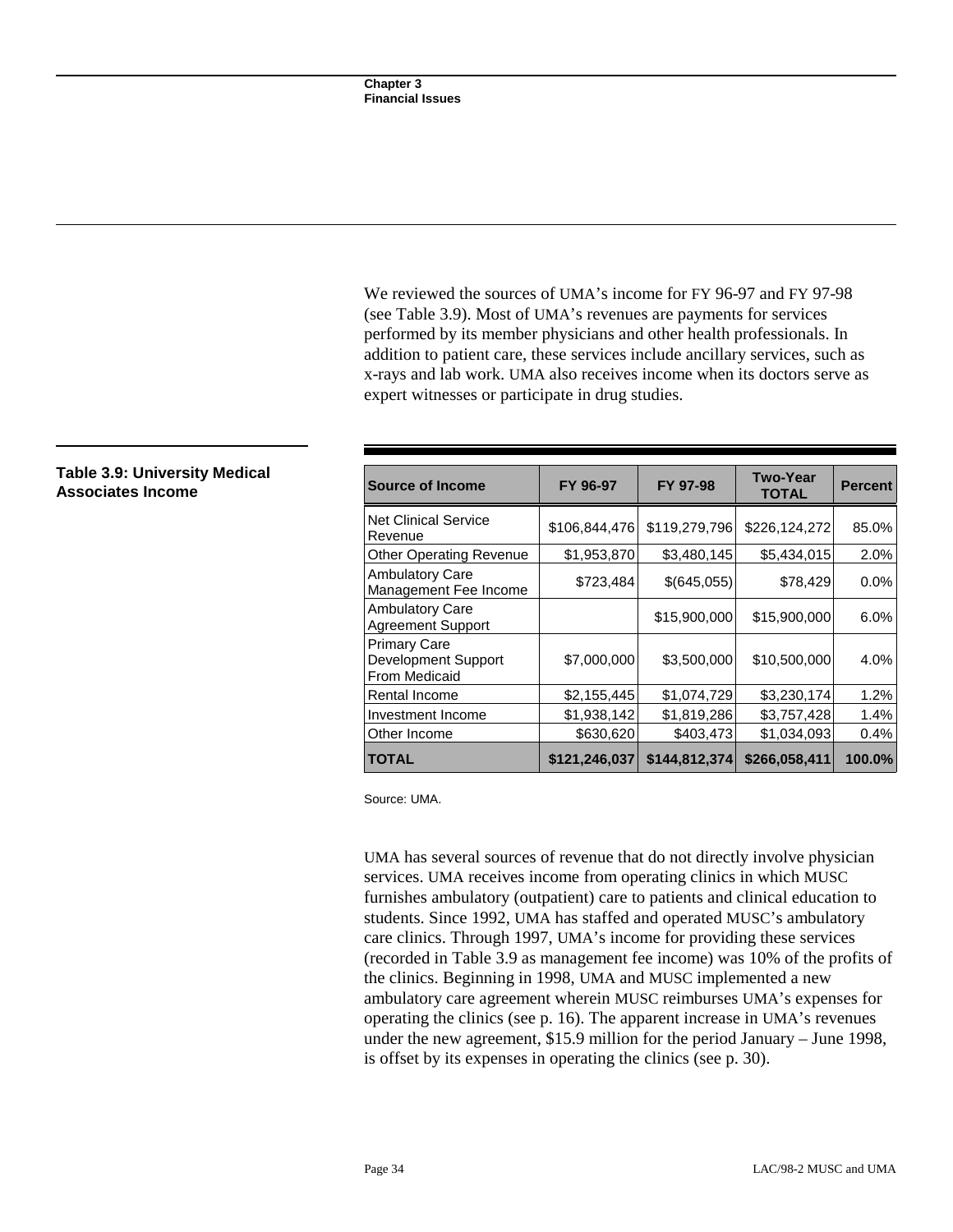We reviewed the sources of UMA's income for FY 96-97 and FY 97-98 (see Table 3.9). Most of UMA's revenues are payments for services performed by its member physicians and other health professionals. In addition to patient care, these services include ancillary services, such as x-rays and lab work. UMA also receives income when its doctors serve as expert witnesses or participate in drug studies.

**Table 3.9: University Medical Associates Income**

| Source of Income | FY 96-97 | FY 97-98 | Two-Year TOTAL | Percent |
|---|---|---|---|---|
| Net Clinical Service Revenue | $106,844,476 | $119,279,796 | $226,124,272 | 85.0% |
| Other Operating Revenue | $1,953,870 | $3,480,145 | $5,434,015 | 2.0% |
| Ambulatory Care Management Fee Income | $723,484 | $(645,055) | $78,429 | 0.0% |
| Ambulatory Care Agreement Support | | $15,900,000 | $15,900,000 | 6.0% |
| Primary Care Development Support From Medicaid | $7,000,000 | $3,500,000 | $10,500,000 | 4.0% |
| Rental Income | $2,155,445 | $1,074,729 | $3,230,174 | 1.2% |
| Investment Income | $1,938,142 | $1,819,286 | $3,757,428 | 1.4% |
| Other Income | $630,620 | $403,473 | $1,034,093 | 0.4% |
| **TOTAL** | **$121,246,037** | **$144,812,374** | **$266,058,411** | **100.0%** |

Source: UMA.

UMA has several sources of revenue that do not directly involve physician services. UMA receives income from operating clinics in which MUSC furnishes ambulatory (outpatient) care to patients and clinical education to students. Since 1992, UMA has staffed and operated MUSC's ambulatory care clinics. Through 1997, UMA's income for providing these services (recorded in Table 3.9 as management fee income) was 10% of the profits of the clinics. Beginning in 1998, UMA and MUSC implemented a new ambulatory care agreement wherein MUSC reimburses UMA's expenses for operating the clinics (see p. 16). The apparent increase in UMA's revenues under the new agreement, $15.9 million for the period January – June 1998, is offset by its expenses in operating the clinics (see p. 30).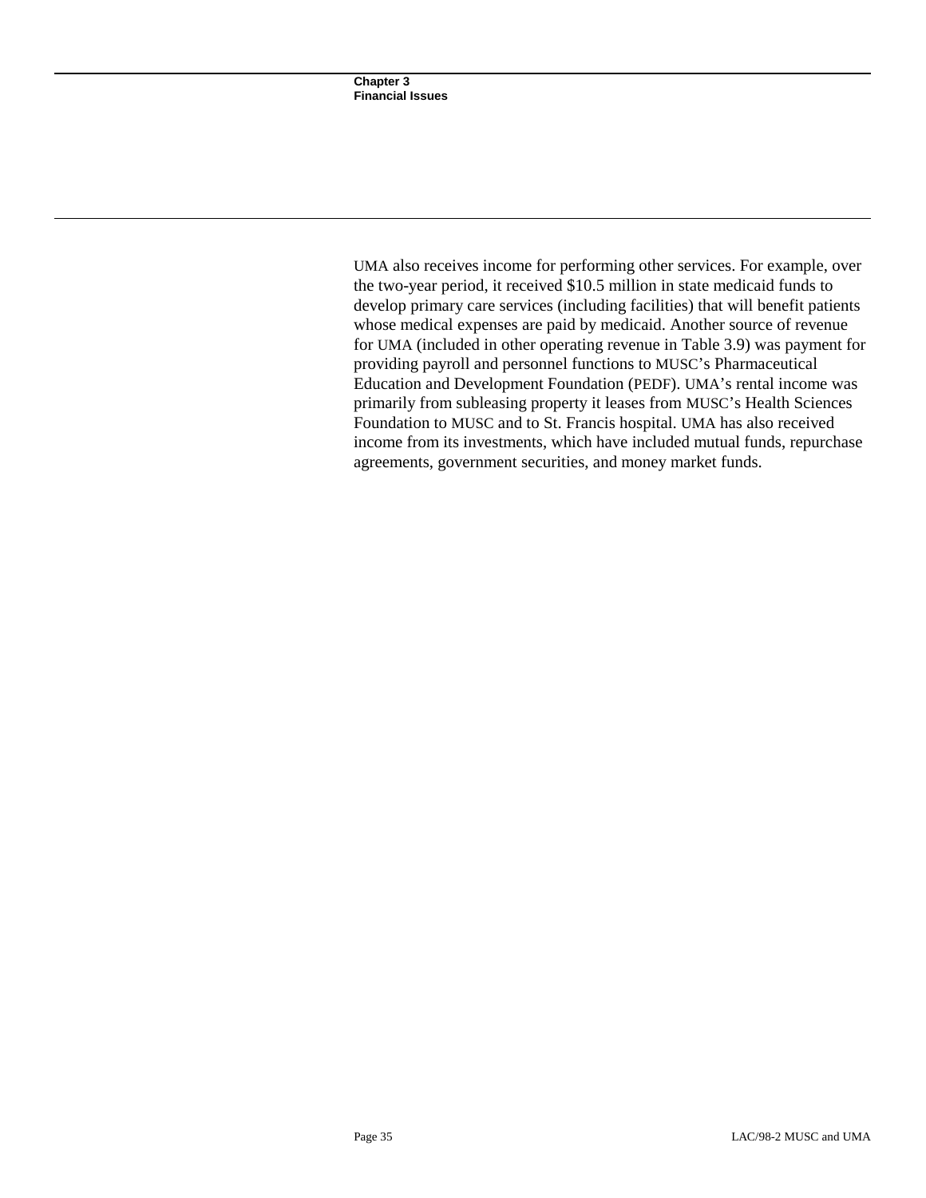UMA also receives income for performing other services. For example, over the two-year period, it received $10.5 million in state medicaid funds to develop primary care services (including facilities) that will benefit patients whose medical expenses are paid by medicaid. Another source of revenue for UMA (included in other operating revenue in Table 3.9) was payment for providing payroll and personnel functions to MUSC's Pharmaceutical Education and Development Foundation (PEDF). UMA's rental income was primarily from subleasing property it leases from MUSC's Health Sciences Foundation to MUSC and to St. Francis hospital. UMA has also received income from its investments, which have included mutual funds, repurchase agreements, government securities, and money market funds.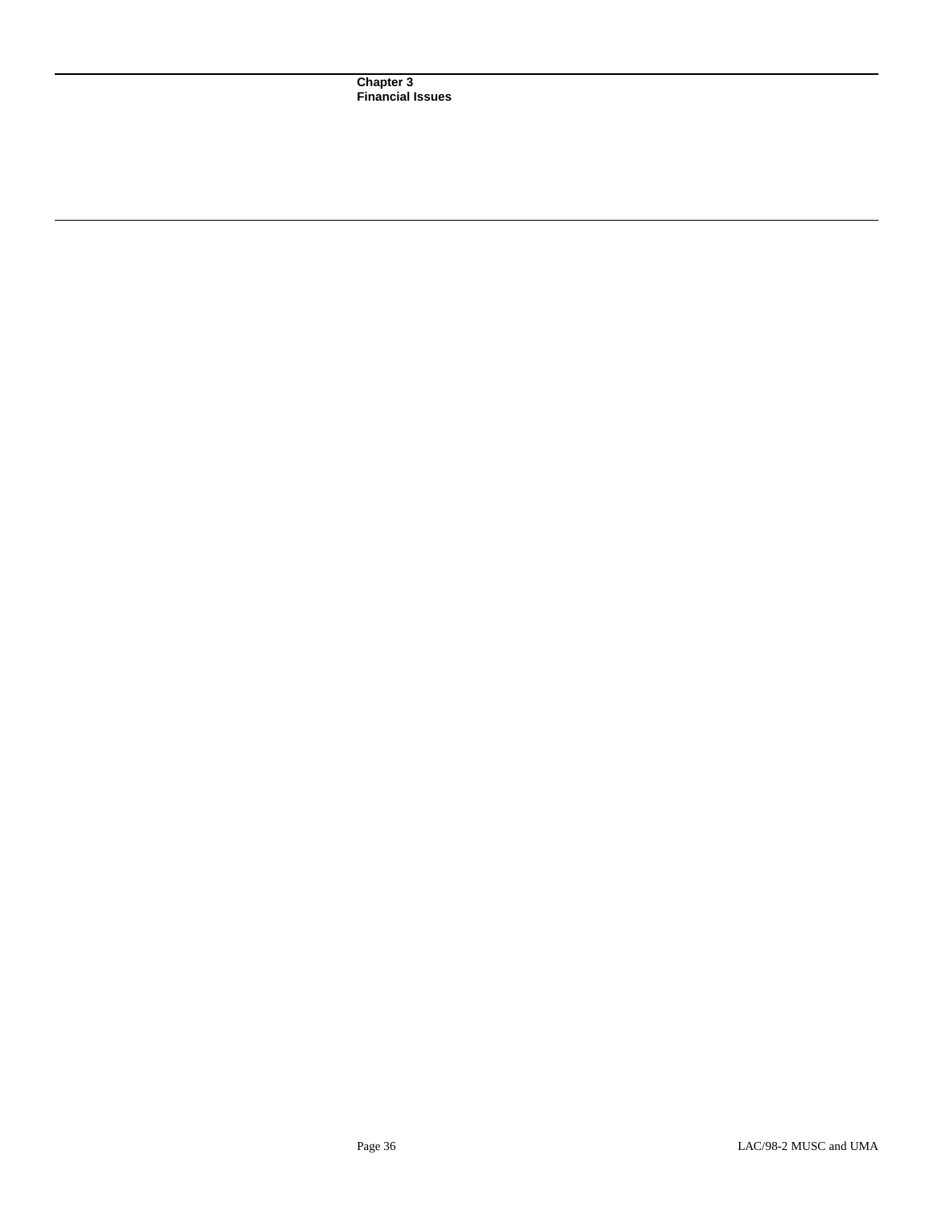Chapter 3
Financial Issues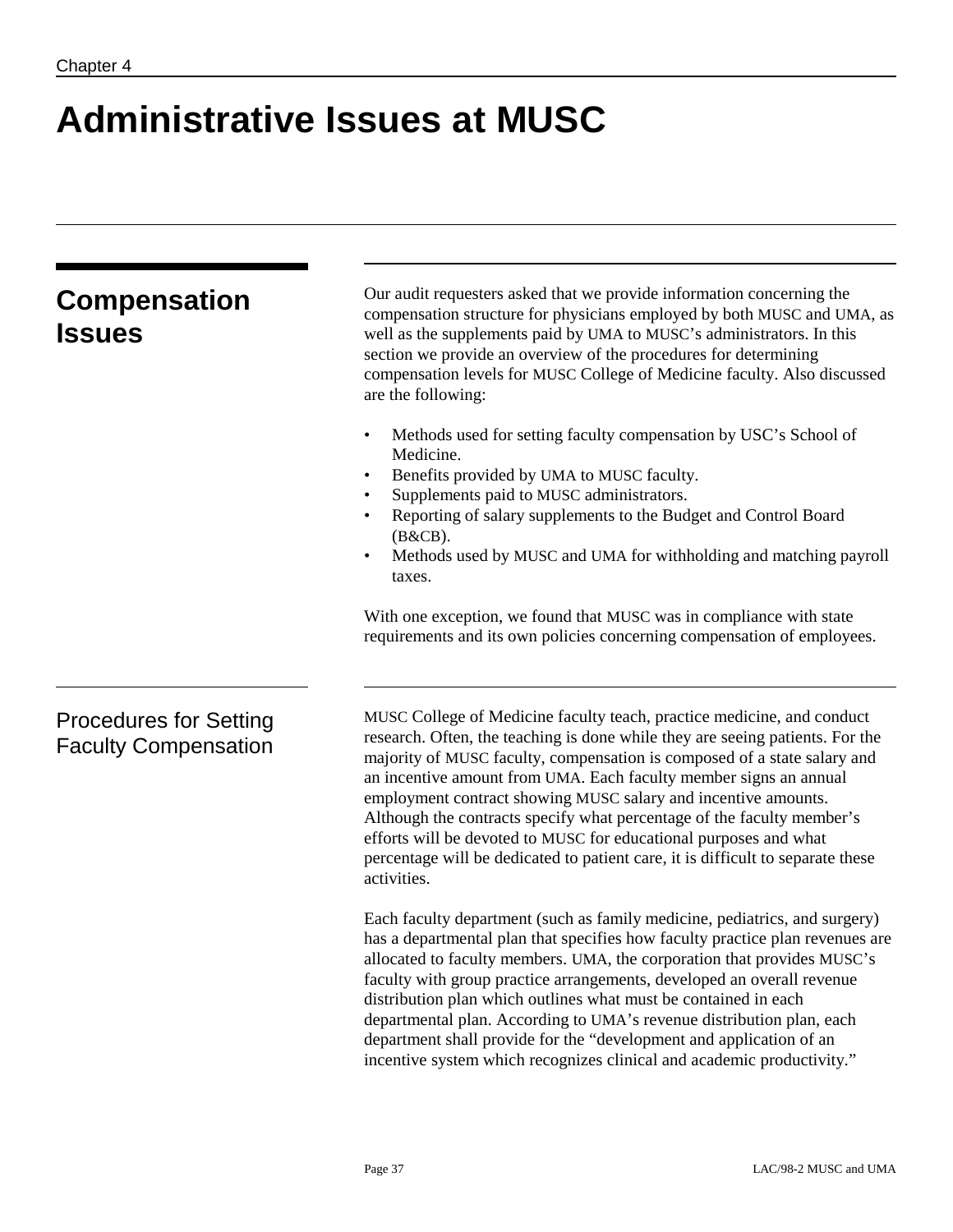Chapter 4

# Administrative Issues at MUSC

## Compensation Issues

Our audit requesters asked that we provide information concerning the compensation structure for physicians employed by both MUSC and UMA, as well as the supplements paid by UMA to MUSC's administrators. In this section we provide an overview of the procedures for determining compensation levels for MUSC College of Medicine faculty. Also discussed are the following:

- Methods used for setting faculty compensation by USC's School of Medicine.
- Benefits provided by UMA to MUSC faculty.
- Supplements paid to MUSC administrators.
- Reporting of salary supplements to the Budget and Control Board (B&CB).
- Methods used by MUSC and UMA for withholding and matching payroll taxes.

With one exception, we found that MUSC was in compliance with state requirements and its own policies concerning compensation of employees.

### Procedures for Setting Faculty Compensation

MUSC College of Medicine faculty teach, practice medicine, and conduct research. Often, the teaching is done while they are seeing patients. For the majority of MUSC faculty, compensation is composed of a state salary and an incentive amount from UMA. Each faculty member signs an annual employment contract showing MUSC salary and incentive amounts. Although the contracts specify what percentage of the faculty member's efforts will be devoted to MUSC for educational purposes and what percentage will be dedicated to patient care, it is difficult to separate these activities.

Each faculty department (such as family medicine, pediatrics, and surgery) has a departmental plan that specifies how faculty practice plan revenues are allocated to faculty members. UMA, the corporation that provides MUSC's faculty with group practice arrangements, developed an overall revenue distribution plan which outlines what must be contained in each departmental plan. According to UMA's revenue distribution plan, each department shall provide for the "development and application of an incentive system which recognizes clinical and academic productivity."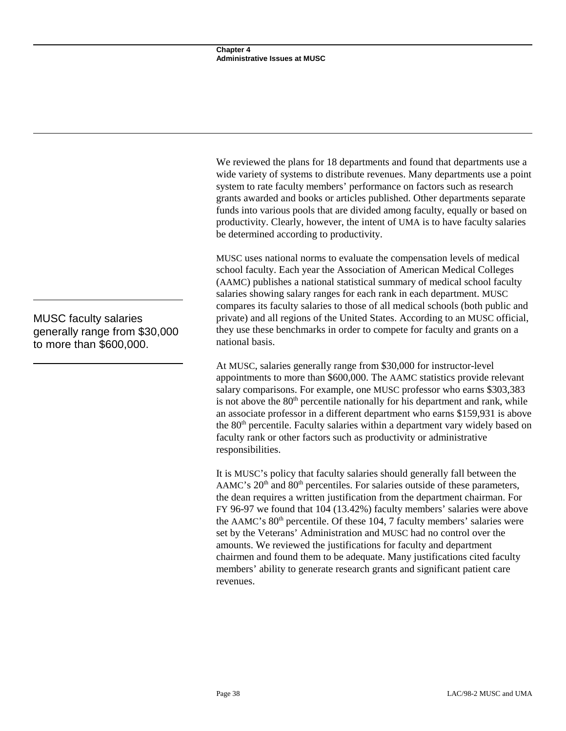We reviewed the plans for 18 departments and found that departments use a wide variety of systems to distribute revenues. Many departments use a point system to rate faculty members' performance on factors such as research grants awarded and books or articles published. Other departments separate funds into various pools that are divided among faculty, equally or based on productivity. Clearly, however, the intent of UMA is to have faculty salaries be determined according to productivity.

MUSC uses national norms to evaluate the compensation levels of medical school faculty. Each year the Association of American Medical Colleges (AAMC) publishes a national statistical summary of medical school faculty salaries showing salary ranges for each rank in each department. MUSC compares its faculty salaries to those of all medical schools (both public and private) and all regions of the United States. According to an MUSC official, they use these benchmarks in order to compete for faculty and grants on a national basis.

MUSC faculty salaries generally range from $30,000 to more than $600,000.

At MUSC, salaries generally range from $30,000 for instructor-level appointments to more than $600,000. The AAMC statistics provide relevant salary comparisons. For example, one MUSC professor who earns $303,383 is not above the 80th percentile nationally for his department and rank, while an associate professor in a different department who earns $159,931 is above the 80th percentile. Faculty salaries within a department vary widely based on faculty rank or other factors such as productivity or administrative responsibilities.

It is MUSC's policy that faculty salaries should generally fall between the AAMC's 20th and 80th percentiles. For salaries outside of these parameters, the dean requires a written justification from the department chairman. For FY 96-97 we found that 104 (13.42%) faculty members' salaries were above the AAMC's 80th percentile. Of these 104, 7 faculty members' salaries were set by the Veterans' Administration and MUSC had no control over the amounts. We reviewed the justifications for faculty and department chairmen and found them to be adequate. Many justifications cited faculty members' ability to generate research grants and significant patient care revenues.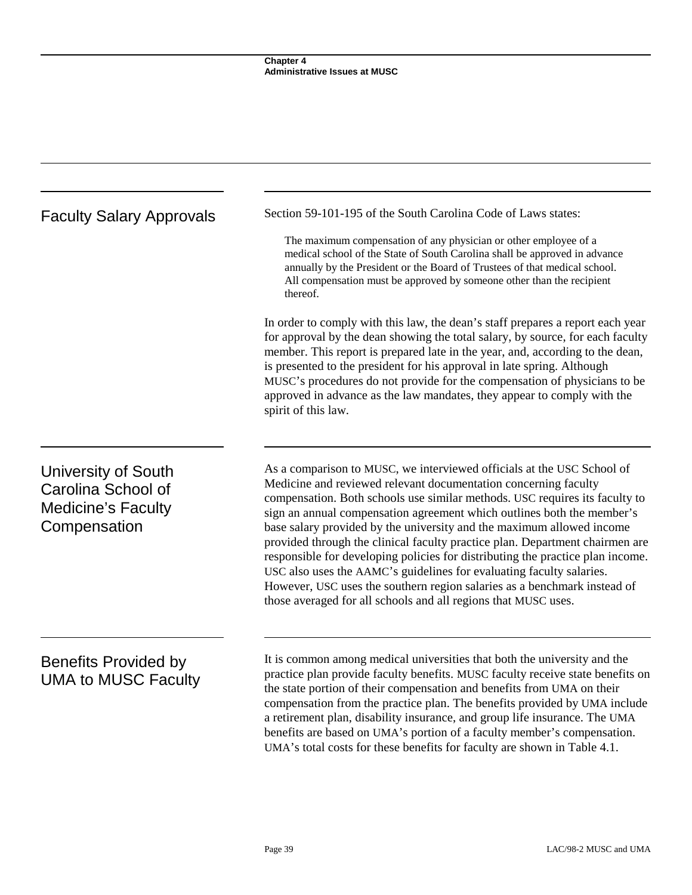## Faculty Salary Approvals

Section 59-101-195 of the South Carolina Code of Laws states:

> The maximum compensation of any physician or other employee of a medical school of the State of South Carolina shall be approved in advance annually by the President or the Board of Trustees of that medical school. All compensation must be approved by someone other than the recipient thereof.

In order to comply with this law, the dean's staff prepares a report each year for approval by the dean showing the total salary, by source, for each faculty member. This report is prepared late in the year, and, according to the dean, is presented to the president for his approval in late spring. Although MUSC's procedures do not provide for the compensation of physicians to be approved in advance as the law mandates, they appear to comply with the spirit of this law.

## University of South Carolina School of Medicine's Faculty Compensation

As a comparison to MUSC, we interviewed officials at the USC School of Medicine and reviewed relevant documentation concerning faculty compensation. Both schools use similar methods. USC requires its faculty to sign an annual compensation agreement which outlines both the member's base salary provided by the university and the maximum allowed income provided through the clinical faculty practice plan. Department chairmen are responsible for developing policies for distributing the practice plan income. USC also uses the AAMC's guidelines for evaluating faculty salaries. However, USC uses the southern region salaries as a benchmark instead of those averaged for all schools and all regions that MUSC uses.

## Benefits Provided by UMA to MUSC Faculty

It is common among medical universities that both the university and the practice plan provide faculty benefits. MUSC faculty receive state benefits on the state portion of their compensation and benefits from UMA on their compensation from the practice plan. The benefits provided by UMA include a retirement plan, disability insurance, and group life insurance. The UMA benefits are based on UMA's portion of a faculty member's compensation. UMA's total costs for these benefits for faculty are shown in Table 4.1.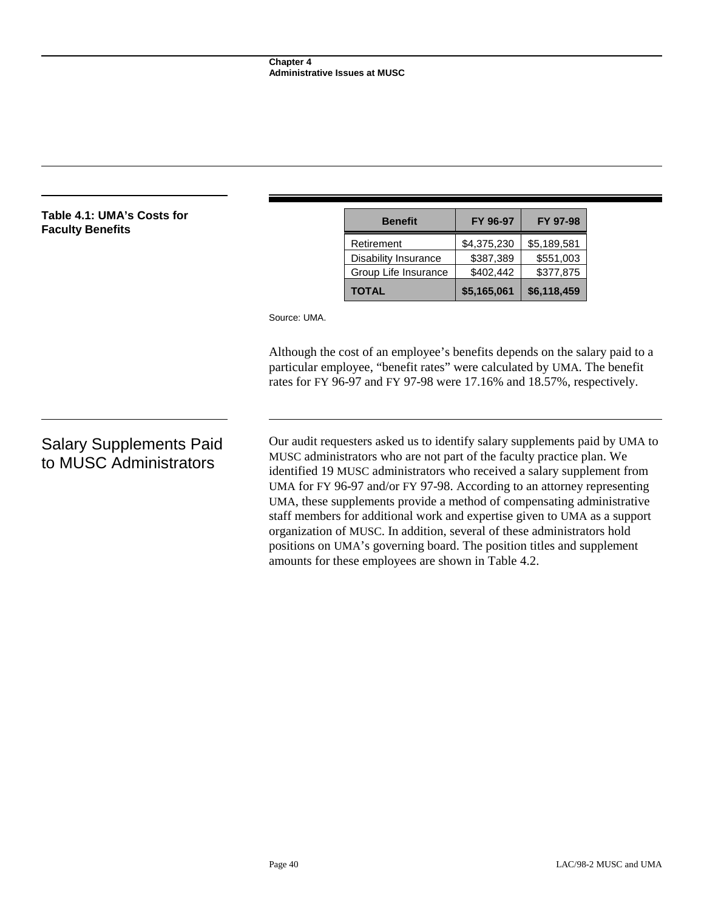**Table 4.1: UMA's Costs for Faculty Benefits**

| Benefit | FY 96-97 | FY 97-98 |
|---|---|---|
| Retirement | $4,375,230 | $5,189,581 |
| Disability Insurance | $387,389 | $551,003 |
| Group Life Insurance | $402,442 | $377,875 |
| **TOTAL** | **$5,165,061** | **$6,118,459** |

Source: UMA.

Although the cost of an employee's benefits depends on the salary paid to a particular employee, "benefit rates" were calculated by UMA. The benefit rates for FY 96-97 and FY 97-98 were 17.16% and 18.57%, respectively.

## Salary Supplements Paid to MUSC Administrators

Our audit requesters asked us to identify salary supplements paid by UMA to MUSC administrators who are not part of the faculty practice plan. We identified 19 MUSC administrators who received a salary supplement from UMA for FY 96-97 and/or FY 97-98. According to an attorney representing UMA, these supplements provide a method of compensating administrative staff members for additional work and expertise given to UMA as a support organization of MUSC. In addition, several of these administrators hold positions on UMA's governing board. The position titles and supplement amounts for these employees are shown in Table 4.2.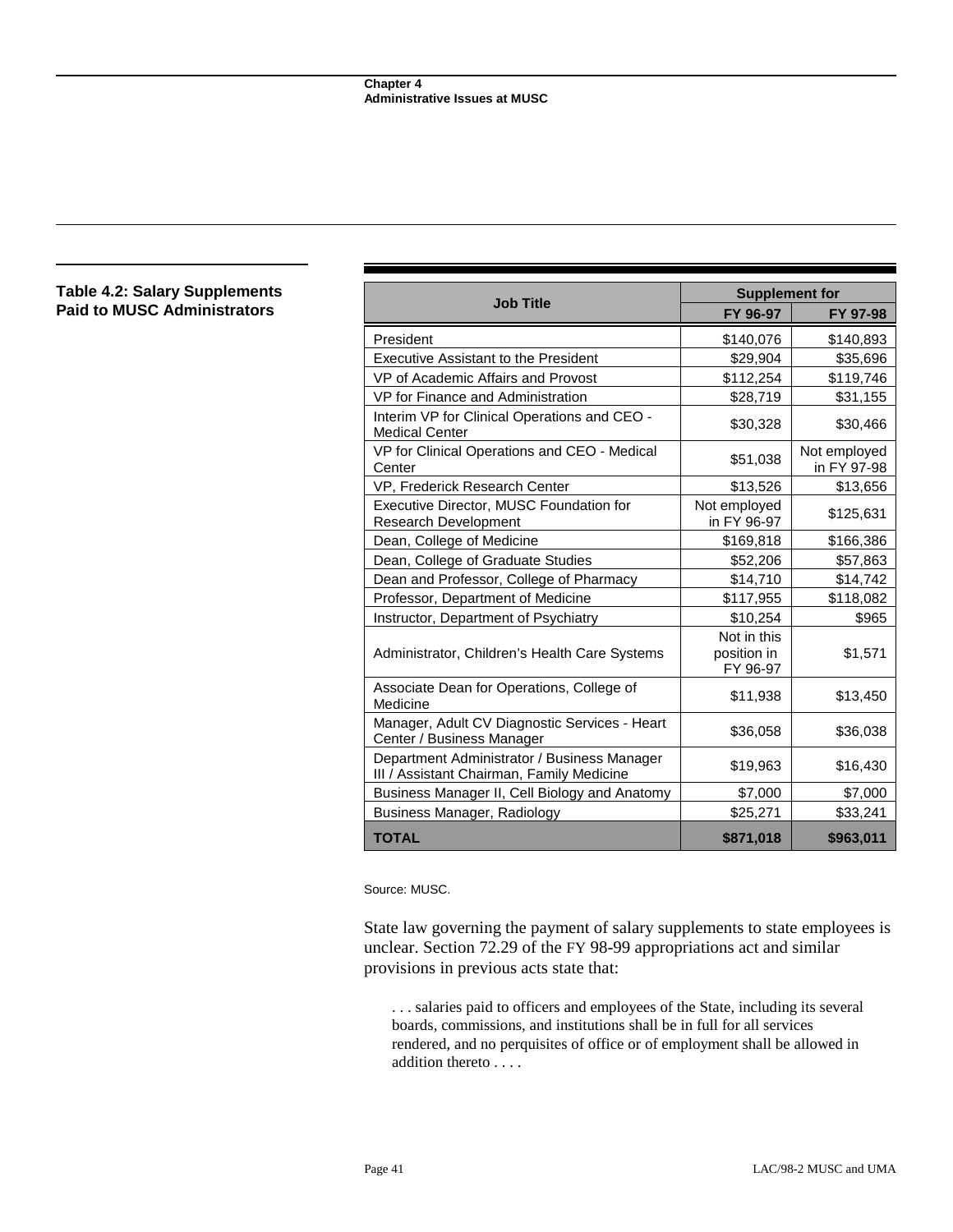**Table 4.2: Salary Supplements Paid to MUSC Administrators**

| Job Title | Supplement for | |
|---|---|---|
| | FY 96-97 | FY 97-98 |
| President | $140,076 | $140,893 |
| Executive Assistant to the President | $29,904 | $35,696 |
| VP of Academic Affairs and Provost | $112,254 | $119,746 |
| VP for Finance and Administration | $28,719 | $31,155 |
| Interim VP for Clinical Operations and CEO - Medical Center | $30,328 | $30,466 |
| VP for Clinical Operations and CEO - Medical Center | $51,038 | Not employed in FY 97-98 |
| VP, Frederick Research Center | $13,526 | $13,656 |
| Executive Director, MUSC Foundation for Research Development | Not employed in FY 96-97 | $125,631 |
| Dean, College of Medicine | $169,818 | $166,386 |
| Dean, College of Graduate Studies | $52,206 | $57,863 |
| Dean and Professor, College of Pharmacy | $14,710 | $14,742 |
| Professor, Department of Medicine | $117,955 | $118,082 |
| Instructor, Department of Psychiatry | $10,254 | $965 |
| Administrator, Children's Health Care Systems | Not in this position in FY 96-97 | $1,571 |
| Associate Dean for Operations, College of Medicine | $11,938 | $13,450 |
| Manager, Adult CV Diagnostic Services - Heart Center / Business Manager | $36,058 | $36,038 |
| Department Administrator / Business Manager III / Assistant Chairman, Family Medicine | $19,963 | $16,430 |
| Business Manager II, Cell Biology and Anatomy | $7,000 | $7,000 |
| Business Manager, Radiology | $25,271 | $33,241 |
| **TOTAL** | **$871,018** | **$963,011** |

Source: MUSC.

State law governing the payment of salary supplements to state employees is unclear. Section 72.29 of the FY 98-99 appropriations act and similar provisions in previous acts state that:

> . . . salaries paid to officers and employees of the State, including its several boards, commissions, and institutions shall be in full for all services rendered, and no perquisites of office or of employment shall be allowed in addition thereto . . . .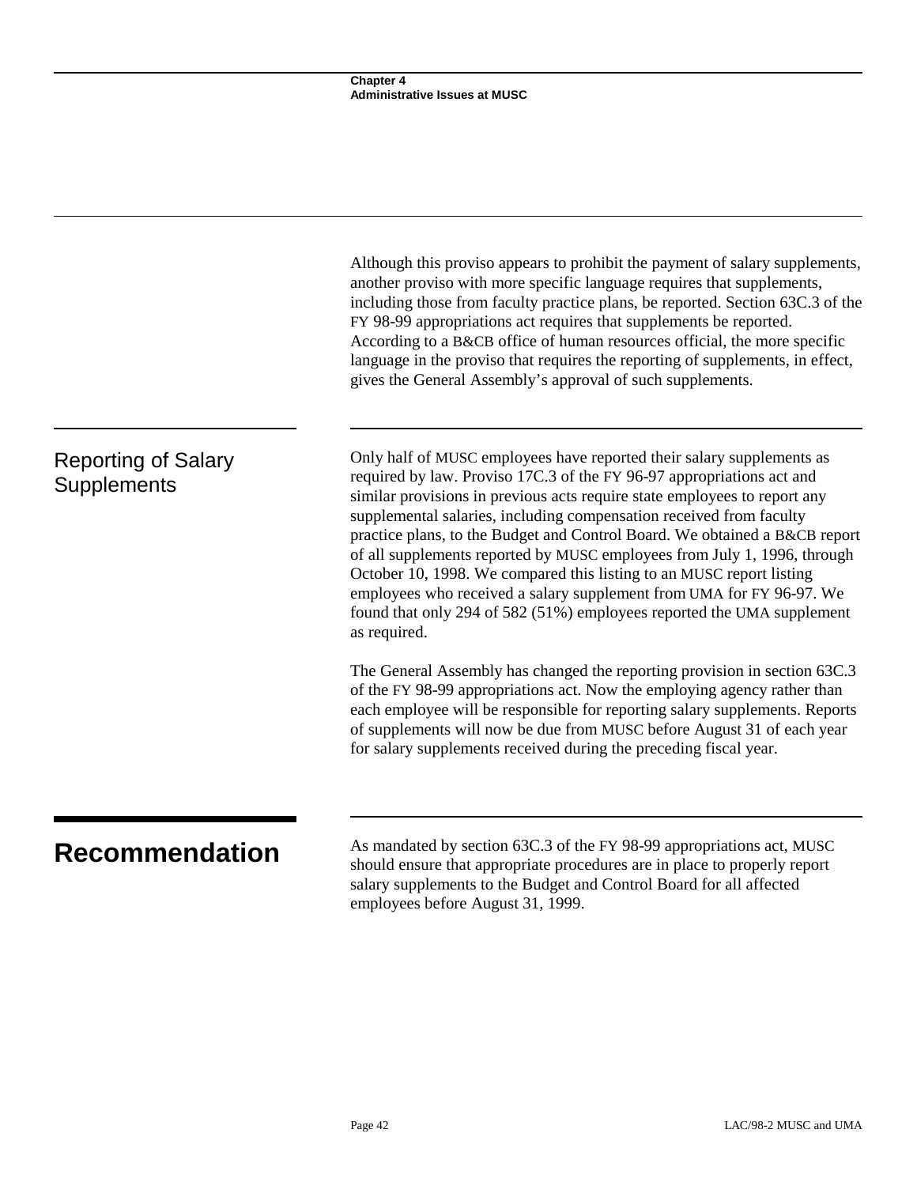Although this proviso appears to prohibit the payment of salary supplements, another proviso with more specific language requires that supplements, including those from faculty practice plans, be reported. Section 63C.3 of the FY 98-99 appropriations act requires that supplements be reported. According to a B&CB office of human resources official, the more specific language in the proviso that requires the reporting of supplements, in effect, gives the General Assembly's approval of such supplements.

## Reporting of Salary Supplements

Only half of MUSC employees have reported their salary supplements as required by law. Proviso 17C.3 of the FY 96-97 appropriations act and similar provisions in previous acts require state employees to report any supplemental salaries, including compensation received from faculty practice plans, to the Budget and Control Board. We obtained a B&CB report of all supplements reported by MUSC employees from July 1, 1996, through October 10, 1998. We compared this listing to an MUSC report listing employees who received a salary supplement from UMA for FY 96-97. We found that only 294 of 582 (51%) employees reported the UMA supplement as required.

The General Assembly has changed the reporting provision in section 63C.3 of the FY 98-99 appropriations act. Now the employing agency rather than each employee will be responsible for reporting salary supplements. Reports of supplements will now be due from MUSC before August 31 of each year for salary supplements received during the preceding fiscal year.

# Recommendation

As mandated by section 63C.3 of the FY 98-99 appropriations act, MUSC should ensure that appropriate procedures are in place to properly report salary supplements to the Budget and Control Board for all affected employees before August 31, 1999.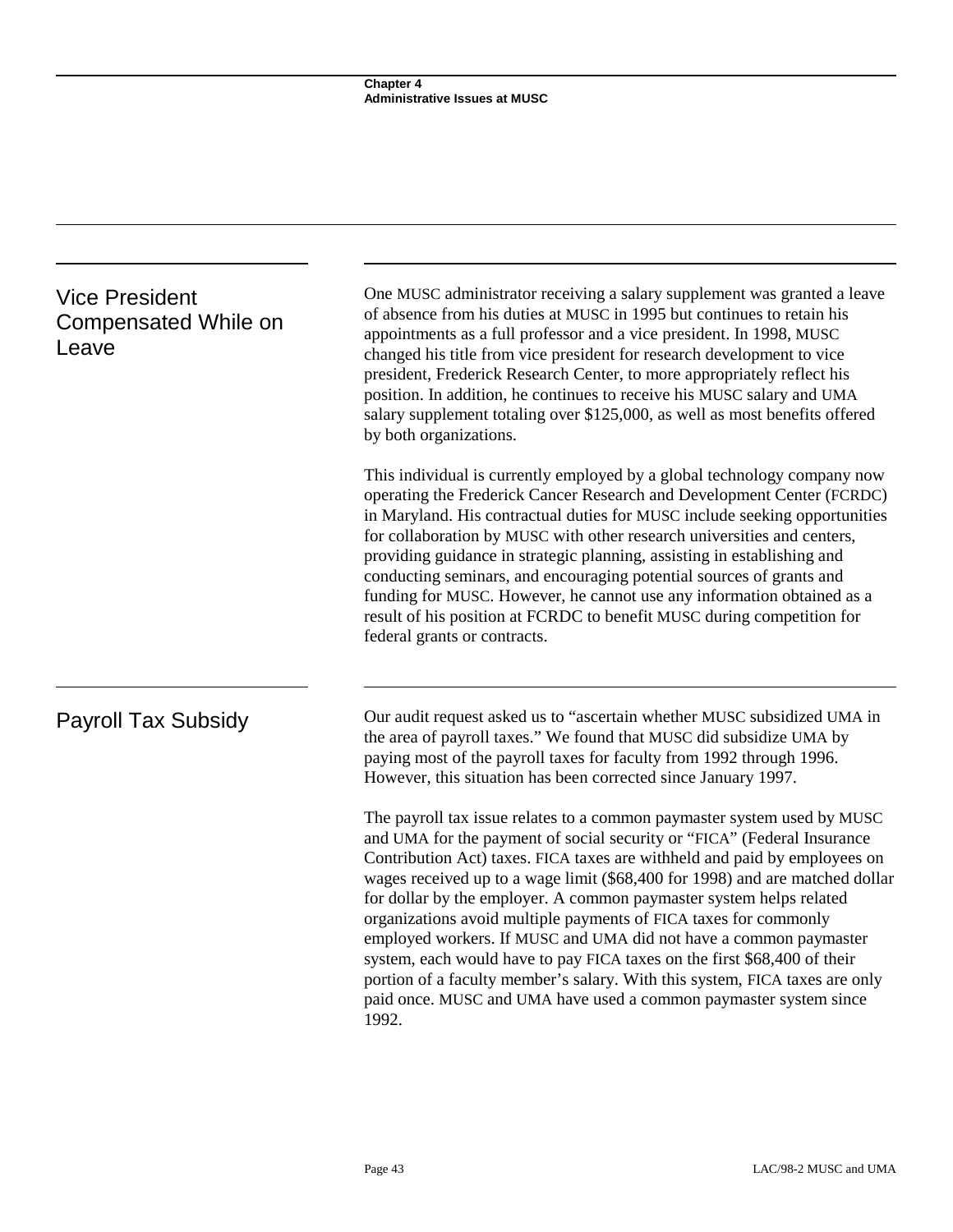## Vice President Compensated While on Leave

One MUSC administrator receiving a salary supplement was granted a leave of absence from his duties at MUSC in 1995 but continues to retain his appointments as a full professor and a vice president. In 1998, MUSC changed his title from vice president for research development to vice president, Frederick Research Center, to more appropriately reflect his position. In addition, he continues to receive his MUSC salary and UMA salary supplement totaling over $125,000, as well as most benefits offered by both organizations.

This individual is currently employed by a global technology company now operating the Frederick Cancer Research and Development Center (FCRDC) in Maryland. His contractual duties for MUSC include seeking opportunities for collaboration by MUSC with other research universities and centers, providing guidance in strategic planning, assisting in establishing and conducting seminars, and encouraging potential sources of grants and funding for MUSC. However, he cannot use any information obtained as a result of his position at FCRDC to benefit MUSC during competition for federal grants or contracts.

## Payroll Tax Subsidy

Our audit request asked us to "ascertain whether MUSC subsidized UMA in the area of payroll taxes." We found that MUSC did subsidize UMA by paying most of the payroll taxes for faculty from 1992 through 1996. However, this situation has been corrected since January 1997.

The payroll tax issue relates to a common paymaster system used by MUSC and UMA for the payment of social security or "FICA" (Federal Insurance Contribution Act) taxes. FICA taxes are withheld and paid by employees on wages received up to a wage limit ($68,400 for 1998) and are matched dollar for dollar by the employer. A common paymaster system helps related organizations avoid multiple payments of FICA taxes for commonly employed workers. If MUSC and UMA did not have a common paymaster system, each would have to pay FICA taxes on the first $68,400 of their portion of a faculty member's salary. With this system, FICA taxes are only paid once. MUSC and UMA have used a common paymaster system since 1992.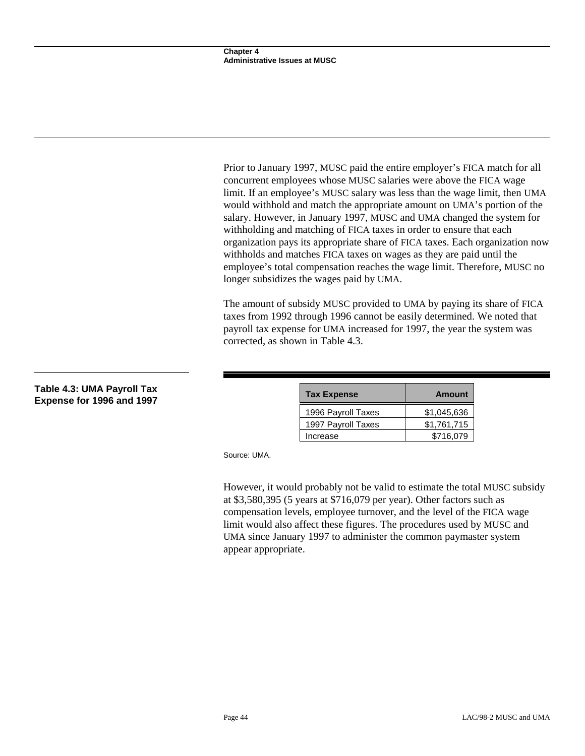Prior to January 1997, MUSC paid the entire employer's FICA match for all concurrent employees whose MUSC salaries were above the FICA wage limit. If an employee's MUSC salary was less than the wage limit, then UMA would withhold and match the appropriate amount on UMA's portion of the salary. However, in January 1997, MUSC and UMA changed the system for withholding and matching of FICA taxes in order to ensure that each organization pays its appropriate share of FICA taxes. Each organization now withholds and matches FICA taxes on wages as they are paid until the employee's total compensation reaches the wage limit. Therefore, MUSC no longer subsidizes the wages paid by UMA.

The amount of subsidy MUSC provided to UMA by paying its share of FICA taxes from 1992 through 1996 cannot be easily determined. We noted that payroll tax expense for UMA increased for 1997, the year the system was corrected, as shown in Table 4.3.

**Table 4.3: UMA Payroll Tax Expense for 1996 and 1997**

| Tax Expense | Amount |
|---|---|
| 1996 Payroll Taxes | $1,045,636 |
| 1997 Payroll Taxes | $1,761,715 |
| Increase | $716,079 |

Source: UMA.

However, it would probably not be valid to estimate the total MUSC subsidy at $3,580,395 (5 years at $716,079 per year). Other factors such as compensation levels, employee turnover, and the level of the FICA wage limit would also affect these figures. The procedures used by MUSC and UMA since January 1997 to administer the common paymaster system appear appropriate.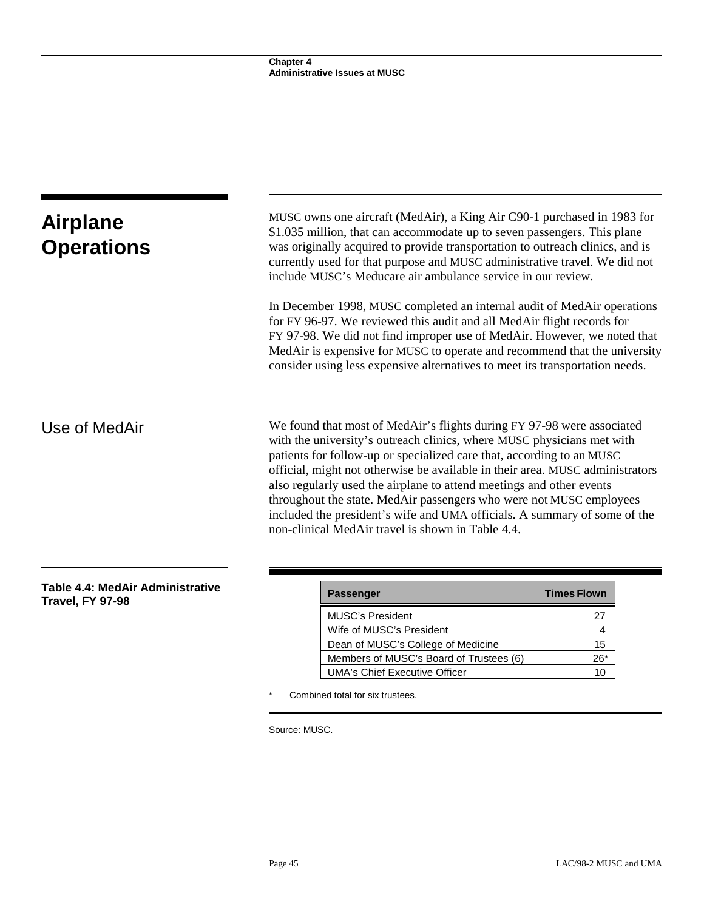## Airplane Operations

MUSC owns one aircraft (MedAir), a King Air C90-1 purchased in 1983 for $1.035 million, that can accommodate up to seven passengers. This plane was originally acquired to provide transportation to outreach clinics, and is currently used for that purpose and MUSC administrative travel. We did not include MUSC's Meducare air ambulance service in our review.

In December 1998, MUSC completed an internal audit of MedAir operations for FY 96-97. We reviewed this audit and all MedAir flight records for FY 97-98. We did not find improper use of MedAir. However, we noted that MedAir is expensive for MUSC to operate and recommend that the university consider using less expensive alternatives to meet its transportation needs.

### Use of MedAir

We found that most of MedAir's flights during FY 97-98 were associated with the university's outreach clinics, where MUSC physicians met with patients for follow-up or specialized care that, according to an MUSC official, might not otherwise be available in their area. MUSC administrators also regularly used the airplane to attend meetings and other events throughout the state. MedAir passengers who were not MUSC employees included the president's wife and UMA officials. A summary of some of the non-clinical MedAir travel is shown in Table 4.4.

**Table 4.4: MedAir Administrative Travel, FY 97-98**

| Passenger | Times Flown |
|---|---|
| MUSC's President | 27 |
| Wife of MUSC's President | 4 |
| Dean of MUSC's College of Medicine | 15 |
| Members of MUSC's Board of Trustees (6) | 26* |
| UMA's Chief Executive Officer | 10 |

\* Combined total for six trustees.

Source: MUSC.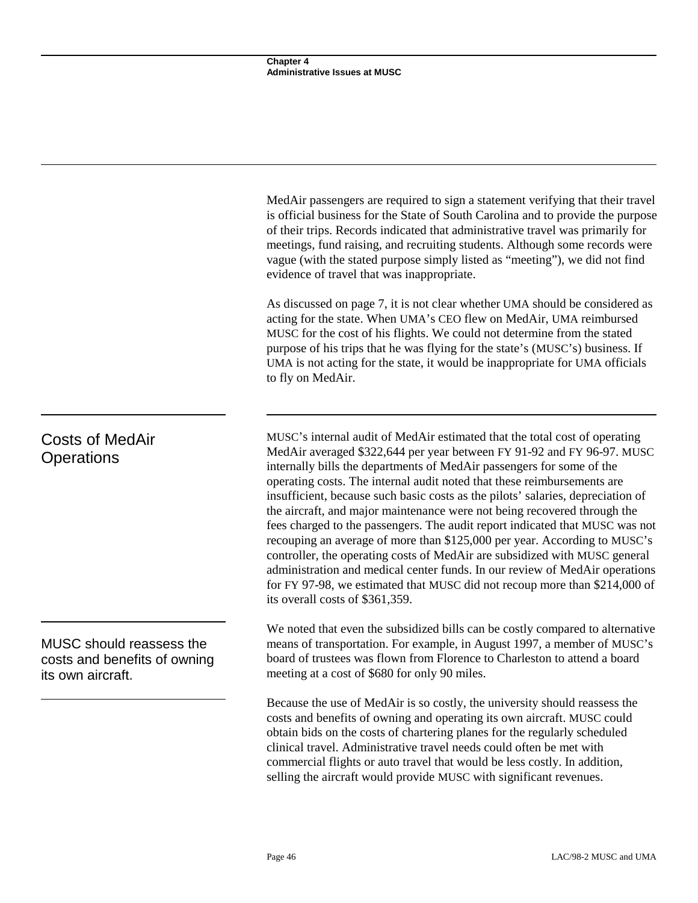MedAir passengers are required to sign a statement verifying that their travel is official business for the State of South Carolina and to provide the purpose of their trips. Records indicated that administrative travel was primarily for meetings, fund raising, and recruiting students. Although some records were vague (with the stated purpose simply listed as "meeting"), we did not find evidence of travel that was inappropriate.

As discussed on page 7, it is not clear whether UMA should be considered as acting for the state. When UMA's CEO flew on MedAir, UMA reimbursed MUSC for the cost of his flights. We could not determine from the stated purpose of his trips that he was flying for the state's (MUSC's) business. If UMA is not acting for the state, it would be inappropriate for UMA officials to fly on MedAir.

## Costs of MedAir Operations

MUSC's internal audit of MedAir estimated that the total cost of operating MedAir averaged $322,644 per year between FY 91-92 and FY 96-97. MUSC internally bills the departments of MedAir passengers for some of the operating costs. The internal audit noted that these reimbursements are insufficient, because such basic costs as the pilots' salaries, depreciation of the aircraft, and major maintenance were not being recovered through the fees charged to the passengers. The audit report indicated that MUSC was not recouping an average of more than $125,000 per year. According to MUSC's controller, the operating costs of MedAir are subsidized with MUSC general administration and medical center funds. In our review of MedAir operations for FY 97-98, we estimated that MUSC did not recoup more than $214,000 of its overall costs of $361,359.

MUSC should reassess the costs and benefits of owning its own aircraft.

We noted that even the subsidized bills can be costly compared to alternative means of transportation. For example, in August 1997, a member of MUSC's board of trustees was flown from Florence to Charleston to attend a board meeting at a cost of $680 for only 90 miles.

Because the use of MedAir is so costly, the university should reassess the costs and benefits of owning and operating its own aircraft. MUSC could obtain bids on the costs of chartering planes for the regularly scheduled clinical travel. Administrative travel needs could often be met with commercial flights or auto travel that would be less costly. In addition, selling the aircraft would provide MUSC with significant revenues.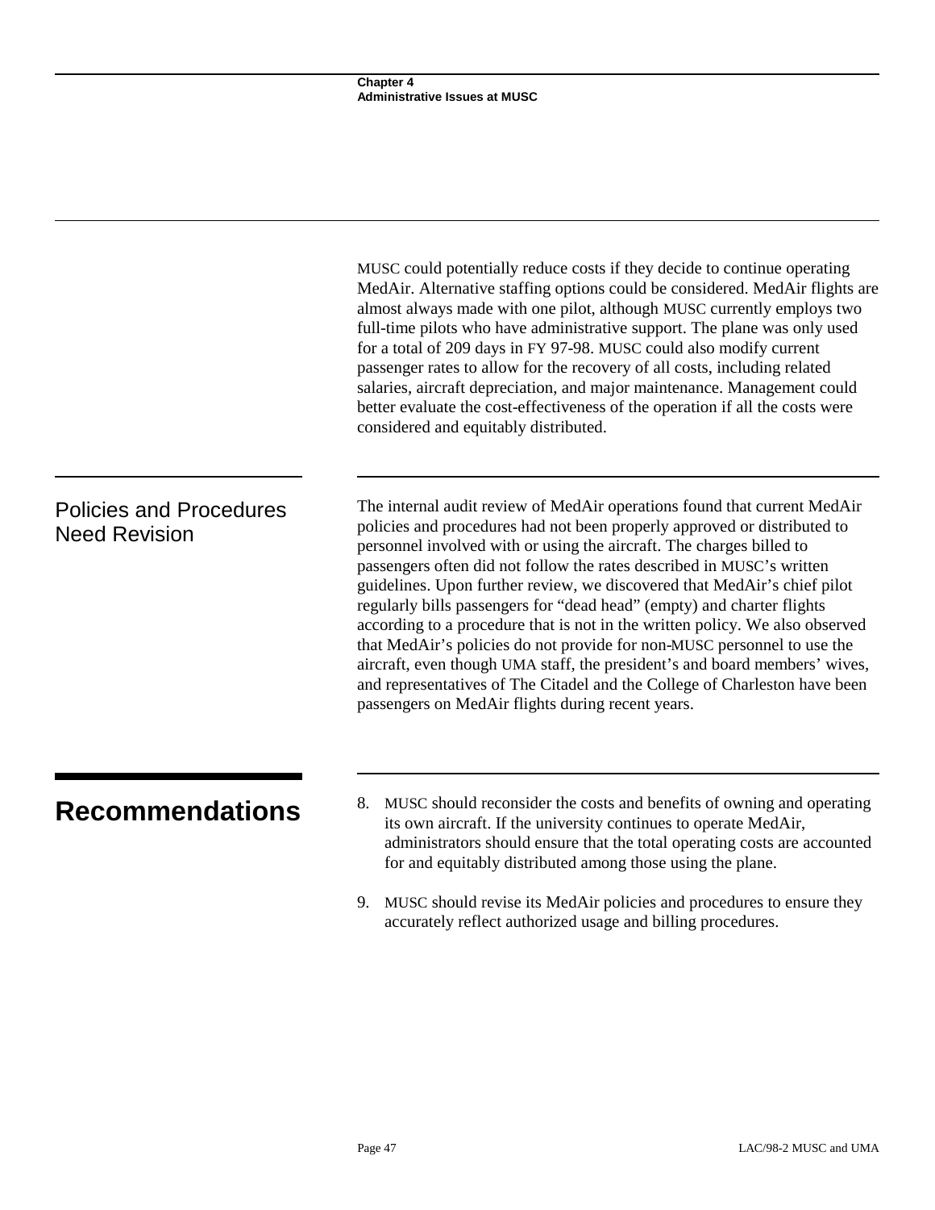MUSC could potentially reduce costs if they decide to continue operating MedAir. Alternative staffing options could be considered. MedAir flights are almost always made with one pilot, although MUSC currently employs two full-time pilots who have administrative support. The plane was only used for a total of 209 days in FY 97-98. MUSC could also modify current passenger rates to allow for the recovery of all costs, including related salaries, aircraft depreciation, and major maintenance. Management could better evaluate the cost-effectiveness of the operation if all the costs were considered and equitably distributed.

## Policies and Procedures Need Revision

The internal audit review of MedAir operations found that current MedAir policies and procedures had not been properly approved or distributed to personnel involved with or using the aircraft. The charges billed to passengers often did not follow the rates described in MUSC's written guidelines. Upon further review, we discovered that MedAir's chief pilot regularly bills passengers for "dead head" (empty) and charter flights according to a procedure that is not in the written policy. We also observed that MedAir's policies do not provide for non-MUSC personnel to use the aircraft, even though UMA staff, the president's and board members' wives, and representatives of The Citadel and the College of Charleston have been passengers on MedAir flights during recent years.

# Recommendations

8. MUSC should reconsider the costs and benefits of owning and operating its own aircraft. If the university continues to operate MedAir, administrators should ensure that the total operating costs are accounted for and equitably distributed among those using the plane.

9. MUSC should revise its MedAir policies and procedures to ensure they accurately reflect authorized usage and billing procedures.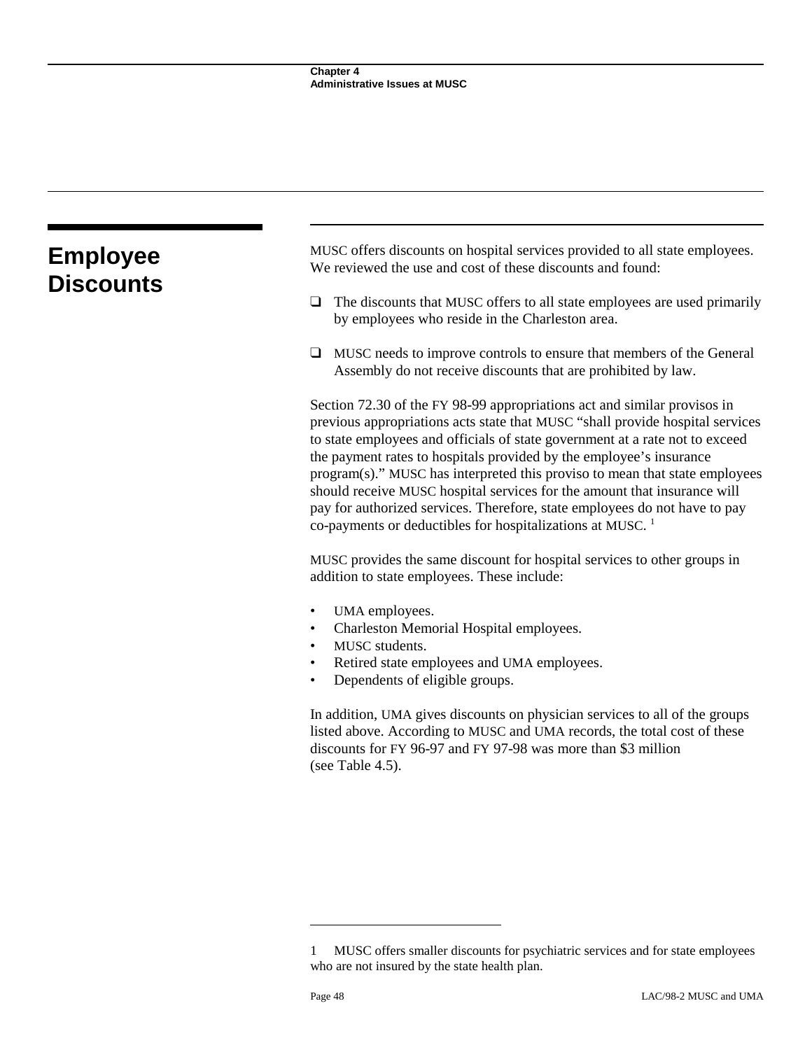## Employee Discounts

MUSC offers discounts on hospital services provided to all state employees. We reviewed the use and cost of these discounts and found:

- ❑ The discounts that MUSC offers to all state employees are used primarily by employees who reside in the Charleston area.
- ❑ MUSC needs to improve controls to ensure that members of the General Assembly do not receive discounts that are prohibited by law.

Section 72.30 of the FY 98-99 appropriations act and similar provisos in previous appropriations acts state that MUSC "shall provide hospital services to state employees and officials of state government at a rate not to exceed the payment rates to hospitals provided by the employee's insurance program(s)." MUSC has interpreted this proviso to mean that state employees should receive MUSC hospital services for the amount that insurance will pay for authorized services. Therefore, state employees do not have to pay co-payments or deductibles for hospitalizations at MUSC. [1]

MUSC provides the same discount for hospital services to other groups in addition to state employees. These include:

- UMA employees.
- Charleston Memorial Hospital employees.
- MUSC students.
- Retired state employees and UMA employees.
- Dependents of eligible groups.

In addition, UMA gives discounts on physician services to all of the groups listed above. According to MUSC and UMA records, the total cost of these discounts for FY 96-97 and FY 97-98 was more than $3 million (see Table 4.5).

---

1 MUSC offers smaller discounts for psychiatric services and for state employees who are not insured by the state health plan.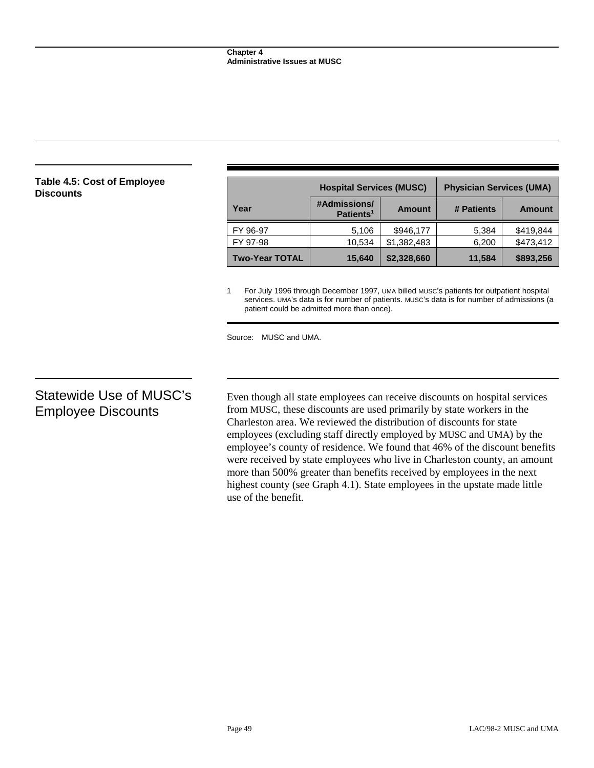**Table 4.5: Cost of Employee Discounts**

| | Hospital Services (MUSC) | | Physician Services (UMA) | |
|---|---|---|---|---|
| Year | #Admissions/ Patients[1] | Amount | # Patients | Amount |
| FY 96-97 | 5,106 | $946,177 | 5,384 | $419,844 |
| FY 97-98 | 10,534 | $1,382,483 | 6,200 | $473,412 |
| **Two-Year TOTAL** | **15,640** | **$2,328,660** | **11,584** | **$893,256** |

1 For July 1996 through December 1997, UMA billed MUSC's patients for outpatient hospital services. UMA's data is for number of patients. MUSC's data is for number of admissions (a patient could be admitted more than once).

Source: MUSC and UMA.

## Statewide Use of MUSC's Employee Discounts

Even though all state employees can receive discounts on hospital services from MUSC, these discounts are used primarily by state workers in the Charleston area. We reviewed the distribution of discounts for state employees (excluding staff directly employed by MUSC and UMA) by the employee's county of residence. We found that 46% of the discount benefits were received by state employees who live in Charleston county, an amount more than 500% greater than benefits received by employees in the next highest county (see Graph 4.1). State employees in the upstate made little use of the benefit.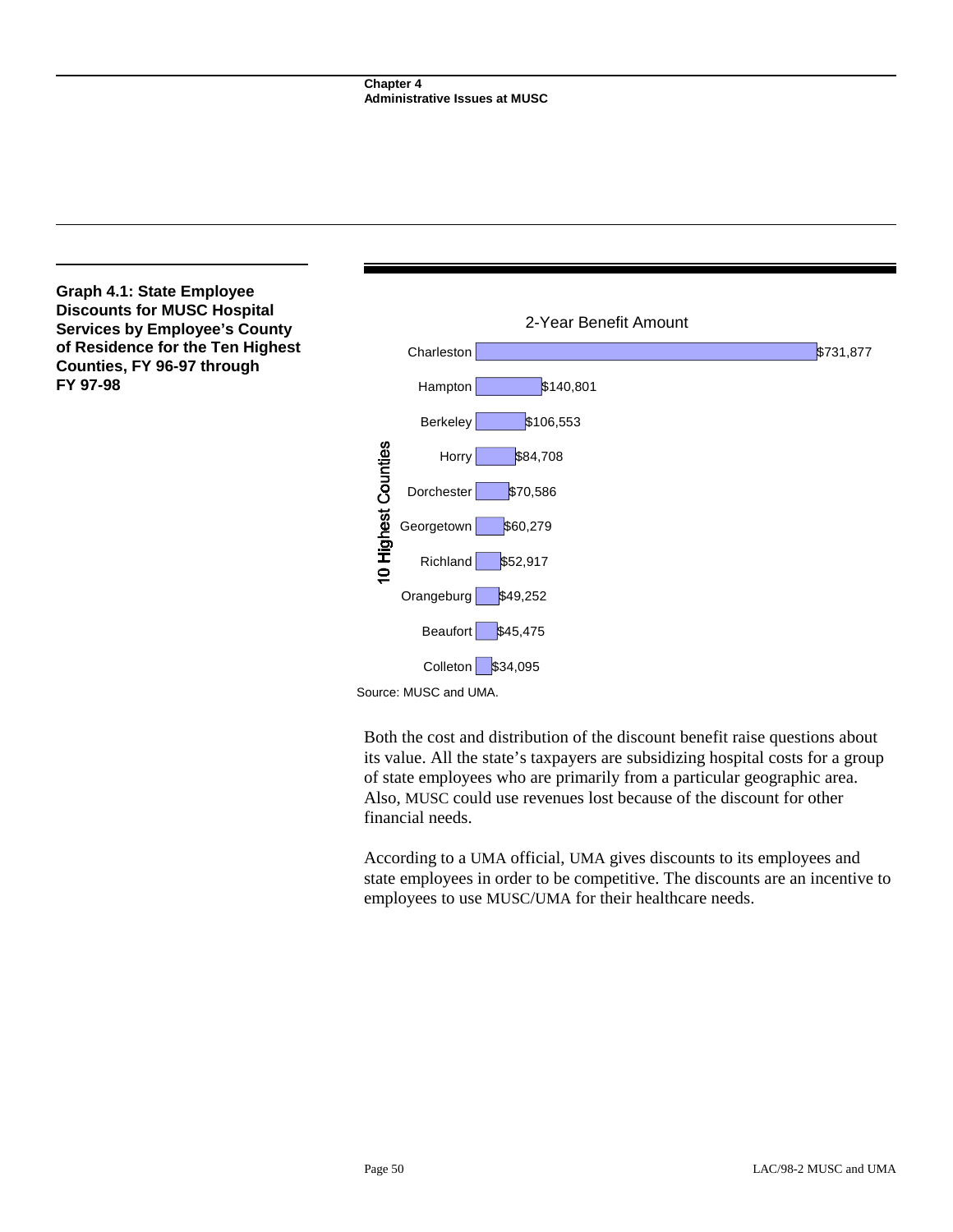**Graph 4.1: State Employee Discounts for MUSC Hospital Services by Employee's County of Residence for the Ten Highest Counties, FY 96-97 through FY 97-98**

2-Year Benefit Amount

10 Highest Counties

Charleston $731,877

Hampton $140,801

Berkeley $106,553

Horry $84,708

Dorchester $70,586

Georgetown $60,279

Richland $52,917

Orangeburg $49,252

Beaufort $45,475

Colleton $34,095

Source: MUSC and UMA.

Both the cost and distribution of the discount benefit raise questions about its value. All the state's taxpayers are subsidizing hospital costs for a group of state employees who are primarily from a particular geographic area. Also, MUSC could use revenues lost because of the discount for other financial needs.

According to a UMA official, UMA gives discounts to its employees and state employees in order to be competitive. The discounts are an incentive to employees to use MUSC/UMA for their healthcare needs.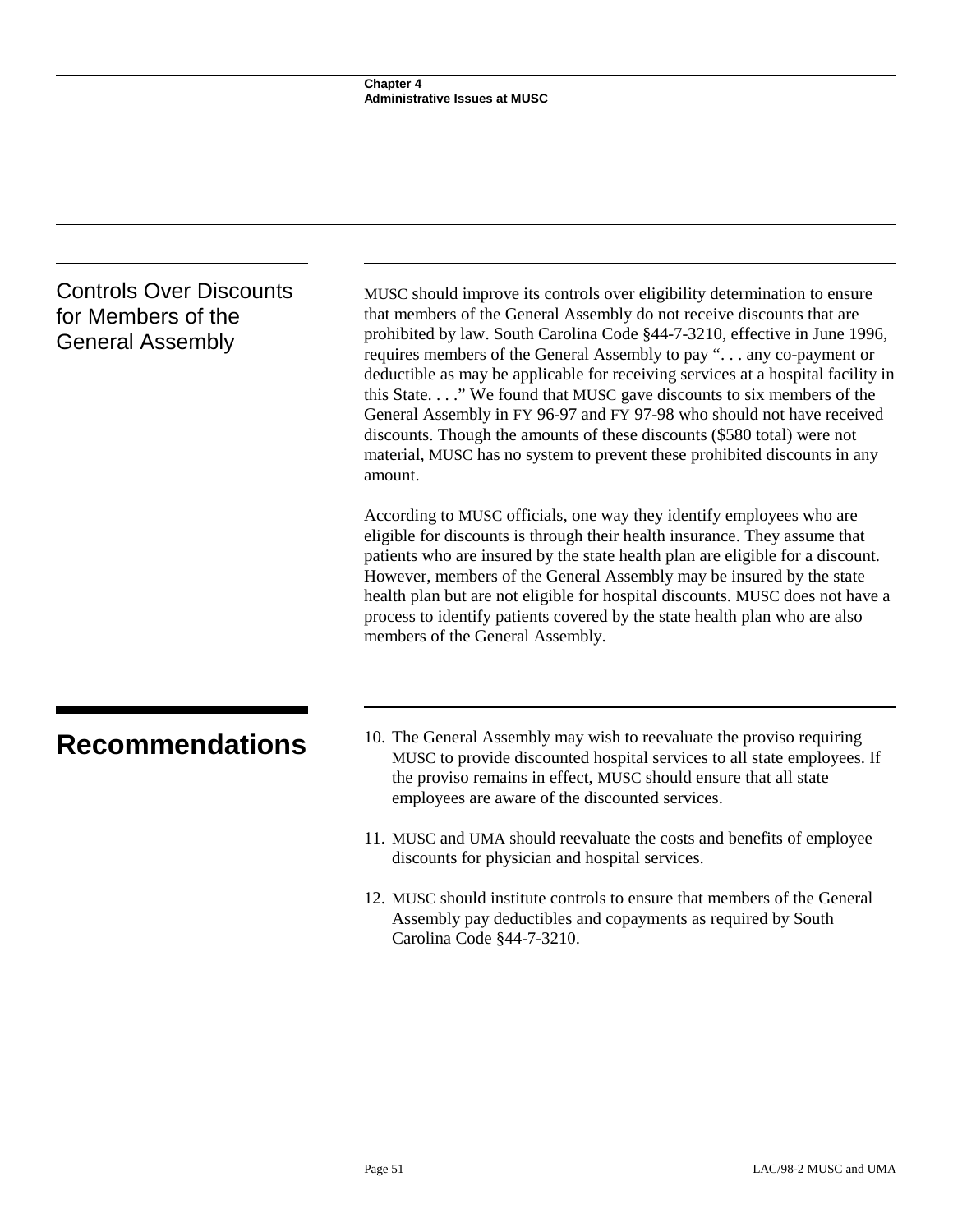## Controls Over Discounts for Members of the General Assembly

MUSC should improve its controls over eligibility determination to ensure that members of the General Assembly do not receive discounts that are prohibited by law. South Carolina Code §44-7-3210, effective in June 1996, requires members of the General Assembly to pay ". . . any co-payment or deductible as may be applicable for receiving services at a hospital facility in this State. . . ." We found that MUSC gave discounts to six members of the General Assembly in FY 96-97 and FY 97-98 who should not have received discounts. Though the amounts of these discounts ($580 total) were not material, MUSC has no system to prevent these prohibited discounts in any amount.

According to MUSC officials, one way they identify employees who are eligible for discounts is through their health insurance. They assume that patients who are insured by the state health plan are eligible for a discount. However, members of the General Assembly may be insured by the state health plan but are not eligible for hospital discounts. MUSC does not have a process to identify patients covered by the state health plan who are also members of the General Assembly.

# Recommendations

10. The General Assembly may wish to reevaluate the proviso requiring MUSC to provide discounted hospital services to all state employees. If the proviso remains in effect, MUSC should ensure that all state employees are aware of the discounted services.

11. MUSC and UMA should reevaluate the costs and benefits of employee discounts for physician and hospital services.

12. MUSC should institute controls to ensure that members of the General Assembly pay deductibles and copayments as required by South Carolina Code §44-7-3210.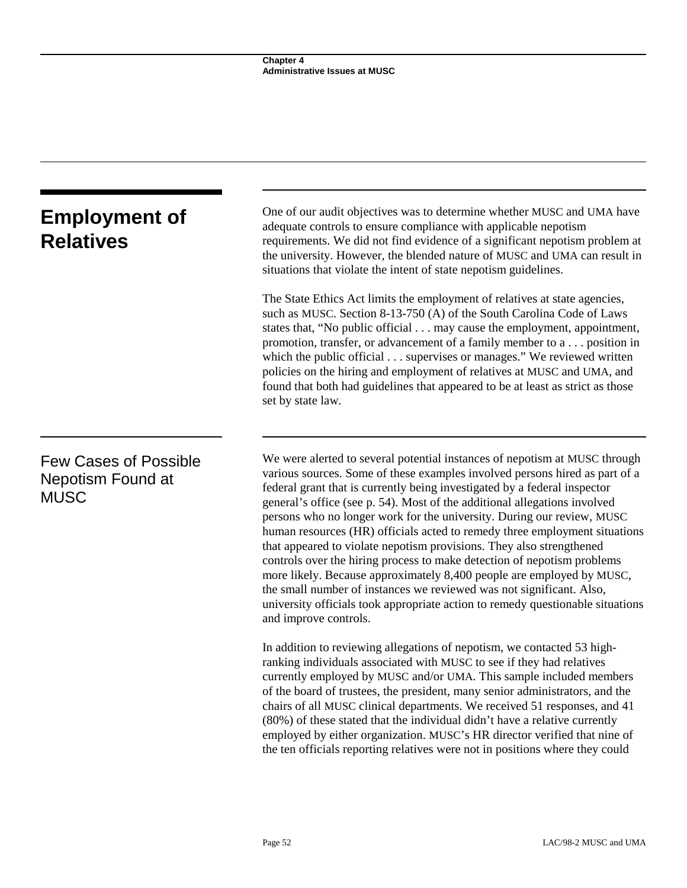## Employment of Relatives

One of our audit objectives was to determine whether MUSC and UMA have adequate controls to ensure compliance with applicable nepotism requirements. We did not find evidence of a significant nepotism problem at the university. However, the blended nature of MUSC and UMA can result in situations that violate the intent of state nepotism guidelines.

The State Ethics Act limits the employment of relatives at state agencies, such as MUSC. Section 8-13-750 (A) of the South Carolina Code of Laws states that, "No public official . . . may cause the employment, appointment, promotion, transfer, or advancement of a family member to a . . . position in which the public official . . . supervises or manages." We reviewed written policies on the hiring and employment of relatives at MUSC and UMA, and found that both had guidelines that appeared to be at least as strict as those set by state law.

### Few Cases of Possible Nepotism Found at MUSC

We were alerted to several potential instances of nepotism at MUSC through various sources. Some of these examples involved persons hired as part of a federal grant that is currently being investigated by a federal inspector general's office (see p. 54). Most of the additional allegations involved persons who no longer work for the university. During our review, MUSC human resources (HR) officials acted to remedy three employment situations that appeared to violate nepotism provisions. They also strengthened controls over the hiring process to make detection of nepotism problems more likely. Because approximately 8,400 people are employed by MUSC, the small number of instances we reviewed was not significant. Also, university officials took appropriate action to remedy questionable situations and improve controls.

In addition to reviewing allegations of nepotism, we contacted 53 high-ranking individuals associated with MUSC to see if they had relatives currently employed by MUSC and/or UMA. This sample included members of the board of trustees, the president, many senior administrators, and the chairs of all MUSC clinical departments. We received 51 responses, and 41 (80%) of these stated that the individual didn't have a relative currently employed by either organization. MUSC's HR director verified that nine of the ten officials reporting relatives were not in positions where they could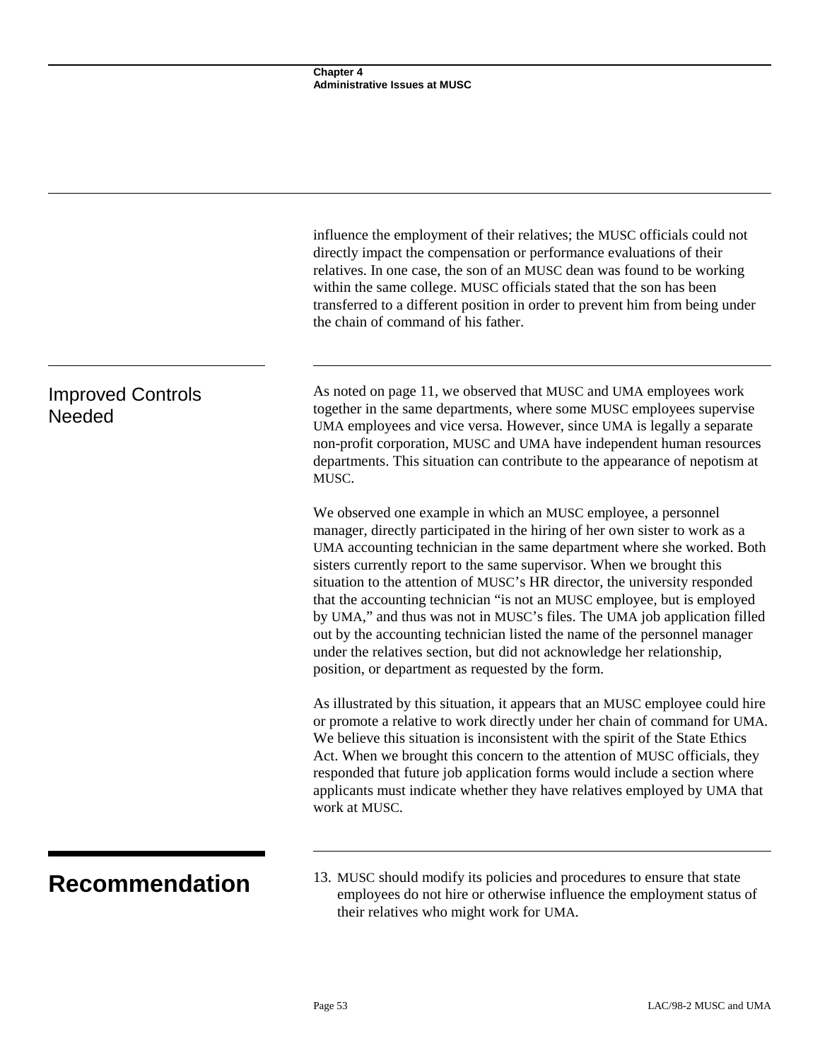influence the employment of their relatives; the MUSC officials could not directly impact the compensation or performance evaluations of their relatives. In one case, the son of an MUSC dean was found to be working within the same college. MUSC officials stated that the son has been transferred to a different position in order to prevent him from being under the chain of command of his father.

## Improved Controls Needed

As noted on page 11, we observed that MUSC and UMA employees work together in the same departments, where some MUSC employees supervise UMA employees and vice versa. However, since UMA is legally a separate non-profit corporation, MUSC and UMA have independent human resources departments. This situation can contribute to the appearance of nepotism at MUSC.

We observed one example in which an MUSC employee, a personnel manager, directly participated in the hiring of her own sister to work as a UMA accounting technician in the same department where she worked. Both sisters currently report to the same supervisor. When we brought this situation to the attention of MUSC's HR director, the university responded that the accounting technician "is not an MUSC employee, but is employed by UMA," and thus was not in MUSC's files. The UMA job application filled out by the accounting technician listed the name of the personnel manager under the relatives section, but did not acknowledge her relationship, position, or department as requested by the form.

As illustrated by this situation, it appears that an MUSC employee could hire or promote a relative to work directly under her chain of command for UMA. We believe this situation is inconsistent with the spirit of the State Ethics Act. When we brought this concern to the attention of MUSC officials, they responded that future job application forms would include a section where applicants must indicate whether they have relatives employed by UMA that work at MUSC.

# Recommendation

13. MUSC should modify its policies and procedures to ensure that state employees do not hire or otherwise influence the employment status of their relatives who might work for UMA.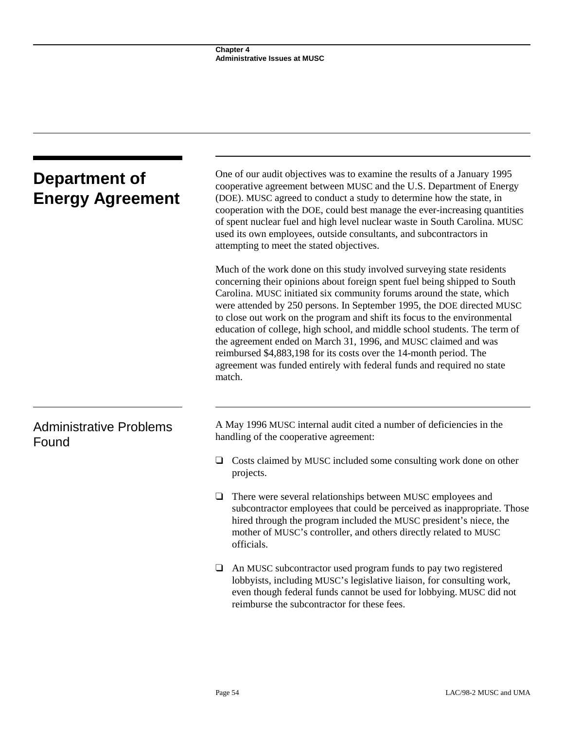## Department of Energy Agreement

One of our audit objectives was to examine the results of a January 1995 cooperative agreement between MUSC and the U.S. Department of Energy (DOE). MUSC agreed to conduct a study to determine how the state, in cooperation with the DOE, could best manage the ever-increasing quantities of spent nuclear fuel and high level nuclear waste in South Carolina. MUSC used its own employees, outside consultants, and subcontractors in attempting to meet the stated objectives.

Much of the work done on this study involved surveying state residents concerning their opinions about foreign spent fuel being shipped to South Carolina. MUSC initiated six community forums around the state, which were attended by 250 persons. In September 1995, the DOE directed MUSC to close out work on the program and shift its focus to the environmental education of college, high school, and middle school students. The term of the agreement ended on March 31, 1996, and MUSC claimed and was reimbursed $4,883,198 for its costs over the 14-month period. The agreement was funded entirely with federal funds and required no state match.

### Administrative Problems Found

A May 1996 MUSC internal audit cited a number of deficiencies in the handling of the cooperative agreement:

- Costs claimed by MUSC included some consulting work done on other projects.
- There were several relationships between MUSC employees and subcontractor employees that could be perceived as inappropriate. Those hired through the program included the MUSC president's niece, the mother of MUSC's controller, and others directly related to MUSC officials.
- An MUSC subcontractor used program funds to pay two registered lobbyists, including MUSC's legislative liaison, for consulting work, even though federal funds cannot be used for lobbying. MUSC did not reimburse the subcontractor for these fees.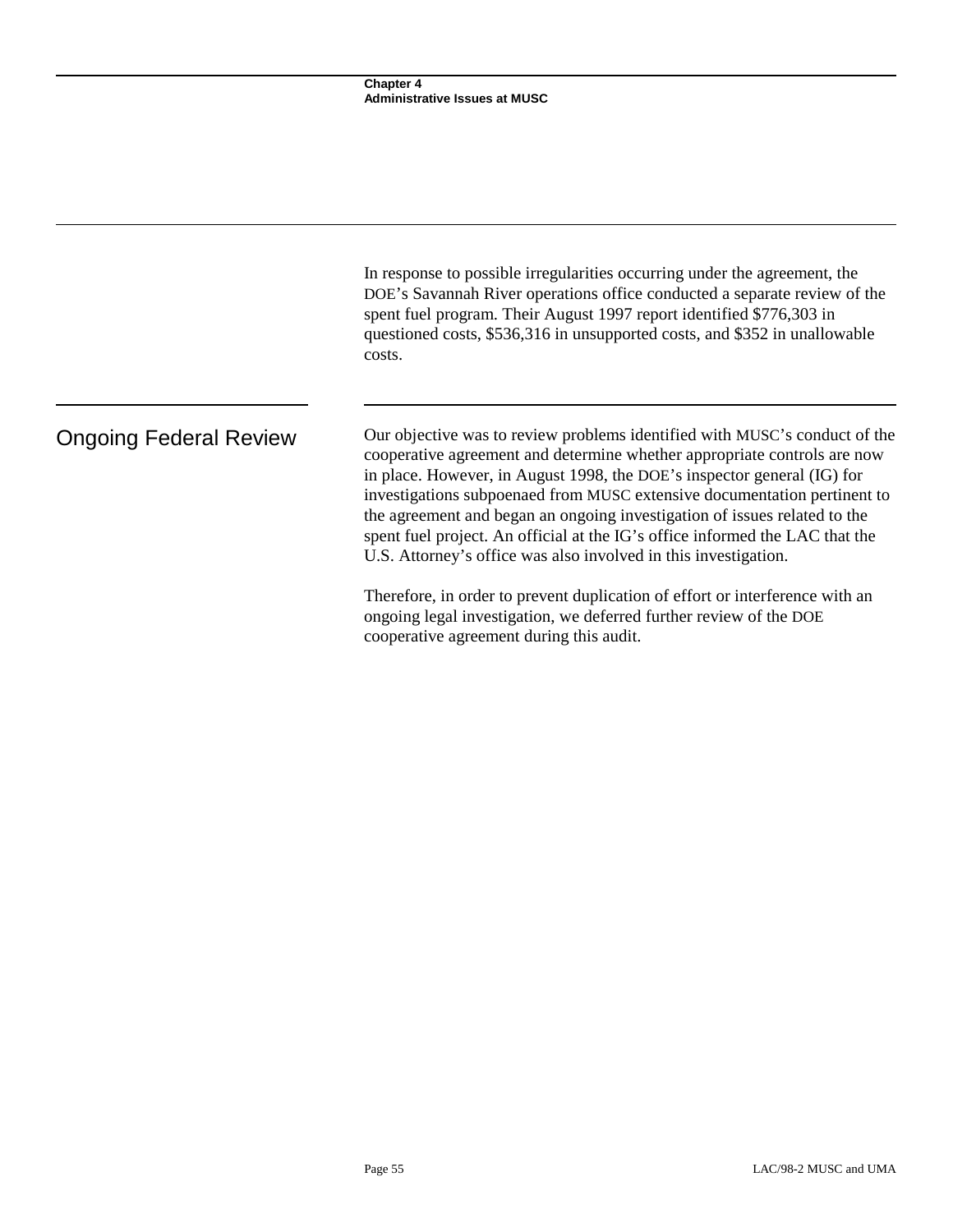In response to possible irregularities occurring under the agreement, the DOE's Savannah River operations office conducted a separate review of the spent fuel program. Their August 1997 report identified $776,303 in questioned costs, $536,316 in unsupported costs, and $352 in unallowable costs.

## Ongoing Federal Review

Our objective was to review problems identified with MUSC's conduct of the cooperative agreement and determine whether appropriate controls are now in place. However, in August 1998, the DOE's inspector general (IG) for investigations subpoenaed from MUSC extensive documentation pertinent to the agreement and began an ongoing investigation of issues related to the spent fuel project. An official at the IG's office informed the LAC that the U.S. Attorney's office was also involved in this investigation.

Therefore, in order to prevent duplication of effort or interference with an ongoing legal investigation, we deferred further review of the DOE cooperative agreement during this audit.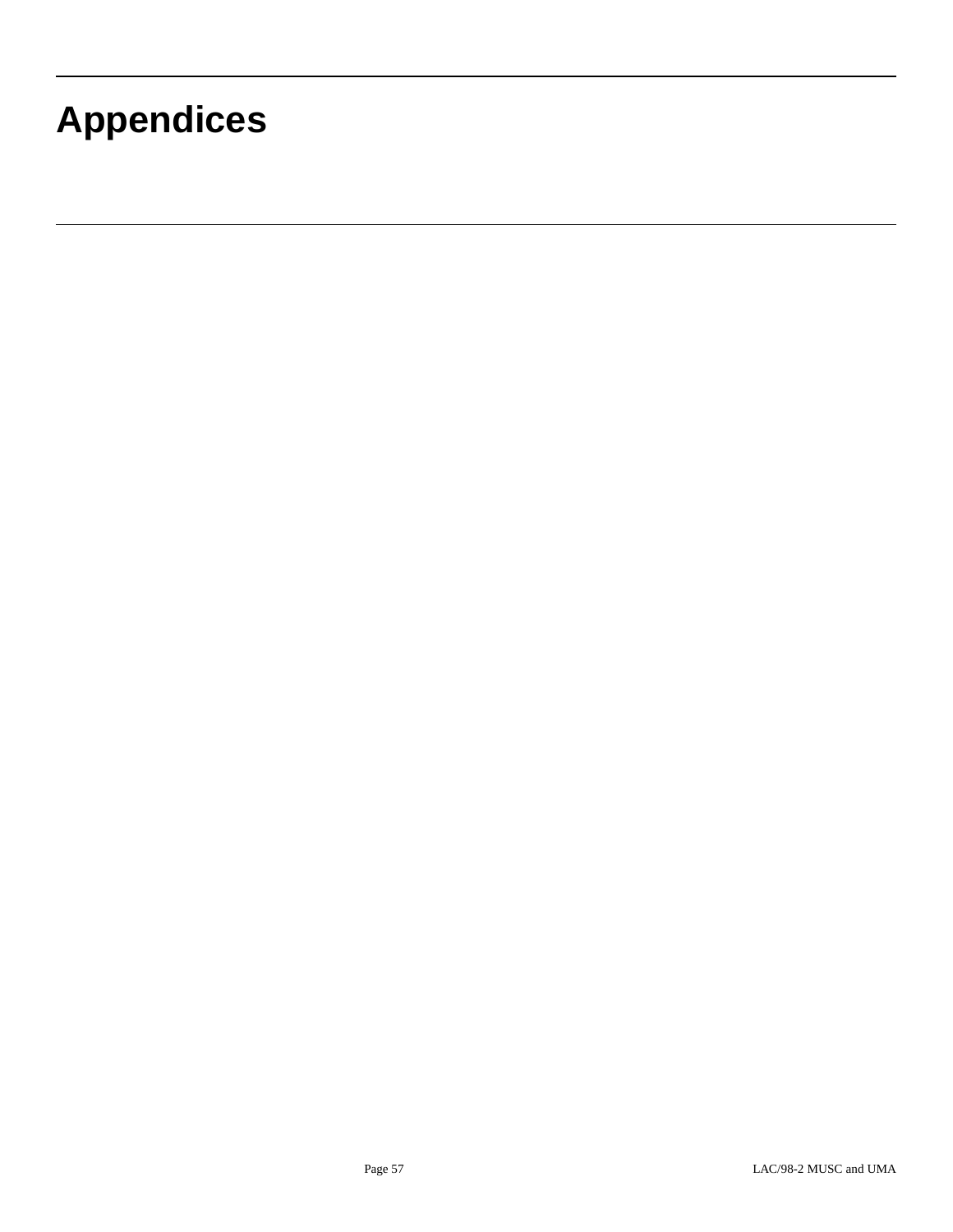# Appendices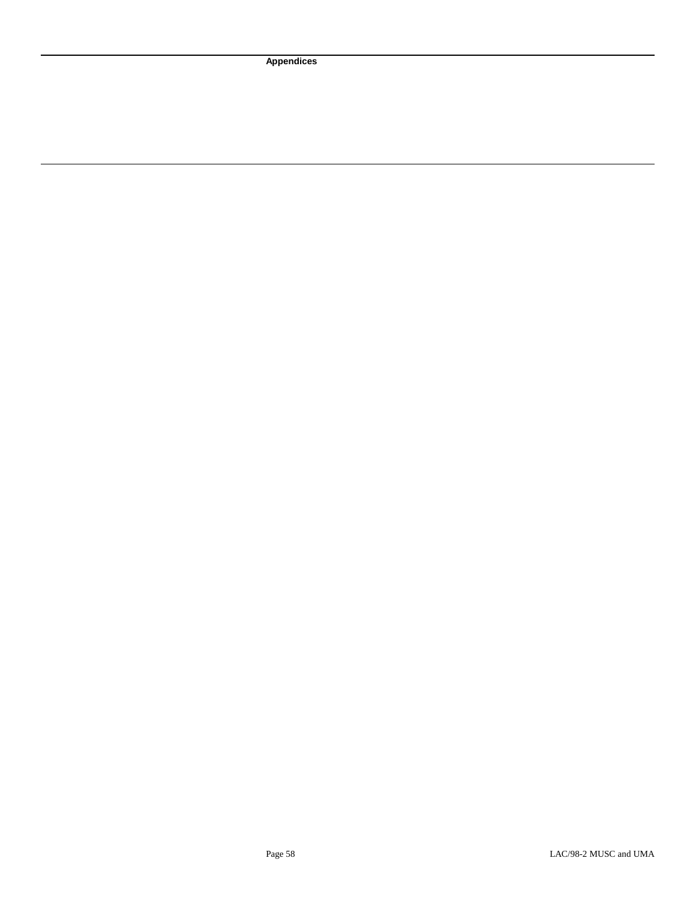# Appendices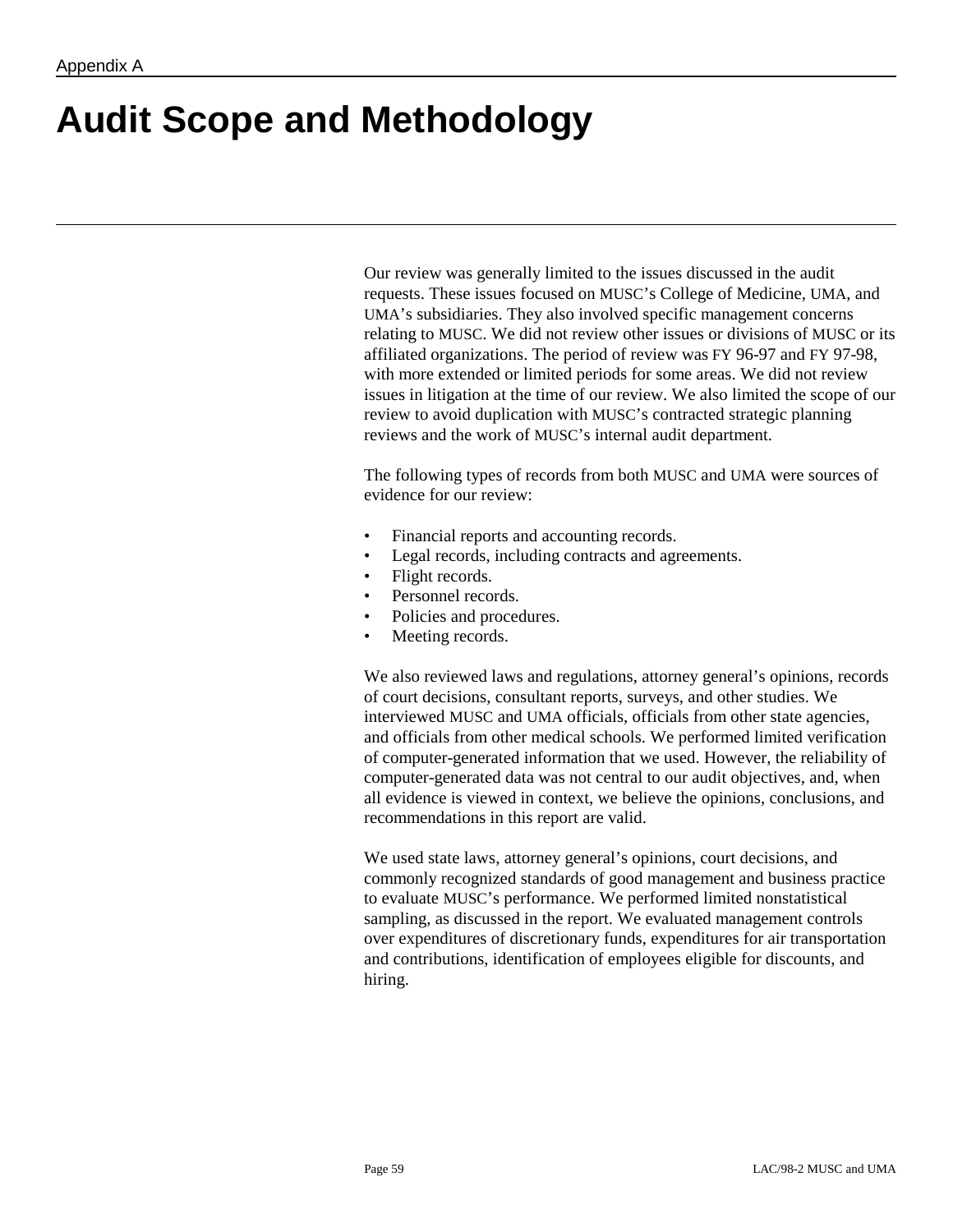Appendix A

# Audit Scope and Methodology

Our review was generally limited to the issues discussed in the audit requests. These issues focused on MUSC's College of Medicine, UMA, and UMA's subsidiaries. They also involved specific management concerns relating to MUSC. We did not review other issues or divisions of MUSC or its affiliated organizations. The period of review was FY 96-97 and FY 97-98, with more extended or limited periods for some areas. We did not review issues in litigation at the time of our review. We also limited the scope of our review to avoid duplication with MUSC's contracted strategic planning reviews and the work of MUSC's internal audit department.

The following types of records from both MUSC and UMA were sources of evidence for our review:

- Financial reports and accounting records.
- Legal records, including contracts and agreements.
- Flight records.
- Personnel records.
- Policies and procedures.
- Meeting records.

We also reviewed laws and regulations, attorney general's opinions, records of court decisions, consultant reports, surveys, and other studies. We interviewed MUSC and UMA officials, officials from other state agencies, and officials from other medical schools. We performed limited verification of computer-generated information that we used. However, the reliability of computer-generated data was not central to our audit objectives, and, when all evidence is viewed in context, we believe the opinions, conclusions, and recommendations in this report are valid.

We used state laws, attorney general's opinions, court decisions, and commonly recognized standards of good management and business practice to evaluate MUSC's performance. We performed limited nonstatistical sampling, as discussed in the report. We evaluated management controls over expenditures of discretionary funds, expenditures for air transportation and contributions, identification of employees eligible for discounts, and hiring.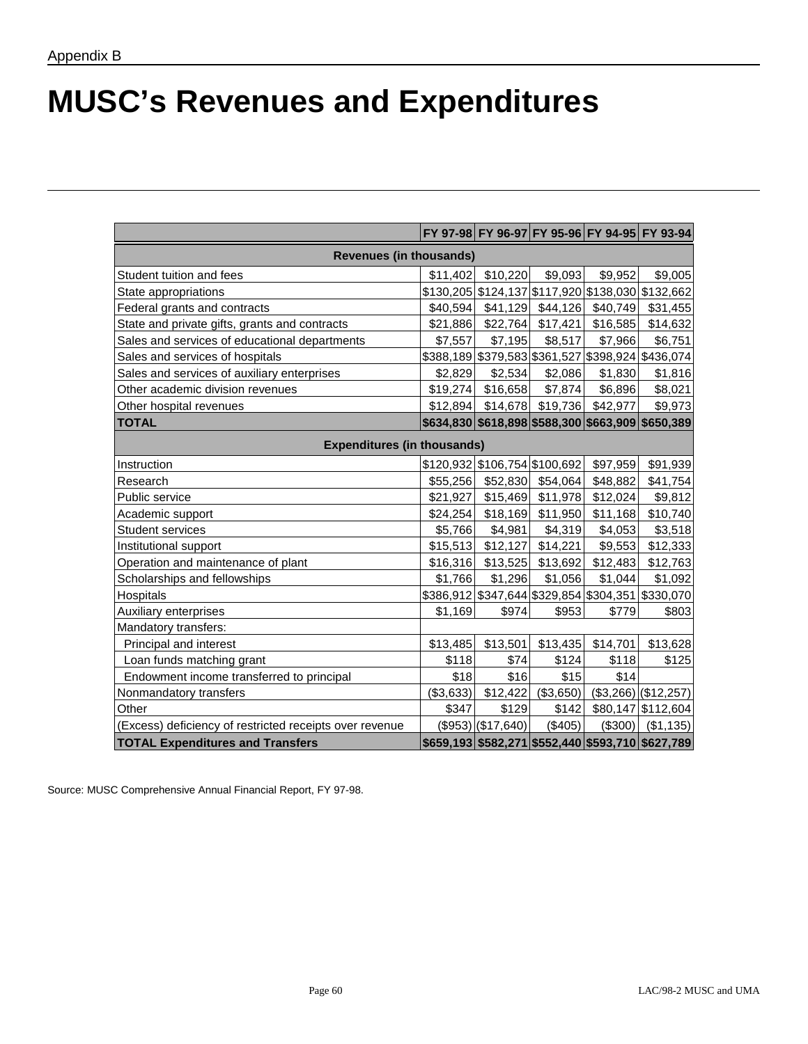Appendix B

# MUSC's Revenues and Expenditures

| | FY 97-98 | FY 96-97 | FY 95-96 | FY 94-95 | FY 93-94 |
|---|---|---|---|---|---|
| **Revenues (in thousands)** | | | | | |
| Student tuition and fees | $11,402 | $10,220 | $9,093 | $9,952 | $9,005 |
| State appropriations | $130,205 | $124,137 | $117,920 | $138,030 | $132,662 |
| Federal grants and contracts | $40,594 | $41,129 | $44,126 | $40,749 | $31,455 |
| State and private gifts, grants and contracts | $21,886 | $22,764 | $17,421 | $16,585 | $14,632 |
| Sales and services of educational departments | $7,557 | $7,195 | $8,517 | $7,966 | $6,751 |
| Sales and services of hospitals | $388,189 | $379,583 | $361,527 | $398,924 | $436,074 |
| Sales and services of auxiliary enterprises | $2,829 | $2,534 | $2,086 | $1,830 | $1,816 |
| Other academic division revenues | $19,274 | $16,658 | $7,874 | $6,896 | $8,021 |
| Other hospital revenues | $12,894 | $14,678 | $19,736 | $42,977 | $9,973 |
| **TOTAL** | **$634,830** | **$618,898** | **$588,300** | **$663,909** | **$650,389** |
| **Expenditures (in thousands)** | | | | | |
| Instruction | $120,932 | $106,754 | $100,692 | $97,959 | $91,939 |
| Research | $55,256 | $52,830 | $54,064 | $48,882 | $41,754 |
| Public service | $21,927 | $15,469 | $11,978 | $12,024 | $9,812 |
| Academic support | $24,254 | $18,169 | $11,950 | $11,168 | $10,740 |
| Student services | $5,766 | $4,981 | $4,319 | $4,053 | $3,518 |
| Institutional support | $15,513 | $12,127 | $14,221 | $9,553 | $12,333 |
| Operation and maintenance of plant | $16,316 | $13,525 | $13,692 | $12,483 | $12,763 |
| Scholarships and fellowships | $1,766 | $1,296 | $1,056 | $1,044 | $1,092 |
| Hospitals | $386,912 | $347,644 | $329,854 | $304,351 | $330,070 |
| Auxiliary enterprises | $1,169 | $974 | $953 | $779 | $803 |
| Mandatory transfers: | | | | | |
| Principal and interest | $13,485 | $13,501 | $13,435 | $14,701 | $13,628 |
| Loan funds matching grant | $118 | $74 | $124 | $118 | $125 |
| Endowment income transferred to principal | $18 | $16 | $15 | $14 | |
| Nonmandatory transfers | ($3,633) | $12,422 | ($3,650) | ($3,266) | ($12,257) |
| Other | $347 | $129 | $142 | $80,147 | $112,604 |
| (Excess) deficiency of restricted receipts over revenue | ($953) | ($17,640) | ($405) | ($300) | ($1,135) |
| **TOTAL Expenditures and Transfers** | **$659,193** | **$582,271** | **$552,440** | **$593,710** | **$627,789** |

Source: MUSC Comprehensive Annual Financial Report, FY 97-98.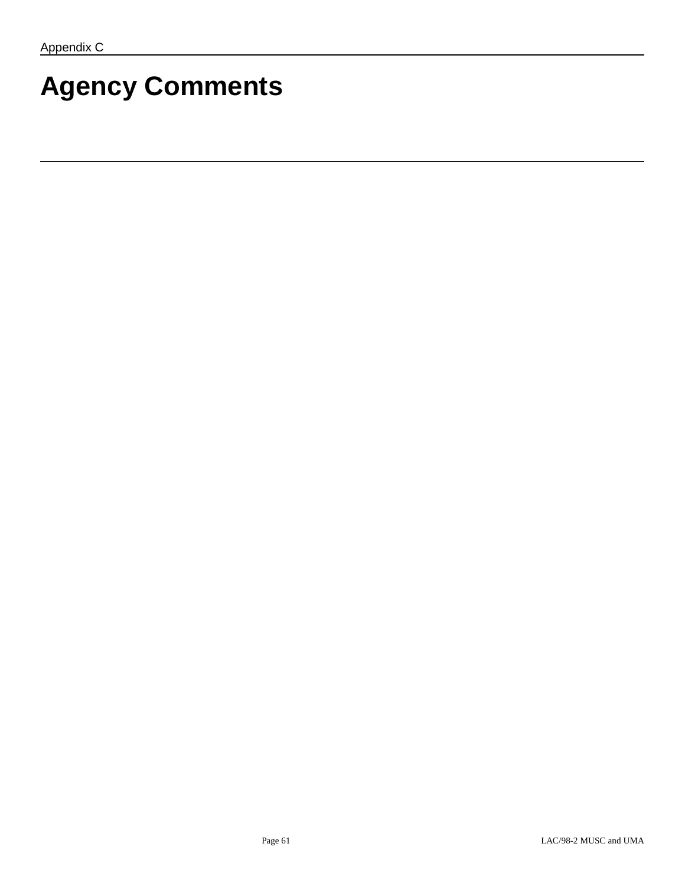Appendix C

# Agency Comments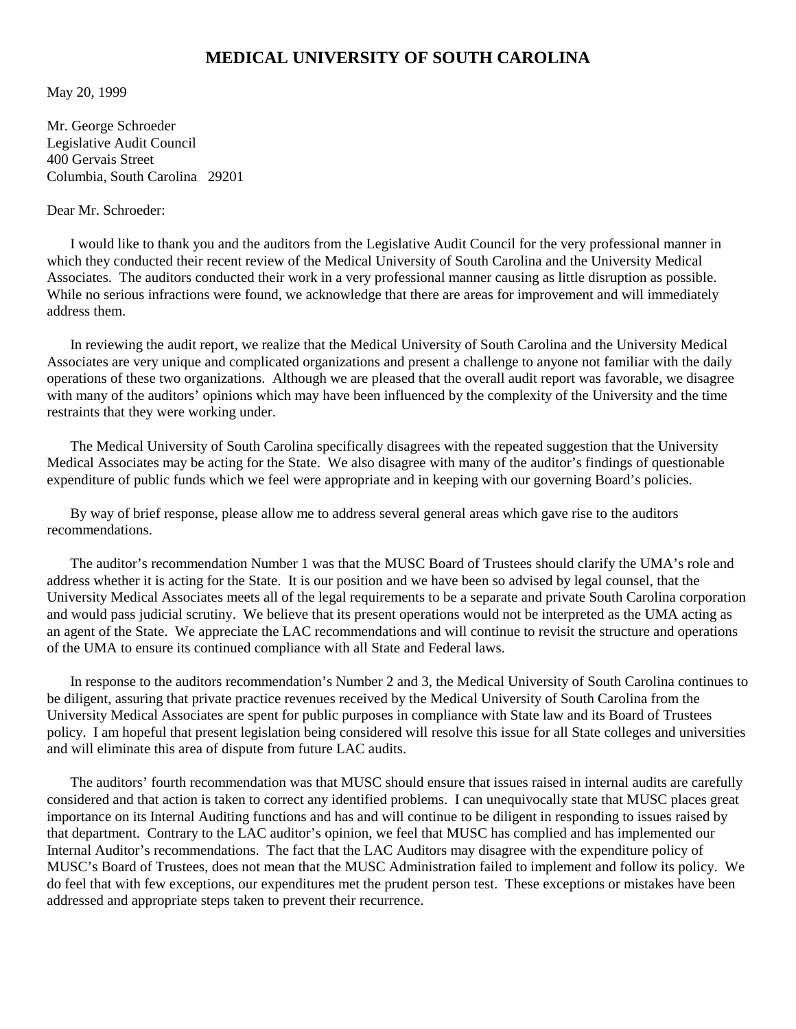# MEDICAL UNIVERSITY OF SOUTH CAROLINA

May 20, 1999

Mr. George Schroeder
Legislative Audit Council
400 Gervais Street
Columbia, South Carolina 29201

Dear Mr. Schroeder:

I would like to thank you and the auditors from the Legislative Audit Council for the very professional manner in which they conducted their recent review of the Medical University of South Carolina and the University Medical Associates. The auditors conducted their work in a very professional manner causing as little disruption as possible. While no serious infractions were found, we acknowledge that there are areas for improvement and will immediately address them.

In reviewing the audit report, we realize that the Medical University of South Carolina and the University Medical Associates are very unique and complicated organizations and present a challenge to anyone not familiar with the daily operations of these two organizations. Although we are pleased that the overall audit report was favorable, we disagree with many of the auditors' opinions which may have been influenced by the complexity of the University and the time restraints that they were working under.

The Medical University of South Carolina specifically disagrees with the repeated suggestion that the University Medical Associates may be acting for the State. We also disagree with many of the auditor's findings of questionable expenditure of public funds which we feel were appropriate and in keeping with our governing Board's policies.

By way of brief response, please allow me to address several general areas which gave rise to the auditors recommendations.

The auditor's recommendation Number 1 was that the MUSC Board of Trustees should clarify the UMA's role and address whether it is acting for the State. It is our position and we have been so advised by legal counsel, that the University Medical Associates meets all of the legal requirements to be a separate and private South Carolina corporation and would pass judicial scrutiny. We believe that its present operations would not be interpreted as the UMA acting as an agent of the State. We appreciate the LAC recommendations and will continue to revisit the structure and operations of the UMA to ensure its continued compliance with all State and Federal laws.

In response to the auditors recommendation's Number 2 and 3, the Medical University of South Carolina continues to be diligent, assuring that private practice revenues received by the Medical University of South Carolina from the University Medical Associates are spent for public purposes in compliance with State law and its Board of Trustees policy. I am hopeful that present legislation being considered will resolve this issue for all State colleges and universities and will eliminate this area of dispute from future LAC audits.

The auditors' fourth recommendation was that MUSC should ensure that issues raised in internal audits are carefully considered and that action is taken to correct any identified problems. I can unequivocally state that MUSC places great importance on its Internal Auditing functions and has and will continue to be diligent in responding to issues raised by that department. Contrary to the LAC auditor's opinion, we feel that MUSC has complied and has implemented our Internal Auditor's recommendations. The fact that the LAC Auditors may disagree with the expenditure policy of MUSC's Board of Trustees, does not mean that the MUSC Administration failed to implement and follow its policy. We do feel that with few exceptions, our expenditures met the prudent person test. These exceptions or mistakes have been addressed and appropriate steps taken to prevent their recurrence.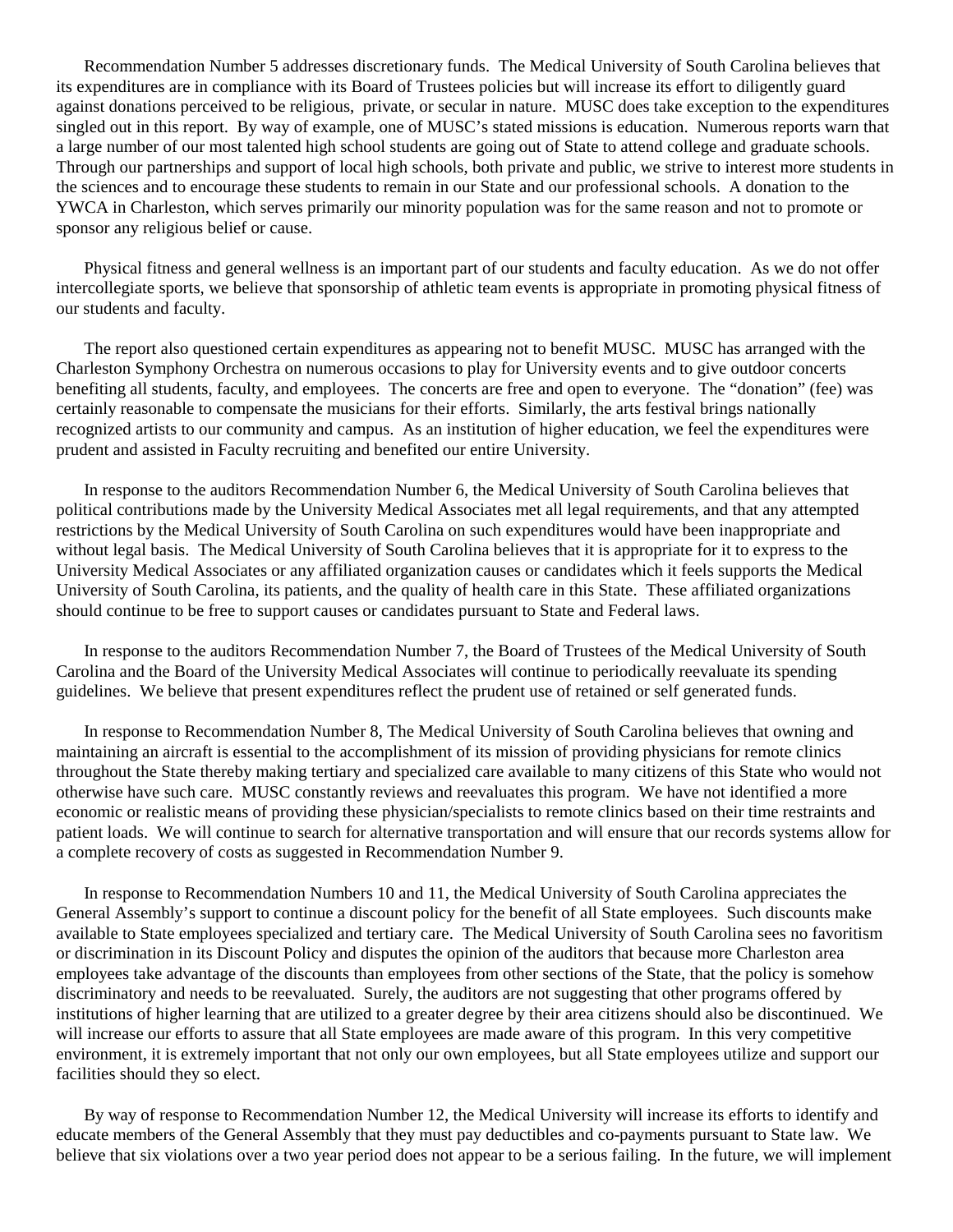Recommendation Number 5 addresses discretionary funds. The Medical University of South Carolina believes that its expenditures are in compliance with its Board of Trustees policies but will increase its effort to diligently guard against donations perceived to be religious, private, or secular in nature. MUSC does take exception to the expenditures singled out in this report. By way of example, one of MUSC's stated missions is education. Numerous reports warn that a large number of our most talented high school students are going out of State to attend college and graduate schools. Through our partnerships and support of local high schools, both private and public, we strive to interest more students in the sciences and to encourage these students to remain in our State and our professional schools. A donation to the YWCA in Charleston, which serves primarily our minority population was for the same reason and not to promote or sponsor any religious belief or cause.

Physical fitness and general wellness is an important part of our students and faculty education. As we do not offer intercollegiate sports, we believe that sponsorship of athletic team events is appropriate in promoting physical fitness of our students and faculty.

The report also questioned certain expenditures as appearing not to benefit MUSC. MUSC has arranged with the Charleston Symphony Orchestra on numerous occasions to play for University events and to give outdoor concerts benefiting all students, faculty, and employees. The concerts are free and open to everyone. The "donation" (fee) was certainly reasonable to compensate the musicians for their efforts. Similarly, the arts festival brings nationally recognized artists to our community and campus. As an institution of higher education, we feel the expenditures were prudent and assisted in Faculty recruiting and benefited our entire University.

In response to the auditors Recommendation Number 6, the Medical University of South Carolina believes that political contributions made by the University Medical Associates met all legal requirements, and that any attempted restrictions by the Medical University of South Carolina on such expenditures would have been inappropriate and without legal basis. The Medical University of South Carolina believes that it is appropriate for it to express to the University Medical Associates or any affiliated organization causes or candidates which it feels supports the Medical University of South Carolina, its patients, and the quality of health care in this State. These affiliated organizations should continue to be free to support causes or candidates pursuant to State and Federal laws.

In response to the auditors Recommendation Number 7, the Board of Trustees of the Medical University of South Carolina and the Board of the University Medical Associates will continue to periodically reevaluate its spending guidelines. We believe that present expenditures reflect the prudent use of retained or self generated funds.

In response to Recommendation Number 8, The Medical University of South Carolina believes that owning and maintaining an aircraft is essential to the accomplishment of its mission of providing physicians for remote clinics throughout the State thereby making tertiary and specialized care available to many citizens of this State who would not otherwise have such care. MUSC constantly reviews and reevaluates this program. We have not identified a more economic or realistic means of providing these physician/specialists to remote clinics based on their time restraints and patient loads. We will continue to search for alternative transportation and will ensure that our records systems allow for a complete recovery of costs as suggested in Recommendation Number 9.

In response to Recommendation Numbers 10 and 11, the Medical University of South Carolina appreciates the General Assembly's support to continue a discount policy for the benefit of all State employees. Such discounts make available to State employees specialized and tertiary care. The Medical University of South Carolina sees no favoritism or discrimination in its Discount Policy and disputes the opinion of the auditors that because more Charleston area employees take advantage of the discounts than employees from other sections of the State, that the policy is somehow discriminatory and needs to be reevaluated. Surely, the auditors are not suggesting that other programs offered by institutions of higher learning that are utilized to a greater degree by their area citizens should also be discontinued. We will increase our efforts to assure that all State employees are made aware of this program. In this very competitive environment, it is extremely important that not only our own employees, but all State employees utilize and support our facilities should they so elect.

By way of response to Recommendation Number 12, the Medical University will increase its efforts to identify and educate members of the General Assembly that they must pay deductibles and co-payments pursuant to State law. We believe that six violations over a two year period does not appear to be a serious failing. In the future, we will implement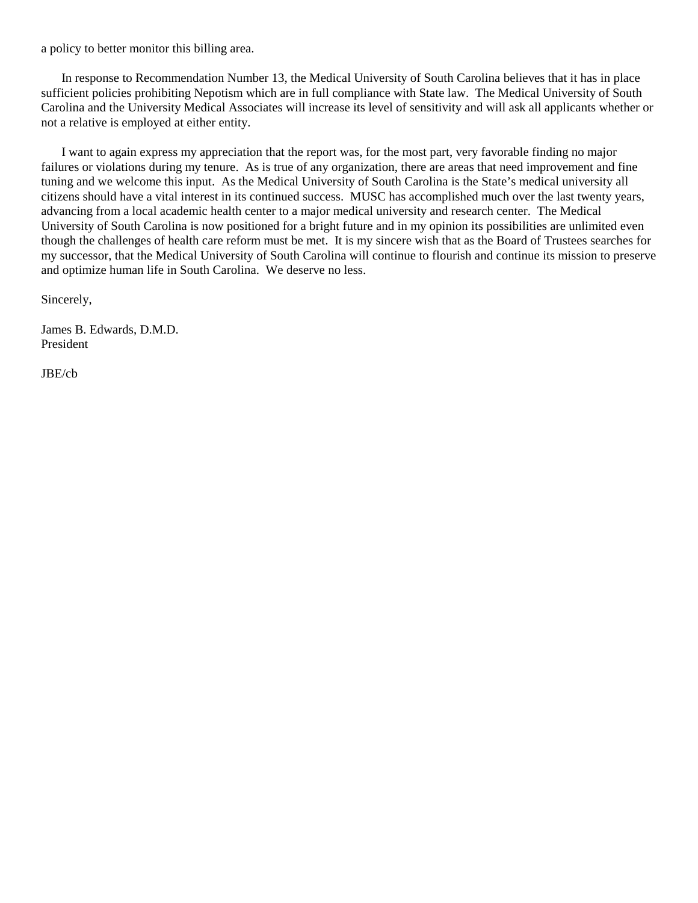a policy to better monitor this billing area.

In response to Recommendation Number 13, the Medical University of South Carolina believes that it has in place sufficient policies prohibiting Nepotism which are in full compliance with State law. The Medical University of South Carolina and the University Medical Associates will increase its level of sensitivity and will ask all applicants whether or not a relative is employed at either entity.

I want to again express my appreciation that the report was, for the most part, very favorable finding no major failures or violations during my tenure. As is true of any organization, there are areas that need improvement and fine tuning and we welcome this input. As the Medical University of South Carolina is the State's medical university all citizens should have a vital interest in its continued success. MUSC has accomplished much over the last twenty years, advancing from a local academic health center to a major medical university and research center. The Medical University of South Carolina is now positioned for a bright future and in my opinion its possibilities are unlimited even though the challenges of health care reform must be met. It is my sincere wish that as the Board of Trustees searches for my successor, that the Medical University of South Carolina will continue to flourish and continue its mission to preserve and optimize human life in South Carolina. We deserve no less.

Sincerely,

James B. Edwards, D.M.D.
President

JBE/cb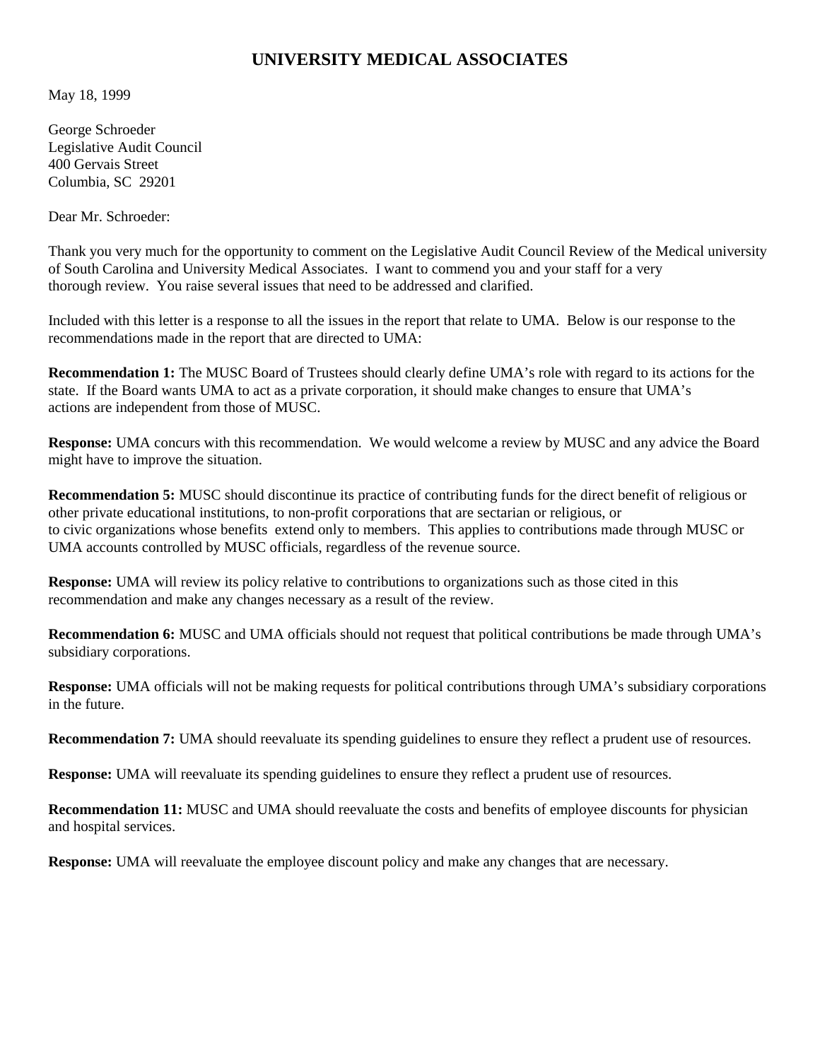# UNIVERSITY MEDICAL ASSOCIATES

May 18, 1999

George Schroeder
Legislative Audit Council
400 Gervais Street
Columbia, SC 29201

Dear Mr. Schroeder:

Thank you very much for the opportunity to comment on the Legislative Audit Council Review of the Medical university of South Carolina and University Medical Associates. I want to commend you and your staff for a very thorough review. You raise several issues that need to be addressed and clarified.

Included with this letter is a response to all the issues in the report that relate to UMA. Below is our response to the recommendations made in the report that are directed to UMA:

**Recommendation 1:** The MUSC Board of Trustees should clearly define UMA's role with regard to its actions for the state. If the Board wants UMA to act as a private corporation, it should make changes to ensure that UMA's actions are independent from those of MUSC.

**Response:** UMA concurs with this recommendation. We would welcome a review by MUSC and any advice the Board might have to improve the situation.

**Recommendation 5:** MUSC should discontinue its practice of contributing funds for the direct benefit of religious or other private educational institutions, to non-profit corporations that are sectarian or religious, or to civic organizations whose benefits extend only to members. This applies to contributions made through MUSC or UMA accounts controlled by MUSC officials, regardless of the revenue source.

**Response:** UMA will review its policy relative to contributions to organizations such as those cited in this recommendation and make any changes necessary as a result of the review.

**Recommendation 6:** MUSC and UMA officials should not request that political contributions be made through UMA's subsidiary corporations.

**Response:** UMA officials will not be making requests for political contributions through UMA's subsidiary corporations in the future.

**Recommendation 7:** UMA should reevaluate its spending guidelines to ensure they reflect a prudent use of resources.

**Response:** UMA will reevaluate its spending guidelines to ensure they reflect a prudent use of resources.

**Recommendation 11:** MUSC and UMA should reevaluate the costs and benefits of employee discounts for physician and hospital services.

**Response:** UMA will reevaluate the employee discount policy and make any changes that are necessary.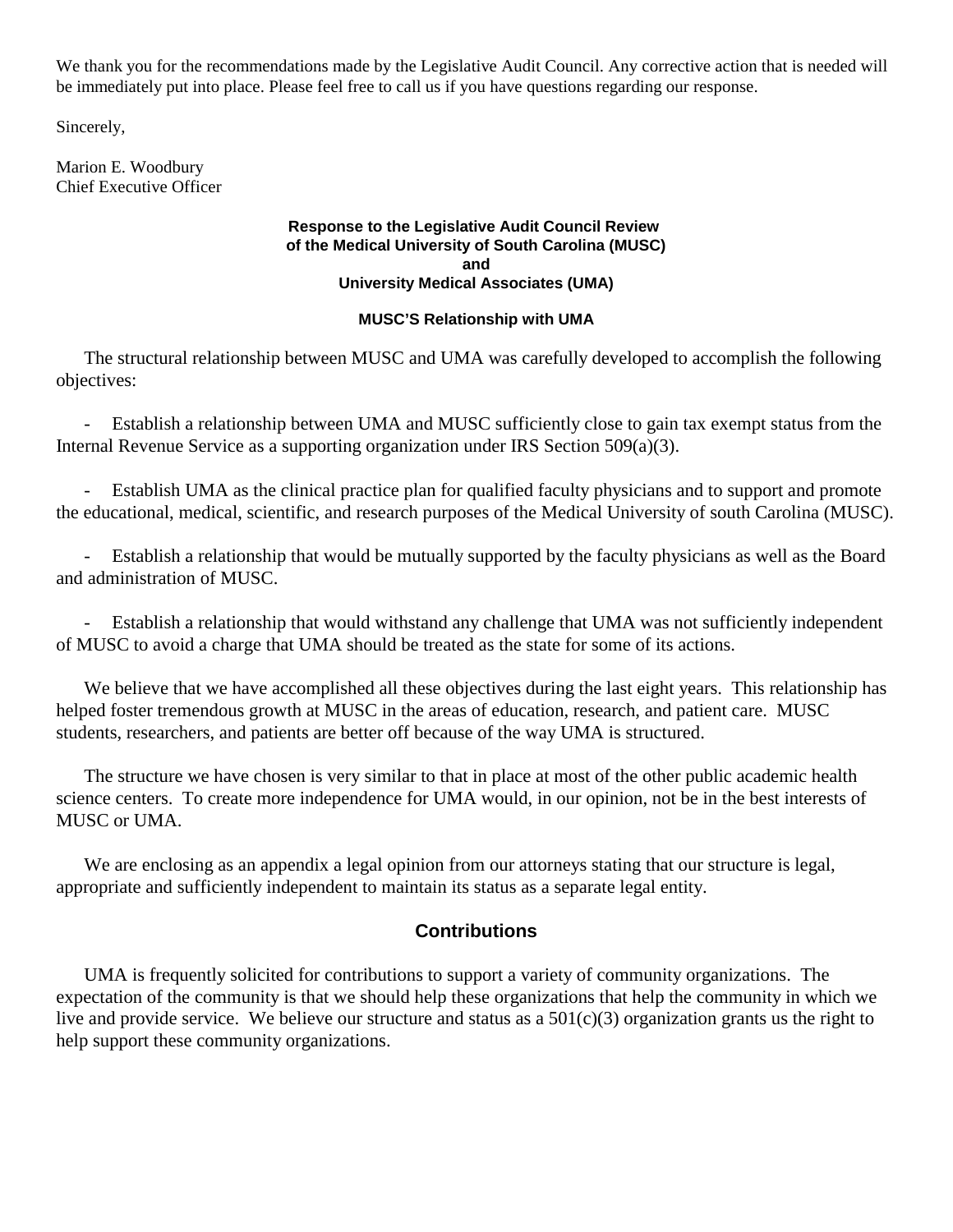We thank you for the recommendations made by the Legislative Audit Council. Any corrective action that is needed will be immediately put into place. Please feel free to call us if you have questions regarding our response.

Sincerely,

Marion E. Woodbury
Chief Executive Officer

**Response to the Legislative Audit Council Review of the Medical University of South Carolina (MUSC) and University Medical Associates (UMA)**

**MUSC'S Relationship with UMA**

The structural relationship between MUSC and UMA was carefully developed to accomplish the following objectives:

- Establish a relationship between UMA and MUSC sufficiently close to gain tax exempt status from the Internal Revenue Service as a supporting organization under IRS Section 509(a)(3).

- Establish UMA as the clinical practice plan for qualified faculty physicians and to support and promote the educational, medical, scientific, and research purposes of the Medical University of south Carolina (MUSC).

- Establish a relationship that would be mutually supported by the faculty physicians as well as the Board and administration of MUSC.

- Establish a relationship that would withstand any challenge that UMA was not sufficiently independent of MUSC to avoid a charge that UMA should be treated as the state for some of its actions.

We believe that we have accomplished all these objectives during the last eight years. This relationship has helped foster tremendous growth at MUSC in the areas of education, research, and patient care. MUSC students, researchers, and patients are better off because of the way UMA is structured.

The structure we have chosen is very similar to that in place at most of the other public academic health science centers. To create more independence for UMA would, in our opinion, not be in the best interests of MUSC or UMA.

We are enclosing as an appendix a legal opinion from our attorneys stating that our structure is legal, appropriate and sufficiently independent to maintain its status as a separate legal entity.

## Contributions

UMA is frequently solicited for contributions to support a variety of community organizations. The expectation of the community is that we should help these organizations that help the community in which we live and provide service. We believe our structure and status as a 501(c)(3) organization grants us the right to help support these community organizations.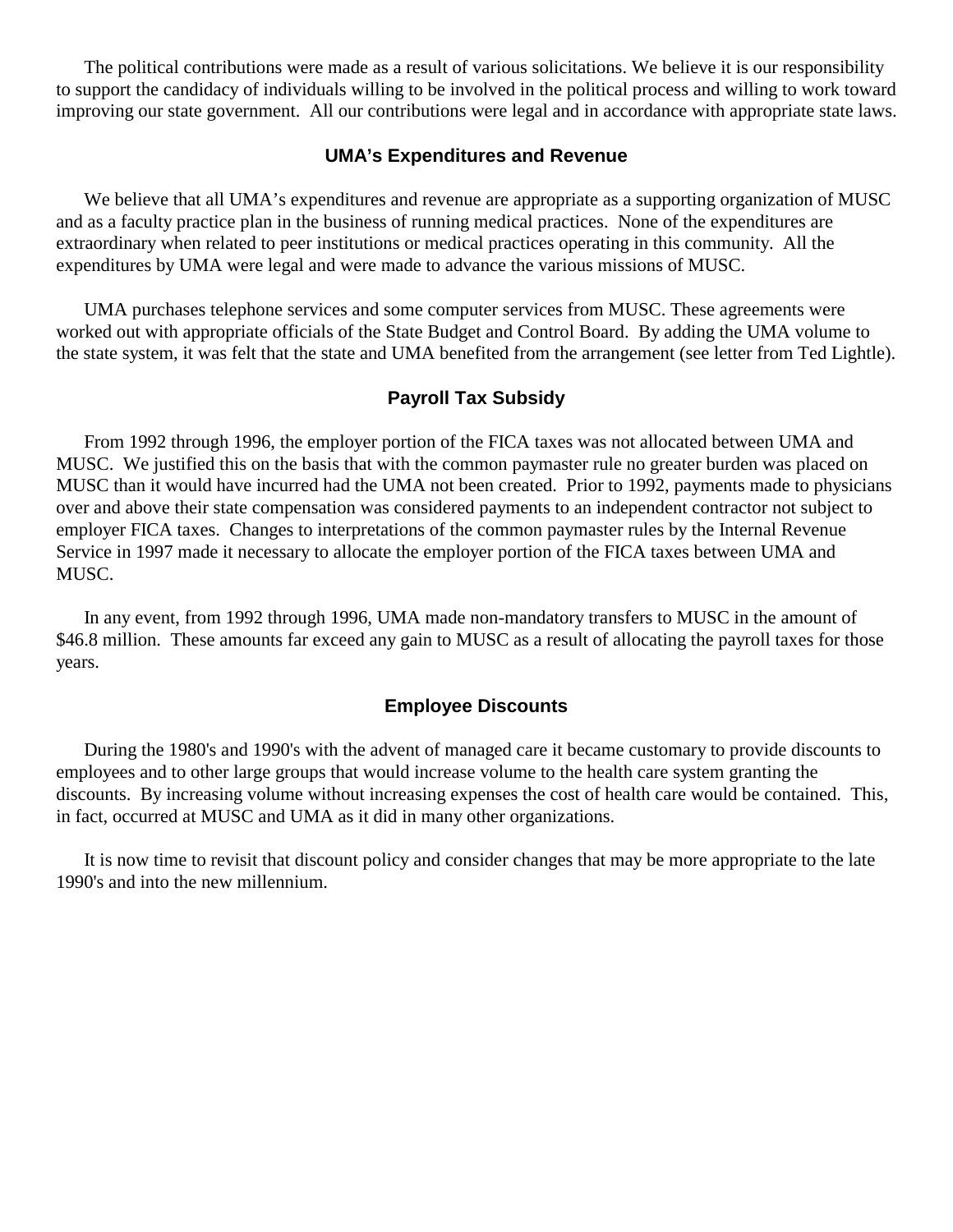The political contributions were made as a result of various solicitations. We believe it is our responsibility to support the candidacy of individuals willing to be involved in the political process and willing to work toward improving our state government. All our contributions were legal and in accordance with appropriate state laws.

## UMA's Expenditures and Revenue

We believe that all UMA's expenditures and revenue are appropriate as a supporting organization of MUSC and as a faculty practice plan in the business of running medical practices. None of the expenditures are extraordinary when related to peer institutions or medical practices operating in this community. All the expenditures by UMA were legal and were made to advance the various missions of MUSC.

UMA purchases telephone services and some computer services from MUSC. These agreements were worked out with appropriate officials of the State Budget and Control Board. By adding the UMA volume to the state system, it was felt that the state and UMA benefited from the arrangement (see letter from Ted Lightle).

## Payroll Tax Subsidy

From 1992 through 1996, the employer portion of the FICA taxes was not allocated between UMA and MUSC. We justified this on the basis that with the common paymaster rule no greater burden was placed on MUSC than it would have incurred had the UMA not been created. Prior to 1992, payments made to physicians over and above their state compensation was considered payments to an independent contractor not subject to employer FICA taxes. Changes to interpretations of the common paymaster rules by the Internal Revenue Service in 1997 made it necessary to allocate the employer portion of the FICA taxes between UMA and MUSC.

In any event, from 1992 through 1996, UMA made non-mandatory transfers to MUSC in the amount of $46.8 million. These amounts far exceed any gain to MUSC as a result of allocating the payroll taxes for those years.

## Employee Discounts

During the 1980's and 1990's with the advent of managed care it became customary to provide discounts to employees and to other large groups that would increase volume to the health care system granting the discounts. By increasing volume without increasing expenses the cost of health care would be contained. This, in fact, occurred at MUSC and UMA as it did in many other organizations.

It is now time to revisit that discount policy and consider changes that may be more appropriate to the late 1990's and into the new millennium.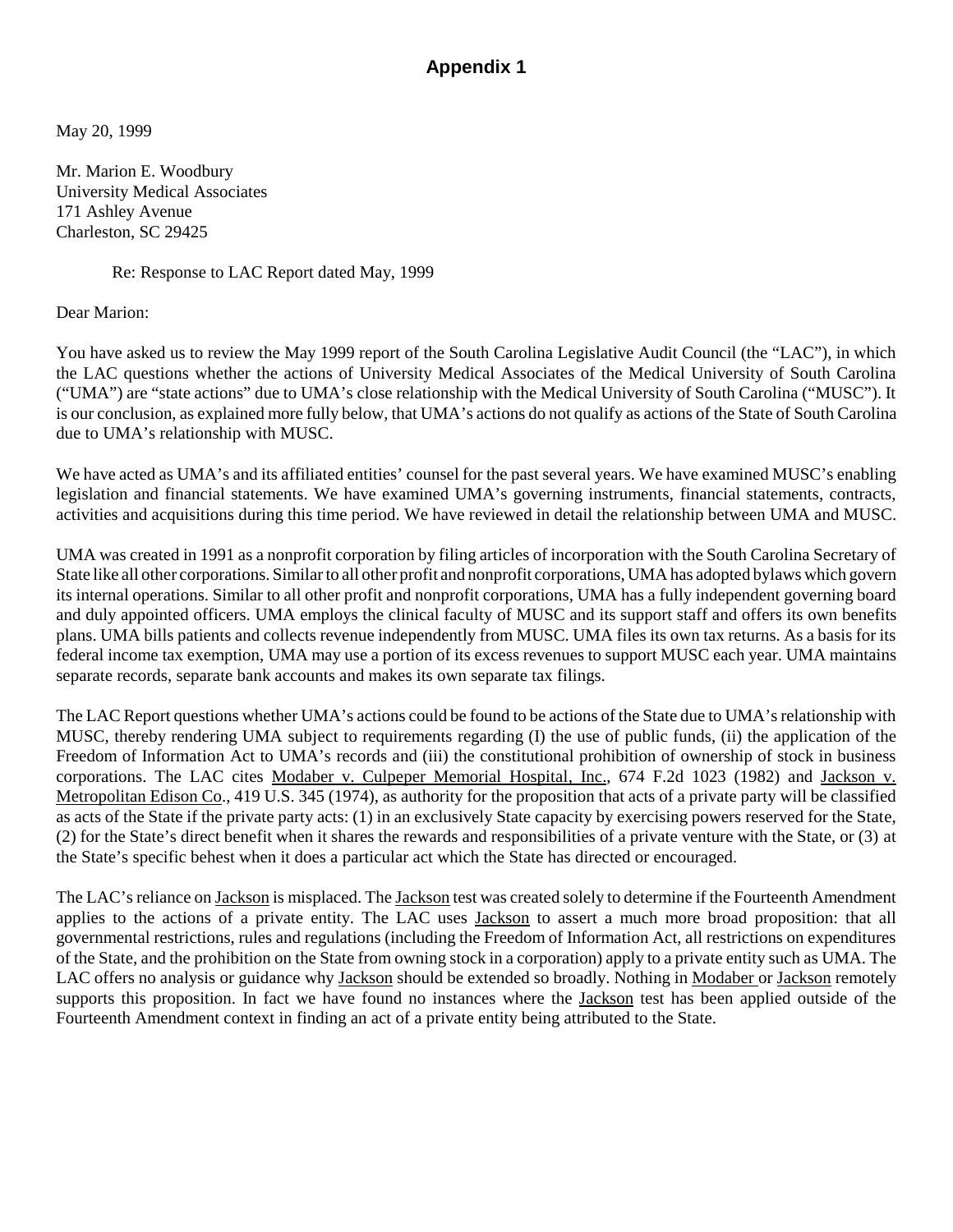## Appendix 1

May 20, 1999

Mr. Marion E. Woodbury
University Medical Associates
171 Ashley Avenue
Charleston, SC 29425

Re: Response to LAC Report dated May, 1999

Dear Marion:

You have asked us to review the May 1999 report of the South Carolina Legislative Audit Council (the "LAC"), in which the LAC questions whether the actions of University Medical Associates of the Medical University of South Carolina ("UMA") are "state actions" due to UMA's close relationship with the Medical University of South Carolina ("MUSC"). It is our conclusion, as explained more fully below, that UMA's actions do not qualify as actions of the State of South Carolina due to UMA's relationship with MUSC.

We have acted as UMA's and its affiliated entities' counsel for the past several years. We have examined MUSC's enabling legislation and financial statements. We have examined UMA's governing instruments, financial statements, contracts, activities and acquisitions during this time period. We have reviewed in detail the relationship between UMA and MUSC.

UMA was created in 1991 as a nonprofit corporation by filing articles of incorporation with the South Carolina Secretary of State like all other corporations. Similar to all other profit and nonprofit corporations, UMA has adopted bylaws which govern its internal operations. Similar to all other profit and nonprofit corporations, UMA has a fully independent governing board and duly appointed officers. UMA employs the clinical faculty of MUSC and its support staff and offers its own benefits plans. UMA bills patients and collects revenue independently from MUSC. UMA files its own tax returns. As a basis for its federal income tax exemption, UMA may use a portion of its excess revenues to support MUSC each year. UMA maintains separate records, separate bank accounts and makes its own separate tax filings.

The LAC Report questions whether UMA's actions could be found to be actions of the State due to UMA's relationship with MUSC, thereby rendering UMA subject to requirements regarding (I) the use of public funds, (ii) the application of the Freedom of Information Act to UMA's records and (iii) the constitutional prohibition of ownership of stock in business corporations. The LAC cites Modaber v. Culpeper Memorial Hospital, Inc., 674 F.2d 1023 (1982) and Jackson v. Metropolitan Edison Co., 419 U.S. 345 (1974), as authority for the proposition that acts of a private party will be classified as acts of the State if the private party acts: (1) in an exclusively State capacity by exercising powers reserved for the State, (2) for the State's direct benefit when it shares the rewards and responsibilities of a private venture with the State, or (3) at the State's specific behest when it does a particular act which the State has directed or encouraged.

The LAC's reliance on Jackson is misplaced. The Jackson test was created solely to determine if the Fourteenth Amendment applies to the actions of a private entity. The LAC uses Jackson to assert a much more broad proposition: that all governmental restrictions, rules and regulations (including the Freedom of Information Act, all restrictions on expenditures of the State, and the prohibition on the State from owning stock in a corporation) apply to a private entity such as UMA. The LAC offers no analysis or guidance why Jackson should be extended so broadly. Nothing in Modaber or Jackson remotely supports this proposition. In fact we have found no instances where the Jackson test has been applied outside of the Fourteenth Amendment context in finding an act of a private entity being attributed to the State.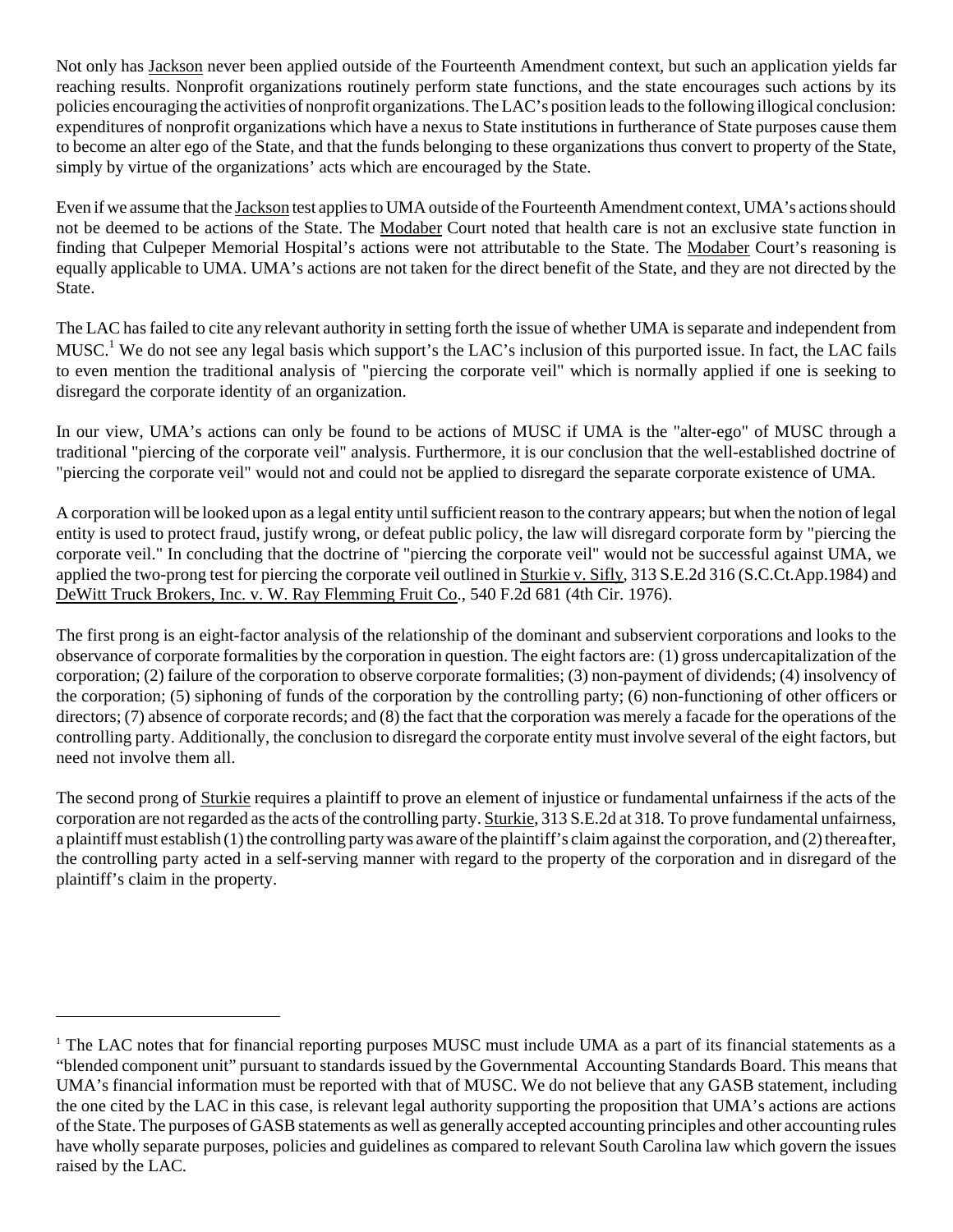Not only has Jackson never been applied outside of the Fourteenth Amendment context, but such an application yields far reaching results. Nonprofit organizations routinely perform state functions, and the state encourages such actions by its policies encouraging the activities of nonprofit organizations. The LAC's position leads to the following illogical conclusion: expenditures of nonprofit organizations which have a nexus to State institutions in furtherance of State purposes cause them to become an alter ego of the State, and that the funds belonging to these organizations thus convert to property of the State, simply by virtue of the organizations' acts which are encouraged by the State.

Even if we assume that the Jackson test applies to UMA outside of the Fourteenth Amendment context, UMA's actions should not be deemed to be actions of the State. The Modaber Court noted that health care is not an exclusive state function in finding that Culpeper Memorial Hospital's actions were not attributable to the State. The Modaber Court's reasoning is equally applicable to UMA. UMA's actions are not taken for the direct benefit of the State, and they are not directed by the State.

The LAC has failed to cite any relevant authority in setting forth the issue of whether UMA is separate and independent from MUSC.[1] We do not see any legal basis which support's the LAC's inclusion of this purported issue. In fact, the LAC fails to even mention the traditional analysis of "piercing the corporate veil" which is normally applied if one is seeking to disregard the corporate identity of an organization.

In our view, UMA's actions can only be found to be actions of MUSC if UMA is the "alter-ego" of MUSC through a traditional "piercing of the corporate veil" analysis. Furthermore, it is our conclusion that the well-established doctrine of "piercing the corporate veil" would not and could not be applied to disregard the separate corporate existence of UMA.

A corporation will be looked upon as a legal entity until sufficient reason to the contrary appears; but when the notion of legal entity is used to protect fraud, justify wrong, or defeat public policy, the law will disregard corporate form by "piercing the corporate veil." In concluding that the doctrine of "piercing the corporate veil" would not be successful against UMA, we applied the two-prong test for piercing the corporate veil outlined in Sturkie v. Sifly, 313 S.E.2d 316 (S.C.Ct.App.1984) and DeWitt Truck Brokers, Inc. v. W. Ray Flemming Fruit Co., 540 F.2d 681 (4th Cir. 1976).

The first prong is an eight-factor analysis of the relationship of the dominant and subservient corporations and looks to the observance of corporate formalities by the corporation in question. The eight factors are: (1) gross undercapitalization of the corporation; (2) failure of the corporation to observe corporate formalities; (3) non-payment of dividends; (4) insolvency of the corporation; (5) siphoning of funds of the corporation by the controlling party; (6) non-functioning of other officers or directors; (7) absence of corporate records; and (8) the fact that the corporation was merely a facade for the operations of the controlling party. Additionally, the conclusion to disregard the corporate entity must involve several of the eight factors, but need not involve them all.

The second prong of Sturkie requires a plaintiff to prove an element of injustice or fundamental unfairness if the acts of the corporation are not regarded as the acts of the controlling party. Sturkie, 313 S.E.2d at 318. To prove fundamental unfairness, a plaintiff must establish (1) the controlling party was aware of the plaintiff's claim against the corporation, and (2) thereafter, the controlling party acted in a self-serving manner with regard to the property of the corporation and in disregard of the plaintiff's claim in the property.

---

[1] The LAC notes that for financial reporting purposes MUSC must include UMA as a part of its financial statements as a "blended component unit" pursuant to standards issued by the Governmental Accounting Standards Board. This means that UMA's financial information must be reported with that of MUSC. We do not believe that any GASB statement, including the one cited by the LAC in this case, is relevant legal authority supporting the proposition that UMA's actions are actions of the State. The purposes of GASB statements as well as generally accepted accounting principles and other accounting rules have wholly separate purposes, policies and guidelines as compared to relevant South Carolina law which govern the issues raised by the LAC.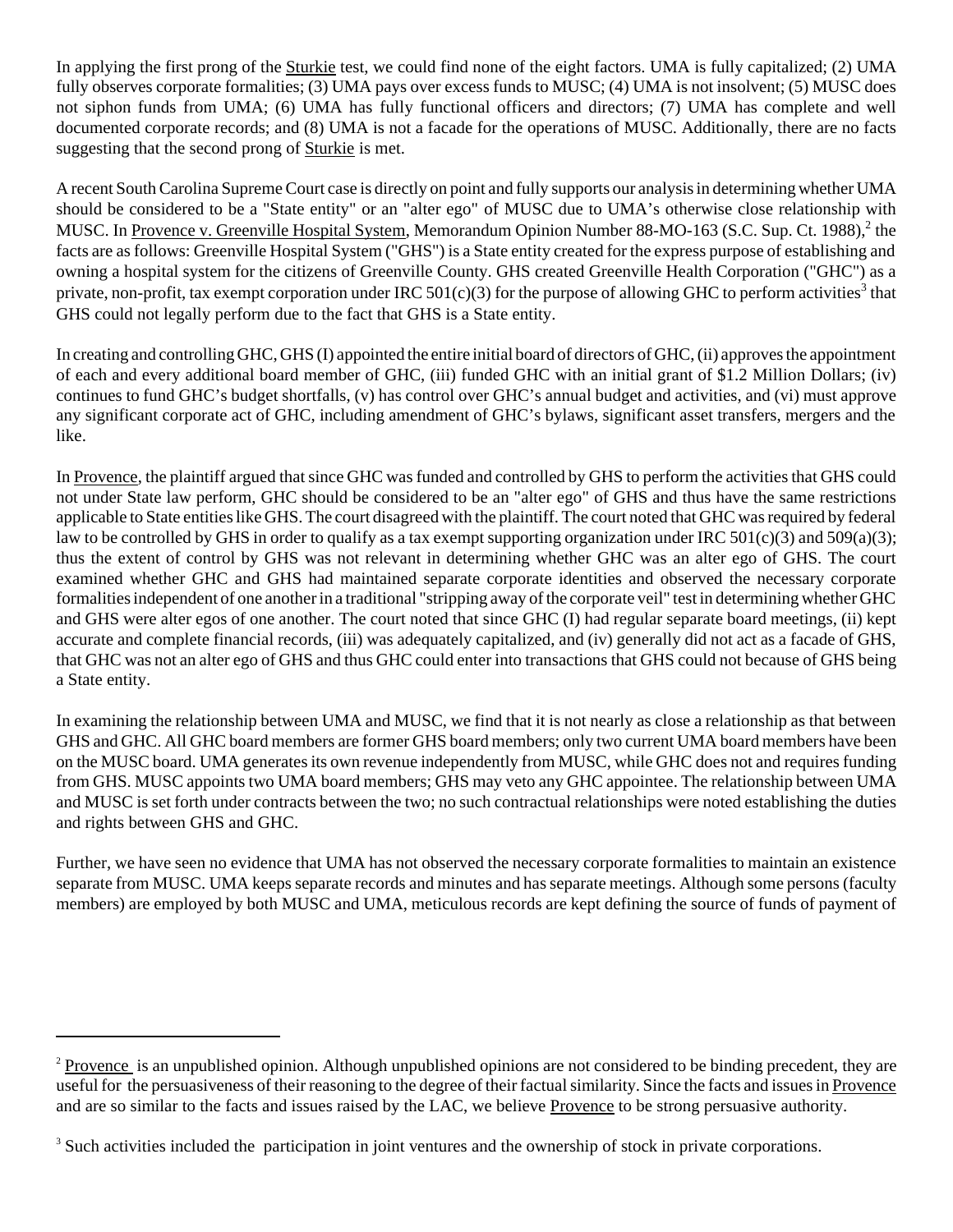In applying the first prong of the Sturkie test, we could find none of the eight factors. UMA is fully capitalized; (2) UMA fully observes corporate formalities; (3) UMA pays over excess funds to MUSC; (4) UMA is not insolvent; (5) MUSC does not siphon funds from UMA; (6) UMA has fully functional officers and directors; (7) UMA has complete and well documented corporate records; and (8) UMA is not a facade for the operations of MUSC. Additionally, there are no facts suggesting that the second prong of Sturkie is met.

A recent South Carolina Supreme Court case is directly on point and fully supports our analysis in determining whether UMA should be considered to be a "State entity" or an "alter ego" of MUSC due to UMA's otherwise close relationship with MUSC. In Provence v. Greenville Hospital System, Memorandum Opinion Number 88-MO-163 (S.C. Sup. Ct. 1988),[2] the facts are as follows: Greenville Hospital System ("GHS") is a State entity created for the express purpose of establishing and owning a hospital system for the citizens of Greenville County. GHS created Greenville Health Corporation ("GHC") as a private, non-profit, tax exempt corporation under IRC 501(c)(3) for the purpose of allowing GHC to perform activities[3] that GHS could not legally perform due to the fact that GHS is a State entity.

In creating and controlling GHC, GHS (I) appointed the entire initial board of directors of GHC, (ii) approves the appointment of each and every additional board member of GHC, (iii) funded GHC with an initial grant of $1.2 Million Dollars; (iv) continues to fund GHC's budget shortfalls, (v) has control over GHC's annual budget and activities, and (vi) must approve any significant corporate act of GHC, including amendment of GHC's bylaws, significant asset transfers, mergers and the like.

In Provence, the plaintiff argued that since GHC was funded and controlled by GHS to perform the activities that GHS could not under State law perform, GHC should be considered to be an "alter ego" of GHS and thus have the same restrictions applicable to State entities like GHS. The court disagreed with the plaintiff. The court noted that GHC was required by federal law to be controlled by GHS in order to qualify as a tax exempt supporting organization under IRC 501(c)(3) and 509(a)(3); thus the extent of control by GHS was not relevant in determining whether GHC was an alter ego of GHS. The court examined whether GHC and GHS had maintained separate corporate identities and observed the necessary corporate formalities independent of one another in a traditional "stripping away of the corporate veil" test in determining whether GHC and GHS were alter egos of one another. The court noted that since GHC (I) had regular separate board meetings, (ii) kept accurate and complete financial records, (iii) was adequately capitalized, and (iv) generally did not act as a facade of GHS, that GHC was not an alter ego of GHS and thus GHC could enter into transactions that GHS could not because of GHS being a State entity.

In examining the relationship between UMA and MUSC, we find that it is not nearly as close a relationship as that between GHS and GHC. All GHC board members are former GHS board members; only two current UMA board members have been on the MUSC board. UMA generates its own revenue independently from MUSC, while GHC does not and requires funding from GHS. MUSC appoints two UMA board members; GHS may veto any GHC appointee. The relationship between UMA and MUSC is set forth under contracts between the two; no such contractual relationships were noted establishing the duties and rights between GHS and GHC.

Further, we have seen no evidence that UMA has not observed the necessary corporate formalities to maintain an existence separate from MUSC. UMA keeps separate records and minutes and has separate meetings. Although some persons (faculty members) are employed by both MUSC and UMA, meticulous records are kept defining the source of funds of payment of

---

[2] Provence is an unpublished opinion. Although unpublished opinions are not considered to be binding precedent, they are useful for the persuasiveness of their reasoning to the degree of their factual similarity. Since the facts and issues in Provence and are so similar to the facts and issues raised by the LAC, we believe Provence to be strong persuasive authority.

[3] Such activities included the participation in joint ventures and the ownership of stock in private corporations.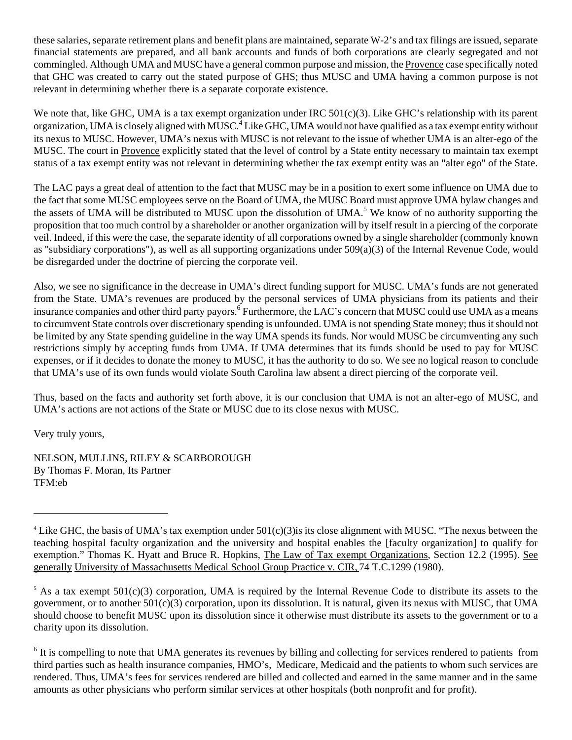these salaries, separate retirement plans and benefit plans are maintained, separate W-2's and tax filings are issued, separate financial statements are prepared, and all bank accounts and funds of both corporations are clearly segregated and not commingled. Although UMA and MUSC have a general common purpose and mission, the Provence case specifically noted that GHC was created to carry out the stated purpose of GHS; thus MUSC and UMA having a common purpose is not relevant in determining whether there is a separate corporate existence.

We note that, like GHC, UMA is a tax exempt organization under IRC 501(c)(3). Like GHC's relationship with its parent organization, UMA is closely aligned with MUSC.[4] Like GHC, UMA would not have qualified as a tax exempt entity without its nexus to MUSC. However, UMA's nexus with MUSC is not relevant to the issue of whether UMA is an alter-ego of the MUSC. The court in Provence explicitly stated that the level of control by a State entity necessary to maintain tax exempt status of a tax exempt entity was not relevant in determining whether the tax exempt entity was an "alter ego" of the State.

The LAC pays a great deal of attention to the fact that MUSC may be in a position to exert some influence on UMA due to the fact that some MUSC employees serve on the Board of UMA, the MUSC Board must approve UMA bylaw changes and the assets of UMA will be distributed to MUSC upon the dissolution of UMA.[5] We know of no authority supporting the proposition that too much control by a shareholder or another organization will by itself result in a piercing of the corporate veil. Indeed, if this were the case, the separate identity of all corporations owned by a single shareholder (commonly known as "subsidiary corporations"), as well as all supporting organizations under 509(a)(3) of the Internal Revenue Code, would be disregarded under the doctrine of piercing the corporate veil.

Also, we see no significance in the decrease in UMA's direct funding support for MUSC. UMA's funds are not generated from the State. UMA's revenues are produced by the personal services of UMA physicians from its patients and their insurance companies and other third party payors.[6] Furthermore, the LAC's concern that MUSC could use UMA as a means to circumvent State controls over discretionary spending is unfounded. UMA is not spending State money; thus it should not be limited by any State spending guideline in the way UMA spends its funds. Nor would MUSC be circumventing any such restrictions simply by accepting funds from UMA. If UMA determines that its funds should be used to pay for MUSC expenses, or if it decides to donate the money to MUSC, it has the authority to do so. We see no logical reason to conclude that UMA's use of its own funds would violate South Carolina law absent a direct piercing of the corporate veil.

Thus, based on the facts and authority set forth above, it is our conclusion that UMA is not an alter-ego of MUSC, and UMA's actions are not actions of the State or MUSC due to its close nexus with MUSC.

Very truly yours,

NELSON, MULLINS, RILEY & SCARBOROUGH
By Thomas F. Moran, Its Partner
TFM:eb

---

[4] Like GHC, the basis of UMA's tax exemption under 501(c)(3)is its close alignment with MUSC. "The nexus between the teaching hospital faculty organization and the university and hospital enables the [faculty organization] to qualify for exemption." Thomas K. Hyatt and Bruce R. Hopkins, The Law of Tax exempt Organizations, Section 12.2 (1995). See generally University of Massachusetts Medical School Group Practice v. CIR, 74 T.C.1299 (1980).

[5] As a tax exempt 501(c)(3) corporation, UMA is required by the Internal Revenue Code to distribute its assets to the government, or to another 501(c)(3) corporation, upon its dissolution. It is natural, given its nexus with MUSC, that UMA should choose to benefit MUSC upon its dissolution since it otherwise must distribute its assets to the government or to a charity upon its dissolution.

[6] It is compelling to note that UMA generates its revenues by billing and collecting for services rendered to patients from third parties such as health insurance companies, HMO's, Medicare, Medicaid and the patients to whom such services are rendered. Thus, UMA's fees for services rendered are billed and collected and earned in the same manner and in the same amounts as other physicians who perform similar services at other hospitals (both nonprofit and for profit).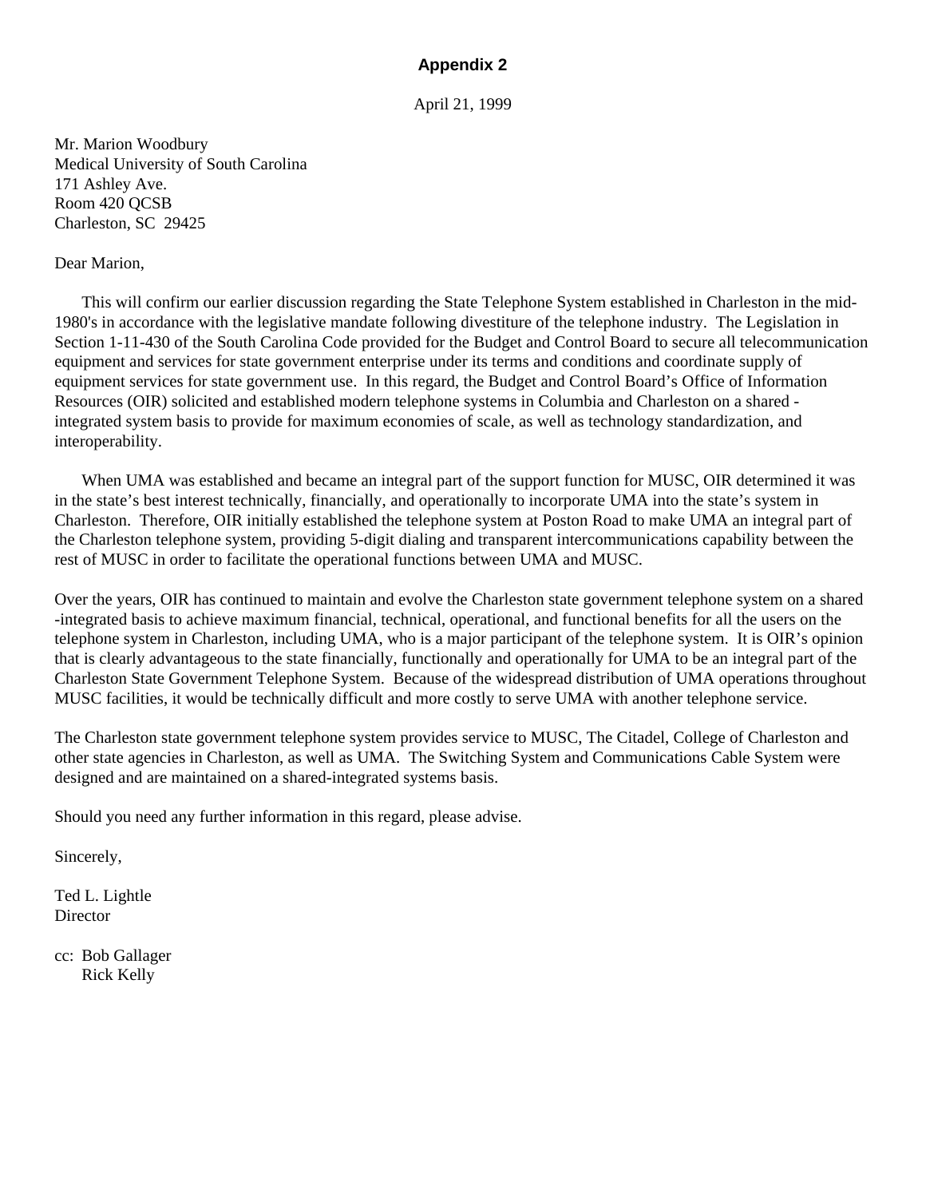## Appendix 2

April 21, 1999

Mr. Marion Woodbury
Medical University of South Carolina
171 Ashley Ave.
Room 420 QCSB
Charleston, SC 29425

Dear Marion,

This will confirm our earlier discussion regarding the State Telephone System established in Charleston in the mid-1980's in accordance with the legislative mandate following divestiture of the telephone industry. The Legislation in Section 1-11-430 of the South Carolina Code provided for the Budget and Control Board to secure all telecommunication equipment and services for state government enterprise under its terms and conditions and coordinate supply of equipment services for state government use. In this regard, the Budget and Control Board's Office of Information Resources (OIR) solicited and established modern telephone systems in Columbia and Charleston on a shared - integrated system basis to provide for maximum economies of scale, as well as technology standardization, and interoperability.

When UMA was established and became an integral part of the support function for MUSC, OIR determined it was in the state's best interest technically, financially, and operationally to incorporate UMA into the state's system in Charleston. Therefore, OIR initially established the telephone system at Poston Road to make UMA an integral part of the Charleston telephone system, providing 5-digit dialing and transparent intercommunications capability between the rest of MUSC in order to facilitate the operational functions between UMA and MUSC.

Over the years, OIR has continued to maintain and evolve the Charleston state government telephone system on a shared -integrated basis to achieve maximum financial, technical, operational, and functional benefits for all the users on the telephone system in Charleston, including UMA, who is a major participant of the telephone system. It is OIR's opinion that is clearly advantageous to the state financially, functionally and operationally for UMA to be an integral part of the Charleston State Government Telephone System. Because of the widespread distribution of UMA operations throughout MUSC facilities, it would be technically difficult and more costly to serve UMA with another telephone service.

The Charleston state government telephone system provides service to MUSC, The Citadel, College of Charleston and other state agencies in Charleston, as well as UMA. The Switching System and Communications Cable System were designed and are maintained on a shared-integrated systems basis.

Should you need any further information in this regard, please advise.

Sincerely,

Ted L. Lightle
Director

cc: Bob Gallager
Rick Kelly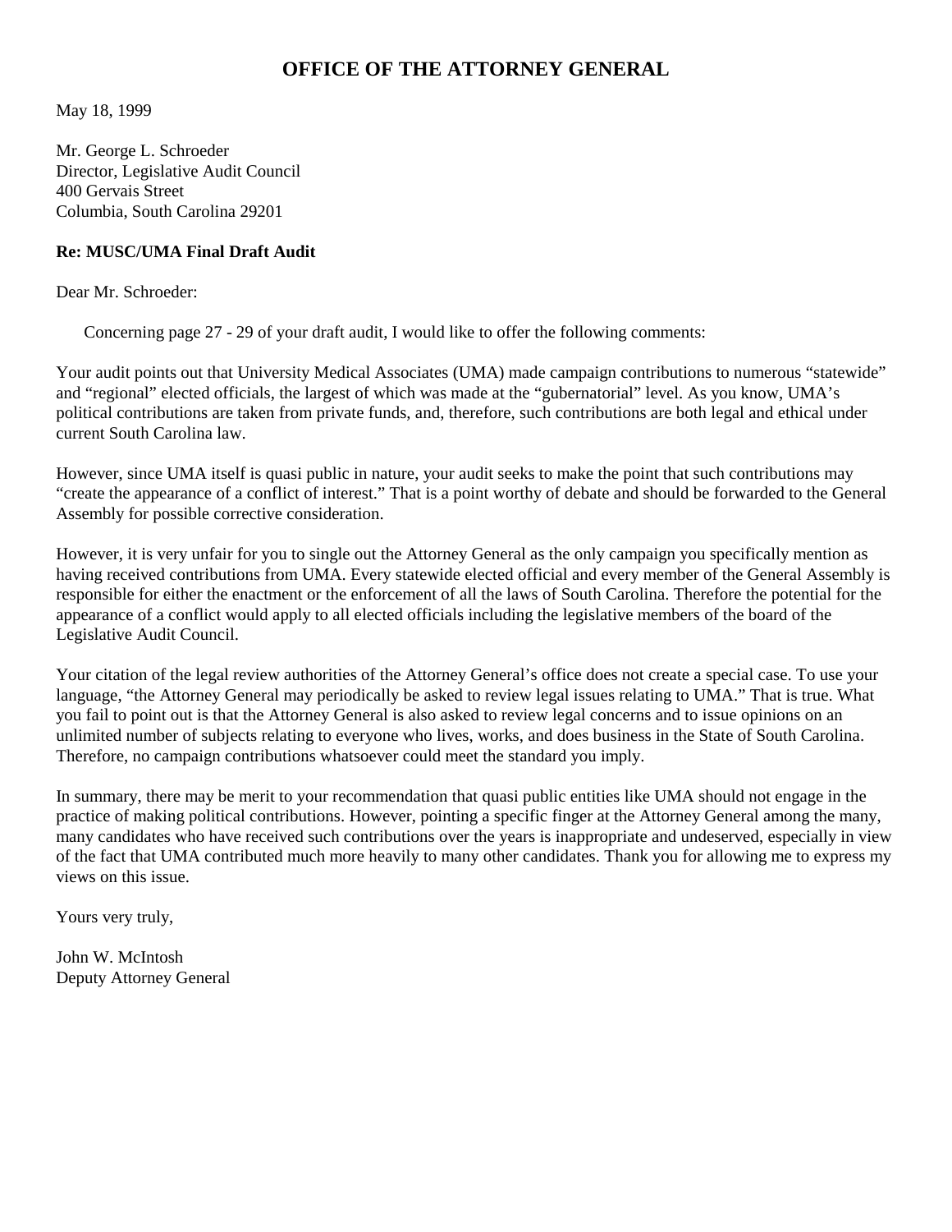## OFFICE OF THE ATTORNEY GENERAL

May 18, 1999

Mr. George L. Schroeder
Director, Legislative Audit Council
400 Gervais Street
Columbia, South Carolina 29201

**Re: MUSC/UMA Final Draft Audit**

Dear Mr. Schroeder:

Concerning page 27 - 29 of your draft audit, I would like to offer the following comments:

Your audit points out that University Medical Associates (UMA) made campaign contributions to numerous "statewide" and "regional" elected officials, the largest of which was made at the "gubernatorial" level. As you know, UMA's political contributions are taken from private funds, and, therefore, such contributions are both legal and ethical under current South Carolina law.

However, since UMA itself is quasi public in nature, your audit seeks to make the point that such contributions may "create the appearance of a conflict of interest." That is a point worthy of debate and should be forwarded to the General Assembly for possible corrective consideration.

However, it is very unfair for you to single out the Attorney General as the only campaign you specifically mention as having received contributions from UMA. Every statewide elected official and every member of the General Assembly is responsible for either the enactment or the enforcement of all the laws of South Carolina. Therefore the potential for the appearance of a conflict would apply to all elected officials including the legislative members of the board of the Legislative Audit Council.

Your citation of the legal review authorities of the Attorney General's office does not create a special case. To use your language, "the Attorney General may periodically be asked to review legal issues relating to UMA." That is true. What you fail to point out is that the Attorney General is also asked to review legal concerns and to issue opinions on an unlimited number of subjects relating to everyone who lives, works, and does business in the State of South Carolina. Therefore, no campaign contributions whatsoever could meet the standard you imply.

In summary, there may be merit to your recommendation that quasi public entities like UMA should not engage in the practice of making political contributions. However, pointing a specific finger at the Attorney General among the many, many candidates who have received such contributions over the years is inappropriate and undeserved, especially in view of the fact that UMA contributed much more heavily to many other candidates. Thank you for allowing me to express my views on this issue.

Yours very truly,

John W. McIntosh
Deputy Attorney General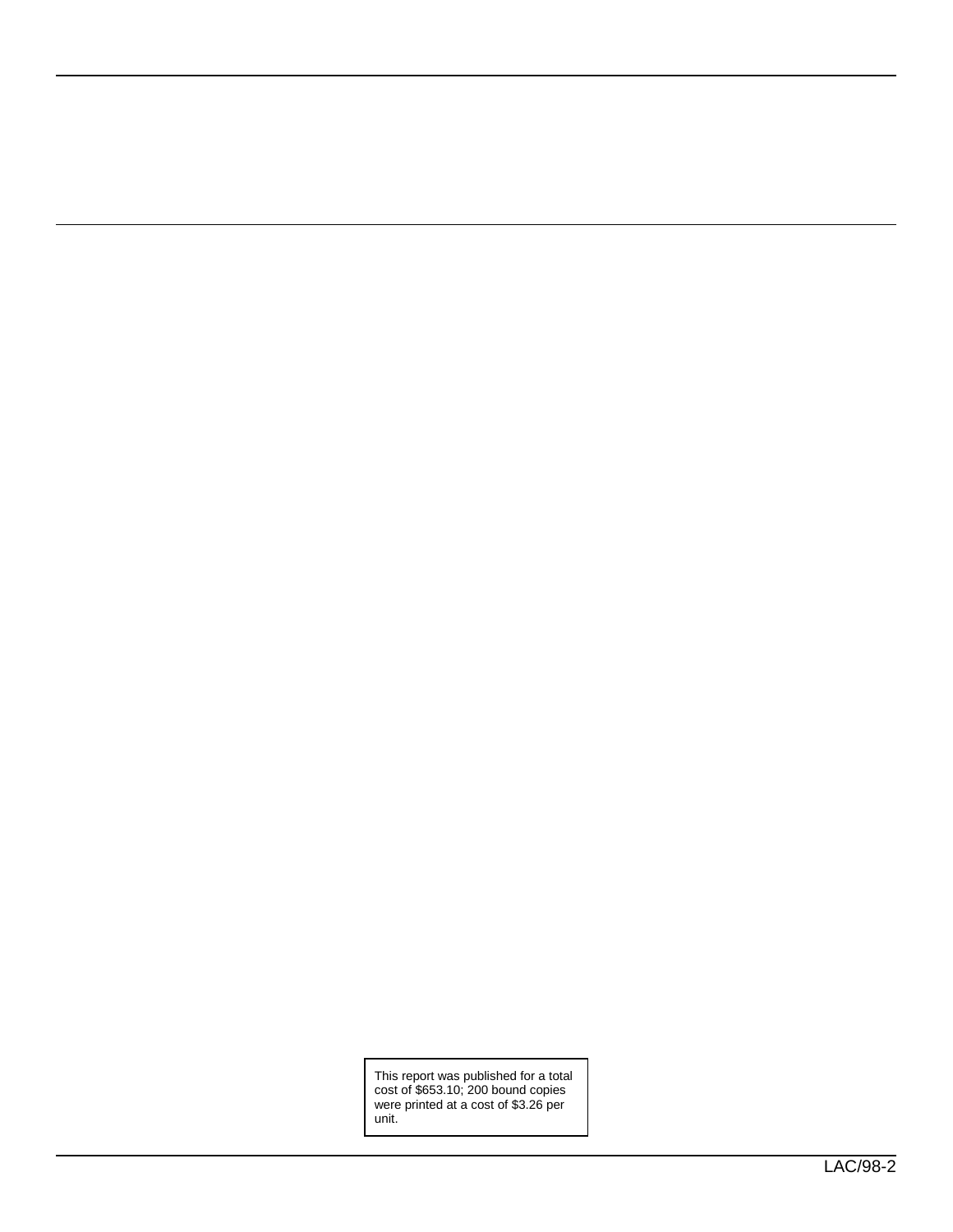This report was published for a total cost of $653.10; 200 bound copies were printed at a cost of $3.26 per unit.

LAC/98-2